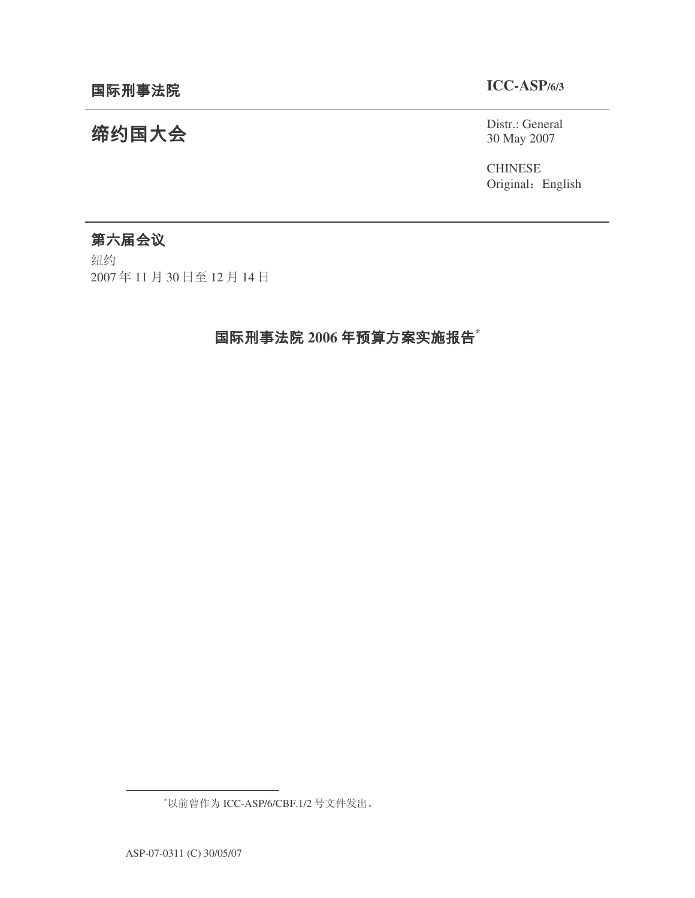国际刑事法院

**ICC-ASP/6/3**

# 缔约国大会

Distr.: General
30 May 2007

CHINESE
Original：English

## 第六届会议

纽约
2007 年 11 月 30 日至 12 月 14 日

# 国际刑事法院 2006 年预算方案实施报告*

---

*以前曾作为 ICC-ASP/6/CBF.1/2 号文件发出。

ASP-07-0311 (C) 30/05/07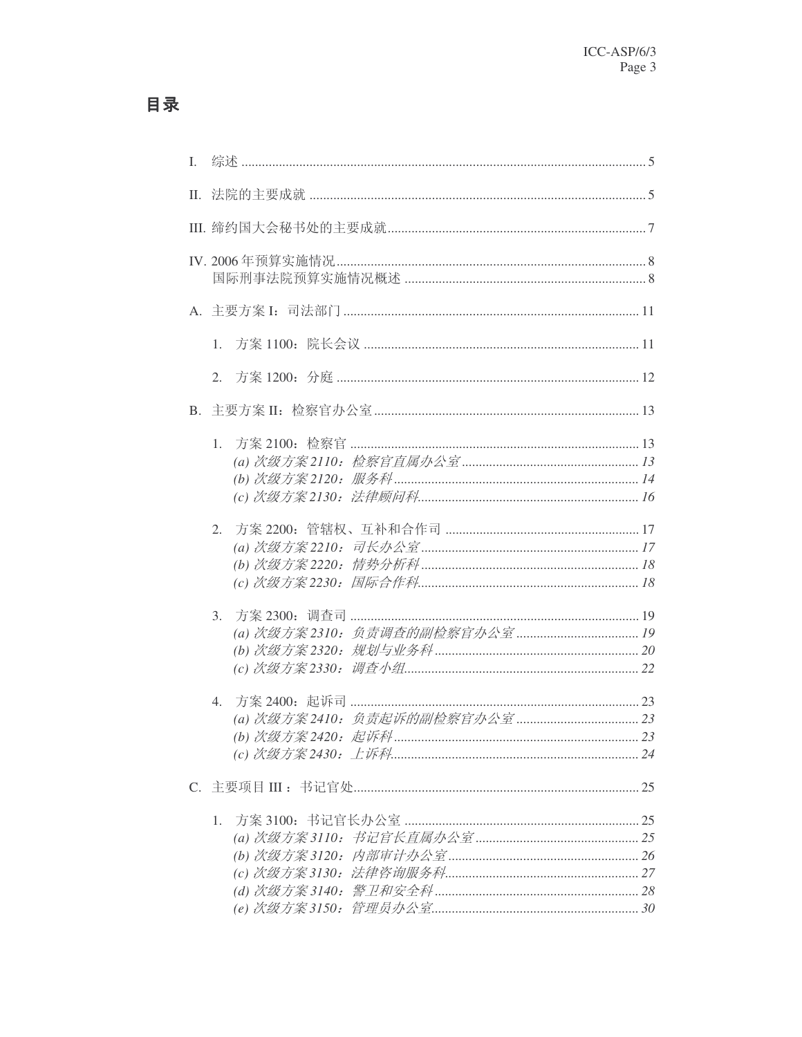# 目录

I. 综述 ..................................................................................................................... 5

II. 法院的主要成就 ..................................................................................................... 5

III. 缔约国大会秘书处的主要成就 ............................................................................... 7

IV. 2006 年预算实施情况 ............................................................................................. 8
国际刑事法院预算实施情况概述 ............................................................................... 8

A. 主要方案 I：司法部门 ........................................................................................... 11

1. 方案 1100：院长会议 ........................................................................................ 11

2. 方案 1200：分庭 ................................................................................................ 12

B. 主要方案 II：检察官办公室 .................................................................................. 13

1. 方案 2100：检察官 ............................................................................................ 13
*(a) 次级方案 2110：检察官直属办公室* ................................................................ *13*
*(b) 次级方案 2120：服务科* .................................................................................. *14*
*(c) 次级方案 2130：法律顾问科* ........................................................................... *16*

2. 方案 2200：管辖权、互补和合作司 ................................................................... 17
*(a) 次级方案 2210：司长办公室* ........................................................................... *17*
*(b) 次级方案 2220：情势分析科* ........................................................................... *18*
*(c) 次级方案 2230：国际合作科* ........................................................................... *18*

3. 方案 2300：调查司 ............................................................................................ 19
*(a) 次级方案 2310：负责调查的副检察官办公室* .................................................. *19*
*(b) 次级方案 2320：规划与业务科* ....................................................................... *20*
*(c) 次级方案 2330：调查小组* ............................................................................... *22*

4. 方案 2400：起诉司 ............................................................................................ 23
*(a) 次级方案 2410：负责起诉的副检察官办公室* .................................................. *23*
*(b) 次级方案 2420：起诉科* .................................................................................. *23*
*(c) 次级方案 2430：上诉科* .................................................................................. *24*

C. 主要项目 III ：书记官处 ........................................................................................ 25

1. 方案 3100：书记官长办公室 .............................................................................. 25
*(a) 次级方案 3110：书记官长直属办公室* ............................................................. *25*
*(b) 次级方案 3120：内部审计办公室* .................................................................... *26*
*(c) 次级方案 3130：法律咨询服务科* .................................................................... *27*
*(d) 次级方案 3140：警卫和安全科* ....................................................................... *28*
*(e) 次级方案 3150：管理员办公室* ........................................................................ *30*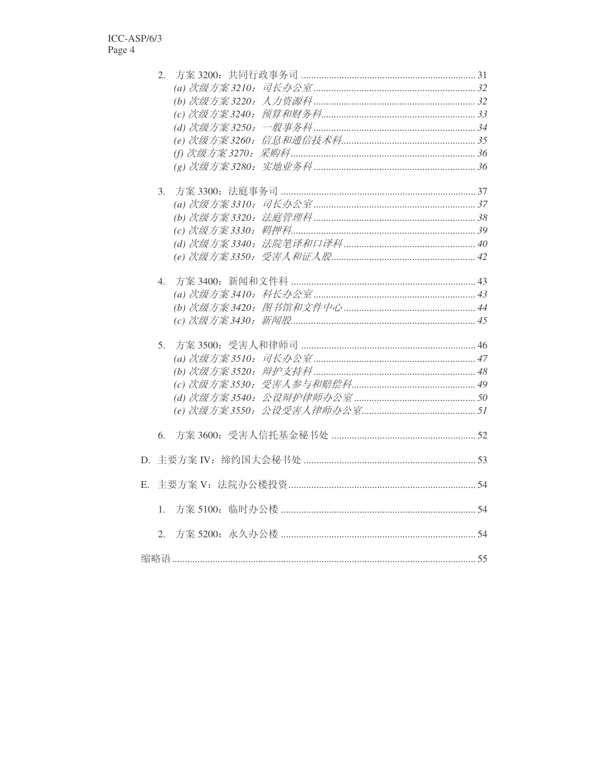2. 方案 3200：共同行政事务司 ..................................................................... 31
   *(a) 次级方案 3210：司长办公室* ............................................................. *32*
   *(b) 次级方案 3220：人力资源科* ............................................................. *32*
   *(c) 次级方案 3240：预算和财务科* ......................................................... *33*
   *(d) 次级方案 3250：一般事务科* ............................................................. *34*
   *(e) 次级方案 3260：信息和通信技术科* ................................................... *35*
   *(f) 次级方案 3270：采购科* ..................................................................... *36*
   *(g) 次级方案 3280：实地业务科* ............................................................. *36*

3. 方案 3300：法庭事务司 ............................................................................. 37
   *(a) 次级方案 3310：司长办公室* ............................................................. *37*
   *(b) 次级方案 3320：法庭管理科* ............................................................. *38*
   *(c) 次级方案 3330：羁押科* ..................................................................... *39*
   *(d) 次级方案 3340：法院笔译和口译科* ................................................... *40*
   *(e) 次级方案 3350：受害人和证人股* ....................................................... *42*

4. 方案 3400：新闻和文件科 ......................................................................... 43
   *(a) 次级方案 3410：科长办公室* ............................................................. *43*
   *(b) 次级方案 3420：图书馆和文件中心* ................................................... *44*
   *(c) 次级方案 3430：新闻股* ..................................................................... *45*

5. 方案 3500：受害人和律师司 ..................................................................... 46
   *(a) 次级方案 3510：司长办公室* ............................................................. *47*
   *(b) 次级方案 3520：辩护支持科* ............................................................. *48*
   *(c) 次级方案 3530：受害人参与和赔偿科* ............................................... *49*
   *(d) 次级方案 3540：公设辩护律师办公室* ............................................... *50*
   *(e) 次级方案 3550：公设受害人律师办公室* ........................................... *51*

6. 方案 3600：受害人信托基金秘书处 ......................................................... 52

D. 主要方案 IV：缔约国大会秘书处 ................................................................ 53

E. 主要方案 V：法院办公楼投资 ...................................................................... 54

1. 方案 5100：临时办公楼 ............................................................................. 54

2. 方案 5200：永久办公楼 ............................................................................. 54

缩略语 ................................................................................................................. 55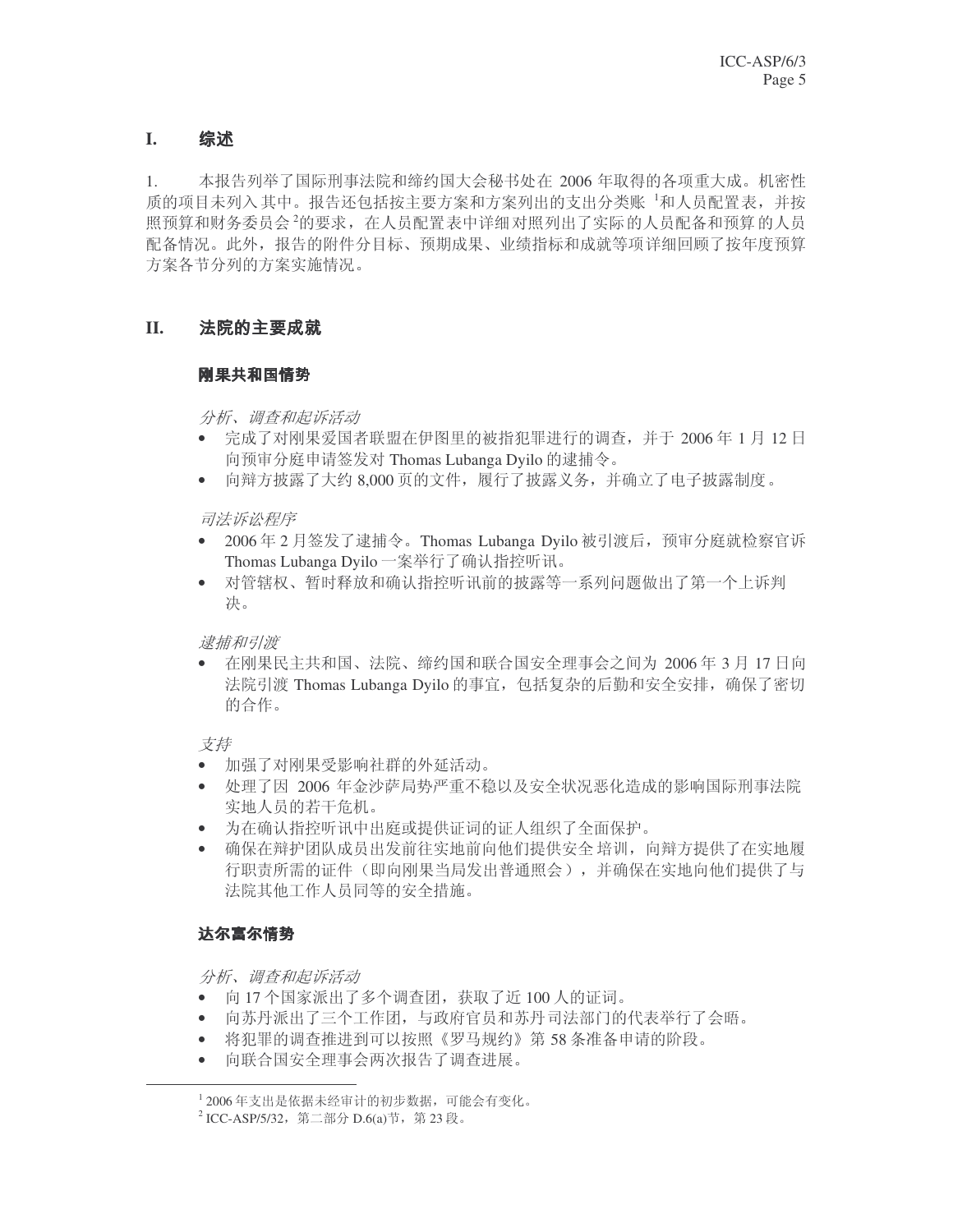# I. 综述

1. 本报告列举了国际刑事法院和缔约国大会秘书处在 2006 年取得的各项重大成。机密性质的项目未列入其中。报告还包括按主要方案和方案列出的支出分类账 [1]和人员配置表，并按照预算和财务委员会 [2]的要求，在人员配置表中详细对照列出了实际的人员配备和预算的人员配备情况。此外，报告的附件分目标、预期成果、业绩指标和成就等项详细回顾了按年度预算方案各节分列的方案实施情况。

# II. 法院的主要成就

### 刚果共和国情势

*分析、调查和起诉活动*

- 完成了对刚果爱国者联盟在伊图里的被指犯罪进行的调查，并于 2006 年 1 月 12 日向预审分庭申请签发对 Thomas Lubanga Dyilo 的逮捕令。
- 向辩方披露了大约 8,000 页的文件，履行了披露义务，并确立了电子披露制度。

*司法诉讼程序*

- 2006 年 2 月签发了逮捕令。Thomas Lubanga Dyilo 被引渡后，预审分庭就检察官诉 Thomas Lubanga Dyilo 一案举行了确认指控听讯。
- 对管辖权、暂时释放和确认指控听讯前的披露等一系列问题做出了第一个上诉判决。

*逮捕和引渡*

- 在刚果民主共和国、法院、缔约国和联合国安全理事会之间为 2006 年 3 月 17 日向法院引渡 Thomas Lubanga Dyilo 的事宜，包括复杂的后勤和安全安排，确保了密切的合作。

*支持*

- 加强了对刚果受影响社群的外延活动。
- 处理了因 2006 年金沙萨局势严重不稳以及安全状况恶化造成的影响国际刑事法院实地人员的若干危机。
- 为在确认指控听讯中出庭或提供证词的证人组织了全面保护。
- 确保在辩护团队成员出发前往实地前向他们提供安全培训，向辩方提供了在实地履行职责所需的证件（即向刚果当局发出普通照会），并确保在实地向他们提供了与法院其他工作人员同等的安全措施。

### 达尔富尔情势

*分析、调查和起诉活动*

- 向 17 个国家派出了多个调查团，获取了近 100 人的证词。
- 向苏丹派出了三个工作团，与政府官员和苏丹司法部门的代表举行了会晤。
- 将犯罪的调查推进到可以按照《罗马规约》第 58 条准备申请的阶段。
- 向联合国安全理事会两次报告了调查进展。

---

[1] 2006 年支出是依据未经审计的初步数据，可能会有变化。

[2] ICC-ASP/5/32，第二部分 D.6(a)节，第 23 段。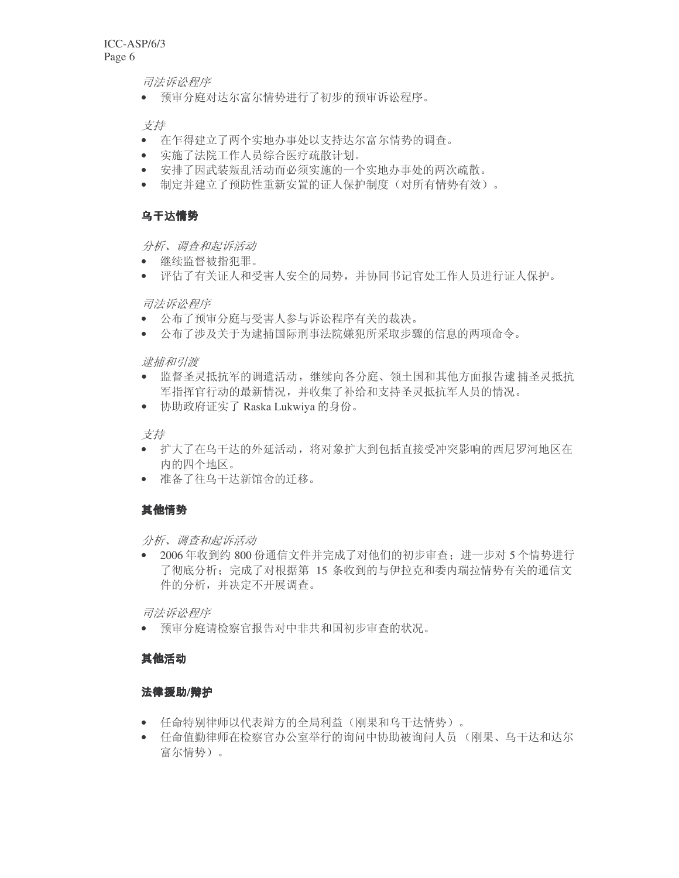*司法诉讼程序*

- 预审分庭对达尔富尔情势进行了初步的预审诉讼程序。

*支持*

- 在乍得建立了两个实地办事处以支持达尔富尔情势的调查。
- 实施了法院工作人员综合医疗疏散计划。
- 安排了因武装叛乱活动而必须实施的一个实地办事处的两次疏散。
- 制定并建立了预防性重新安置的证人保护制度（对所有情势有效）。

**乌干达情势**

*分析、调查和起诉活动*

- 继续监督被指犯罪。
- 评估了有关证人和受害人安全的局势，并协同书记官处工作人员进行证人保护。

*司法诉讼程序*

- 公布了预审分庭与受害人参与诉讼程序有关的裁决。
- 公布了涉及关于为逮捕国际刑事法院嫌犯所采取步骤的信息的两项命令。

*逮捕和引渡*

- 监督圣灵抵抗军的调遣活动，继续向各分庭、领土国和其他方面报告逮捕圣灵抵抗军指挥官行动的最新情况，并收集了补给和支持圣灵抵抗军人员的情况。
- 协助政府证实了 Raska Lukwiya 的身份。

*支持*

- 扩大了在乌干达的外延活动，将对象扩大到包括直接受冲突影响的西尼罗河地区在内的四个地区。
- 准备了往乌干达新馆舍的迁移。

**其他情势**

*分析、调查和起诉活动*

- 2006 年收到约 800 份通信文件并完成了对他们的初步审查；进一步对 5 个情势进行了彻底分析；完成了对根据第 15 条收到的与伊拉克和委内瑞拉情势有关的通信文件的分析，并决定不开展调查。

*司法诉讼程序*

- 预审分庭请检察官报告对中非共和国初步审查的状况。

**其他活动**

**法律援助/辩护**

- 任命特别律师以代表辩方的全局利益（刚果和乌干达情势）。
- 任命值勤律师在检察官办公室举行的询问中协助被询问人员（刚果、乌干达和达尔富尔情势）。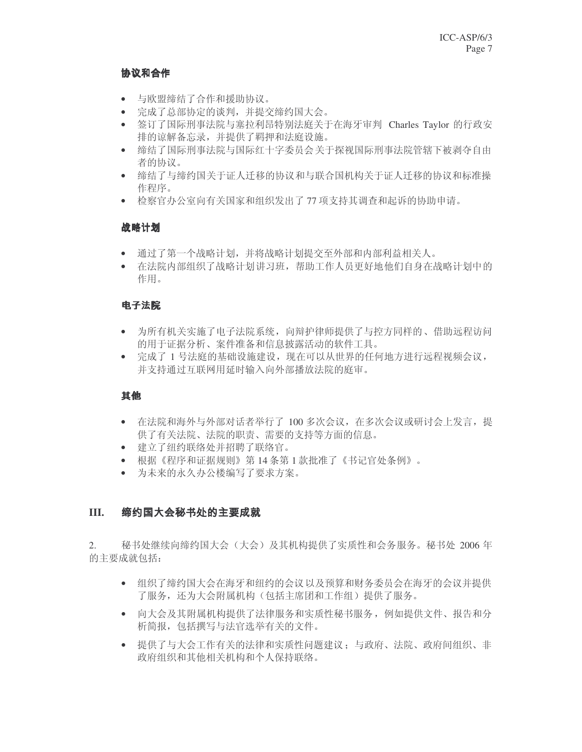**协议和合作**

- 与欧盟缔结了合作和援助协议。
- 完成了总部协定的谈判，并提交缔约国大会。
- 签订了国际刑事法院与塞拉利昂特别法庭关于在海牙审判 Charles Taylor 的行政安排的谅解备忘录，并提供了羁押和法庭设施。
- 缔结了国际刑事法院与国际红十字委员会关于探视国际刑事法院管辖下被剥夺自由者的协议。
- 缔结了与缔约国关于证人迁移的协议和与联合国机构关于证人迁移的协议和标准操作程序。
- 检察官办公室向有关国家和组织发出了 77 项支持其调查和起诉的协助申请。

**战略计划**

- 通过了第一个战略计划，并将战略计划提交至外部和内部利益相关人。
- 在法院内部组织了战略计划讲习班，帮助工作人员更好地他们自身在战略计划中的作用。

**电子法院**

- 为所有机关实施了电子法院系统，向辩护律师提供了与控方同样的、借助远程访问的用于证据分析、案件准备和信息披露活动的软件工具。
- 完成了 1 号法庭的基础设施建设，现在可以从世界的任何地方进行远程视频会议，并支持通过互联网用延时输入向外部播放法院的庭审。

**其他**

- 在法院和海外与外部对话者举行了 100 多次会议，在多次会议或研讨会上发言，提供了有关法院、法院的职责、需要的支持等方面的信息。
- 建立了纽约联络处并招聘了联络官。
- 根据《程序和证据规则》第 14 条第 1 款批准了《书记官处条例》。
- 为未来的永久办公楼编写了要求方案。

## III. 缔约国大会秘书处的主要成就

2. 秘书处继续向缔约国大会（大会）及其机构提供了实质性和会务服务。秘书处 2006 年的主要成就包括：

- 组织了缔约国大会在海牙和纽约的会议以及预算和财务委员会在海牙的会议并提供了服务，还为大会附属机构（包括主席团和工作组）提供了服务。
- 向大会及其附属机构提供了法律服务和实质性秘书服务，例如提供文件、报告和分析简报，包括撰写与法官选举有关的文件。
- 提供了与大会工作有关的法律和实质性问题建议；与政府、法院、政府间组织、非政府组织和其他相关机构和个人保持联络。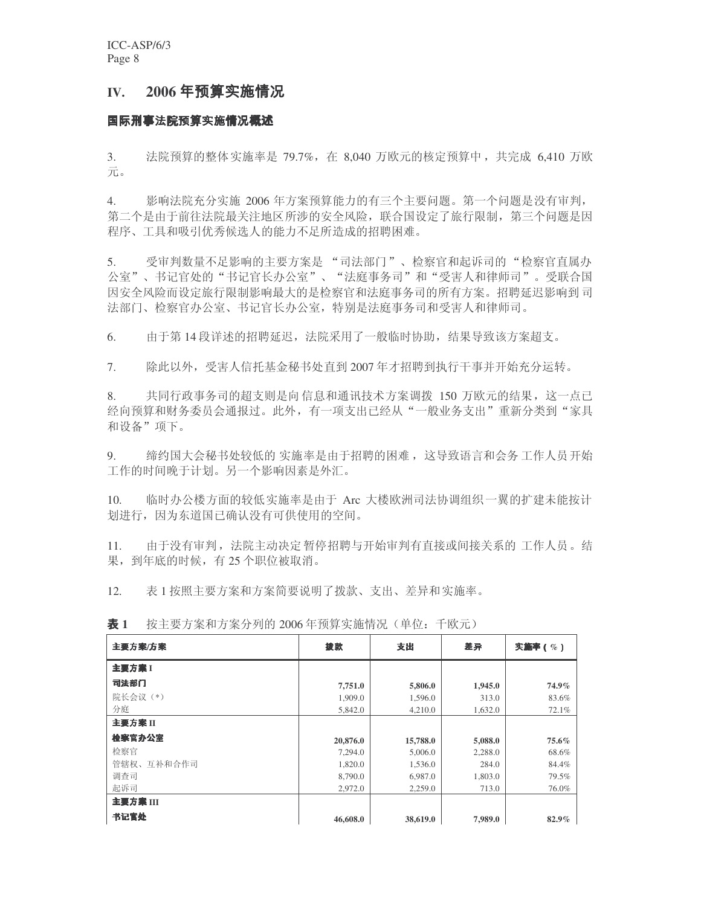## IV. 2006 年预算实施情况

### 国际刑事法院预算实施情况概述

3. 法院预算的整体实施率是 79.7%，在 8,040 万欧元的核定预算中，共完成 6,410 万欧元。

4. 影响法院充分实施 2006 年方案预算能力的有三个主要问题。第一个问题是没有审判，第二个是由于前往法院最关注地区所涉的安全风险，联合国设定了旅行限制，第三个问题是因程序、工具和吸引优秀候选人的能力不足所造成的招聘困难。

5. 受审判数量不足影响的主要方案是 "司法部门"、检察官和起诉司的 "检察官直属办公室"、书记官处的"书记官长办公室"、"法庭事务司"和"受害人和律师司"。受联合国因安全风险而设定旅行限制影响最大的是检察官和法庭事务司的所有方案。招聘延迟影响到司法部门、检察官办公室、书记官长办公室，特别是法庭事务司和受害人和律师司。

6. 由于第 14 段详述的招聘延迟，法院采用了一般临时协助，结果导致该方案超支。

7. 除此以外，受害人信托基金秘书处直到 2007 年才招聘到执行干事并开始充分运转。

8. 共同行政事务司的超支则是向信息和通讯技术方案调拨 150 万欧元的结果，这一点已经向预算和财务委员会通报过。此外，有一项支出已经从"一般业务支出"重新分类到"家具和设备"项下。

9. 缔约国大会秘书处较低的实施率是由于招聘的困难，这导致语言和会务工作人员开始工作的时间晚于计划。另一个影响因素是外汇。

10. 临时办公楼方面的较低实施率是由于 Arc 大楼欧洲司法协调组织一翼的扩建未能按计划进行，因为东道国已确认没有可供使用的空间。

11. 由于没有审判，法院主动决定暂停招聘与开始审判有直接或间接关系的工作人员。结果，到年底的时候，有 25 个职位被取消。

12. 表 1 按照主要方案和方案简要说明了拨款、支出、差异和实施率。

**表 1** 按主要方案和方案分列的 2006 年预算实施情况（单位：千欧元）

| 主要方案/方案 | 拨款 | 支出 | 差异 | 实施率（%） |
|---|---|---|---|---|
| **主要方案 I** | | | | |
| **司法部门** | **7,751.0** | **5,806.0** | **1,945.0** | **74.9%** |
| 院长会议（*） | 1,909.0 | 1,596.0 | 313.0 | 83.6% |
| 分庭 | 5,842.0 | 4,210.0 | 1,632.0 | 72.1% |
| **主要方案 II** | | | | |
| **检察官办公室** | **20,876.0** | **15,788.0** | **5,088.0** | **75.6%** |
| 检察官 | 7,294.0 | 5,006.0 | 2,288.0 | 68.6% |
| 管辖权、互补和合作司 | 1,820.0 | 1,536.0 | 284.0 | 84.4% |
| 调查司 | 8,790.0 | 6,987.0 | 1,803.0 | 79.5% |
| 起诉司 | 2,972.0 | 2,259.0 | 713.0 | 76.0% |
| **主要方案 III** | | | | |
| **书记官处** | **46,608.0** | **38,619.0** | **7,989.0** | **82.9%** |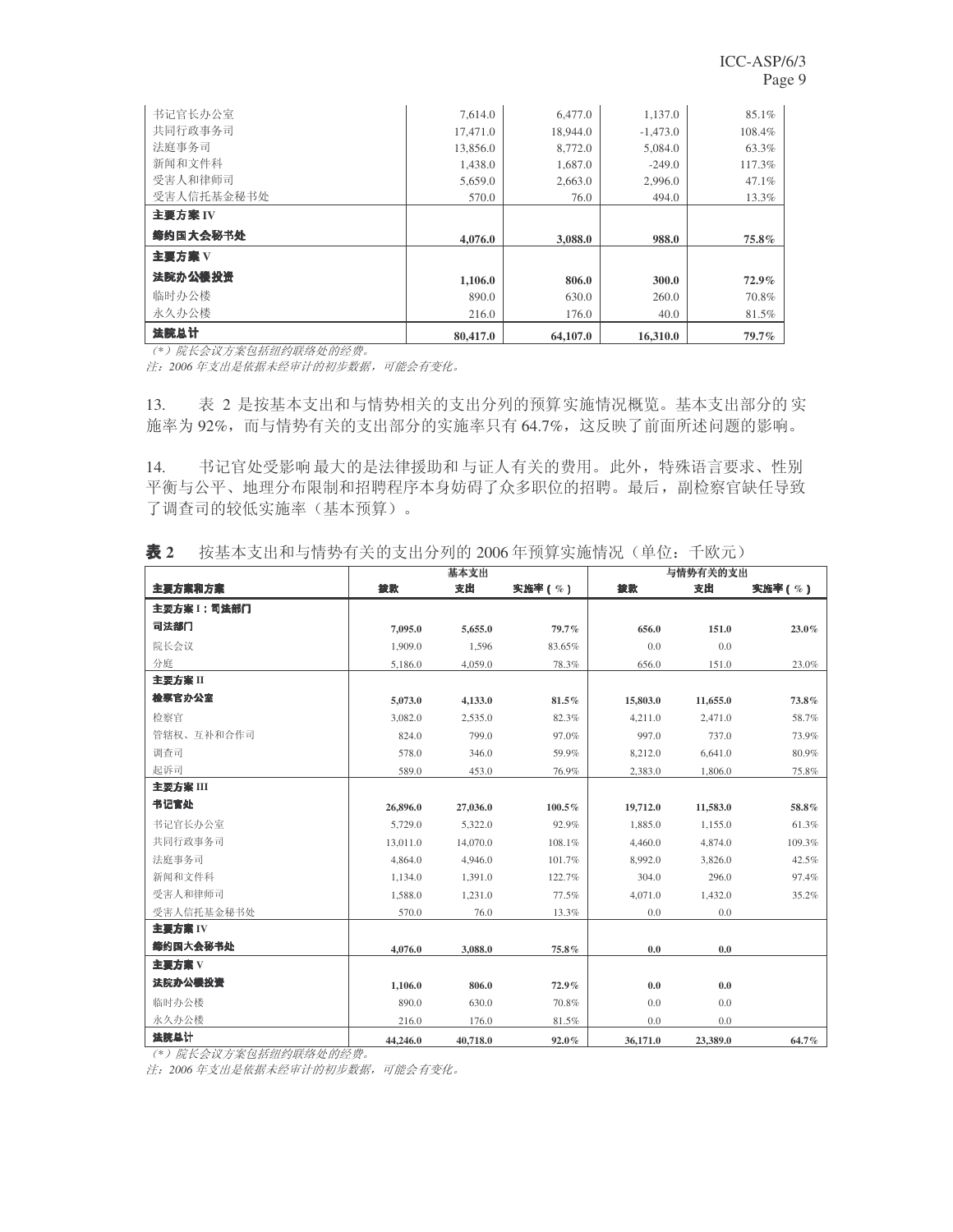| | | | | |
|---|---|---|---|---|
| 书记官长办公室 | 7,614.0 | 6,477.0 | 1,137.0 | 85.1% |
| 共同行政事务司 | 17,471.0 | 18,944.0 | -1,473.0 | 108.4% |
| 法庭事务司 | 13,856.0 | 8,772.0 | 5,084.0 | 63.3% |
| 新闻和文件科 | 1,438.0 | 1,687.0 | -249.0 | 117.3% |
| 受害人和律师司 | 5,659.0 | 2,663.0 | 2,996.0 | 47.1% |
| 受害人信托基金秘书处 | 570.0 | 76.0 | 494.0 | 13.3% |
| **主要方案 IV** | | | | |
| **缔约国大会秘书处** | **4,076.0** | **3,088.0** | **988.0** | **75.8%** |
| **主要方案 V** | | | | |
| **法院办公楼投资** | **1,106.0** | **806.0** | **300.0** | **72.9%** |
| 临时办公楼 | 890.0 | 630.0 | 260.0 | 70.8% |
| 永久办公楼 | 216.0 | 176.0 | 40.0 | 81.5% |
| **法院总计** | **80,417.0** | **64,107.0** | **16,310.0** | **79.7%** |

*(*) 院长会议方案包括纽约联络处的经费。*

*注：2006 年支出是依据未经审计的初步数据，可能会有变化。*

13. 表 2 是按基本支出和与情势相关的支出分列的预算实施情况概览。基本支出部分的实施率为 92%，而与情势有关的支出部分的实施率只有 64.7%，这反映了前面所述问题的影响。

14. 书记官处受影响最大的是法律援助和与证人有关的费用。此外，特殊语言要求、性别平衡与公平、地理分布限制和招聘程序本身妨碍了众多职位的招聘。最后，副检察官缺任导致了调查司的较低实施率（基本预算）。

**表 2** 按基本支出和与情势有关的支出分列的 2006 年预算实施情况（单位：千欧元）

| | 基本支出 | | | 与情势有关的支出 | | |
|---|---|---|---|---|---|---|
| **主要方案和方案** | **拨款** | **支出** | **实施率（%）** | **拨款** | **支出** | **实施率（%）** |
| **主要方案 I：司法部门** | | | | | | |
| **司法部门** | **7,095.0** | **5,655.0** | **79.7%** | **656.0** | **151.0** | **23.0%** |
| 院长会议 | 1,909.0 | 1,596 | 83.65% | 0.0 | 0.0 | |
| 分庭 | 5,186.0 | 4,059.0 | 78.3% | 656.0 | 151.0 | 23.0% |
| **主要方案 II** | | | | | | |
| **检察官办公室** | **5,073.0** | **4,133.0** | **81.5%** | **15,803.0** | **11,655.0** | **73.8%** |
| 检察官 | 3,082.0 | 2,535.0 | 82.3% | 4,211.0 | 2,471.0 | 58.7% |
| 管辖权、互补和合作司 | 824.0 | 799.0 | 97.0% | 997.0 | 737.0 | 73.9% |
| 调查司 | 578.0 | 346.0 | 59.9% | 8,212.0 | 6,641.0 | 80.9% |
| 起诉司 | 589.0 | 453.0 | 76.9% | 2,383.0 | 1,806.0 | 75.8% |
| **主要方案 III** | | | | | | |
| **书记官处** | **26,896.0** | **27,036.0** | **100.5%** | **19,712.0** | **11,583.0** | **58.8%** |
| 书记官长办公室 | 5,729.0 | 5,322.0 | 92.9% | 1,885.0 | 1,155.0 | 61.3% |
| 共同行政事务司 | 13,011.0 | 14,070.0 | 108.1% | 4,460.0 | 4,874.0 | 109.3% |
| 法庭事务司 | 4,864.0 | 4,946.0 | 101.7% | 8,992.0 | 3,826.0 | 42.5% |
| 新闻和文件科 | 1,134.0 | 1,391.0 | 122.7% | 304.0 | 296.0 | 97.4% |
| 受害人和律师司 | 1,588.0 | 1,231.0 | 77.5% | 4,071.0 | 1,432.0 | 35.2% |
| 受害人信托基金秘书处 | 570.0 | 76.0 | 13.3% | 0.0 | 0.0 | |
| **主要方案 IV** | | | | | | |
| **缔约国大会秘书处** | **4,076.0** | **3,088.0** | **75.8%** | **0.0** | **0.0** | |
| **主要方案 V** | | | | | | |
| **法院办公楼投资** | **1,106.0** | **806.0** | **72.9%** | **0.0** | **0.0** | |
| 临时办公楼 | 890.0 | 630.0 | 70.8% | 0.0 | 0.0 | |
| 永久办公楼 | 216.0 | 176.0 | 81.5% | 0.0 | 0.0 | |
| **法院总计** | **44,246.0** | **40,718.0** | **92.0%** | **36,171.0** | **23,389.0** | **64.7%** |

*(*) 院长会议方案包括纽约联络处的经费。*

*注：2006 年支出是依据未经审计的初步数据，可能会有变化。*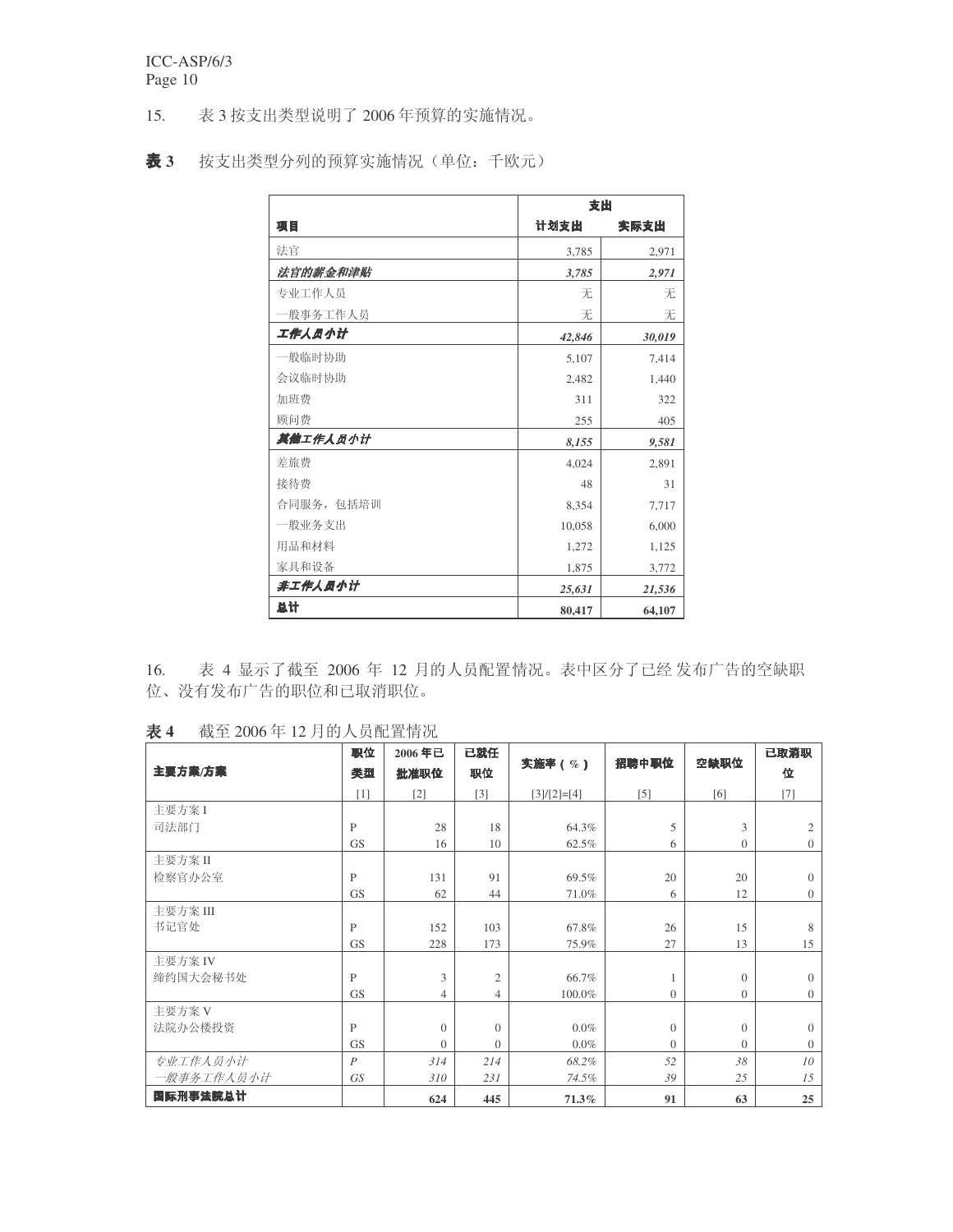15. 表 3 按支出类型说明了 2006 年预算的实施情况。

**表 3** 按支出类型分列的预算实施情况（单位：千欧元）

| 项目 | 支出 | |
|---|---|---|
| | 计划支出 | 实际支出 |
| 法官 | 3,785 | 2,971 |
| ***法官的薪金和津贴*** | ***3,785*** | ***2,971*** |
| 专业工作人员 | 无 | 无 |
| 一般事务工作人员 | 无 | 无 |
| ***工作人员小计*** | ***42,846*** | ***30,019*** |
| 一般临时协助 | 5,107 | 7,414 |
| 会议临时协助 | 2,482 | 1,440 |
| 加班费 | 311 | 322 |
| 顾问费 | 255 | 405 |
| ***其他工作人员小计*** | ***8,155*** | ***9,581*** |
| 差旅费 | 4,024 | 2,891 |
| 接待费 | 48 | 31 |
| 合同服务，包括培训 | 8,354 | 7,717 |
| 一般业务支出 | 10,058 | 6,000 |
| 用品和材料 | 1,272 | 1,125 |
| 家具和设备 | 1,875 | 3,772 |
| ***非工作人员小计*** | ***25,631*** | ***21,536*** |
| **总计** | **80,417** | **64,107** |

16. 表 4 显示了截至 2006 年 12 月的人员配置情况。表中区分了已经发布广告的空缺职位、没有发布广告的职位和已取消职位。

**表 4** 截至 2006 年 12 月的人员配置情况

| 主要方案/方案 | 职位类型 | 2006 年已批准职位 | 已就任职位 | 实施率（%） | 招聘中职位 | 空缺职位 | 已取消职位 |
|---|---|---|---|---|---|---|---|
| | [1] | [2] | [3] | [3]/[2]=[4] | [5] | [6] | [7] |
| 主要方案 I | | | | | | | |
| 司法部门 | P | 28 | 18 | 64.3% | 5 | 3 | 2 |
| | GS | 16 | 10 | 62.5% | 6 | 0 | 0 |
| 主要方案 II | | | | | | | |
| 检察官办公室 | P | 131 | 91 | 69.5% | 20 | 20 | 0 |
| | GS | 62 | 44 | 71.0% | 6 | 12 | 0 |
| 主要方案 III | | | | | | | |
| 书记官处 | P | 152 | 103 | 67.8% | 26 | 15 | 8 |
| | GS | 228 | 173 | 75.9% | 27 | 13 | 15 |
| 主要方案 IV | | | | | | | |
| 缔约国大会秘书处 | P | 3 | 2 | 66.7% | 1 | 0 | 0 |
| | GS | 4 | 4 | 100.0% | 0 | 0 | 0 |
| 主要方案 V | | | | | | | |
| 法院办公楼投资 | P | 0 | 0 | 0.0% | 0 | 0 | 0 |
| | GS | 0 | 0 | 0.0% | 0 | 0 | 0 |
| *专业工作人员小计* | *P* | *314* | *214* | *68.2%* | *52* | *38* | *10* |
| *一般事务工作人员小计* | *GS* | *310* | *231* | *74.5%* | *39* | *25* | *15* |
| **国际刑事法院总计** | | **624** | **445** | **71.3%** | **91** | **63** | **25** |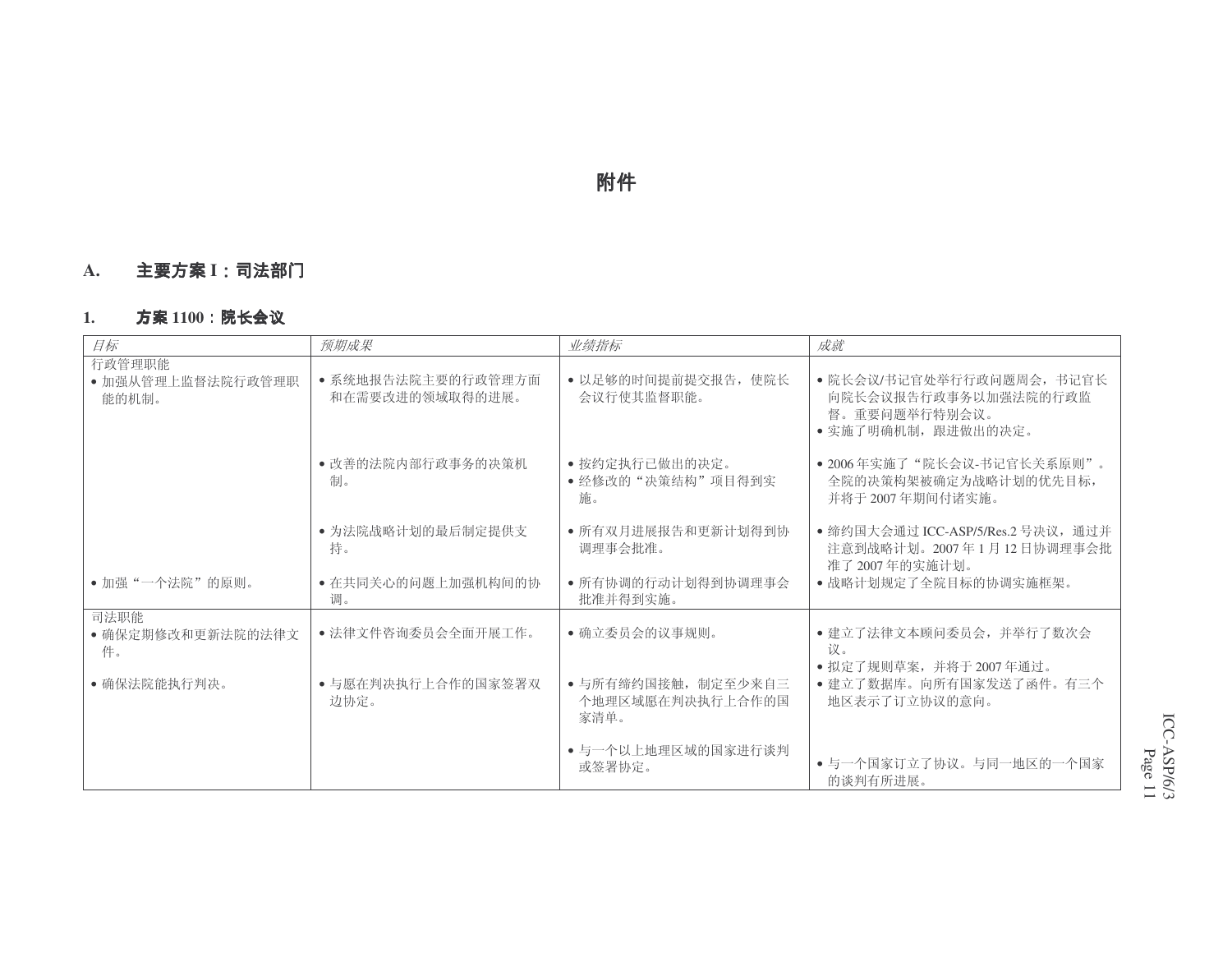# 附件

## A. 主要方案 I：司法部门

### 1. 方案 1100：院长会议

| *目标* | *预期成果* | *业绩指标* | *成就* |
|---|---|---|---|
| 行政管理职能 | | | |
| • 加强从管理上监督法院行政管理职能的机制。 | • 系统地报告法院主要的行政管理方面和在需要改进的领域取得的进展。 | • 以足够的时间提前提交报告，使院长会议行使其监督职能。 | • 院长会议/书记官处举行行政问题周会，书记官长向院长会议报告行政事务以加强法院的行政监督。重要问题举行特别会议。<br>• 实施了明确机制，跟进做出的决定。 |
| | • 改善的法院内部行政事务的决策机制。 | • 按约定执行已做出的决定。<br>• 经修改的“决策结构”项目得到实施。 | • 2006 年实施了“院长会议-书记官长关系原则”。全院的决策构架被确定为战略计划的优先目标，并将于 2007 年期间付诸实施。 |
| | • 为法院战略计划的最后制定提供支持。 | • 所有双月进展报告和更新计划得到协调理事会批准。 | • 缔约国大会通过 ICC-ASP/5/Res.2 号决议，通过并注意到战略计划。2007 年 1 月 12 日协调理事会批准了 2007 年的实施计划。 |
| • 加强“一个法院”的原则。 | • 在共同关心的问题上加强机构间的协调。 | • 所有协调的行动计划得到协调理事会批准并得到实施。 | • 战略计划规定了全院目标的协调实施框架。 |
| 司法职能 | | | |
| • 确保定期修改和更新法院的法律文件。 | • 法律文件咨询委员会全面开展工作。 | • 确立委员会的议事规则。 | • 建立了法律文本顾问委员会，并举行了数次会议。<br>• 拟定了规则草案，并将于 2007 年通过。 |
| • 确保法院能执行判决。 | • 与愿在判决执行上合作的国家签署双边协定。 | • 与所有缔约国接触，制定至少来自三个地理区域愿在判决执行上合作的国家清单。 | • 建立了数据库。向所有国家发送了函件。有三个地区表示了订立协议的意向。 |
| | | • 与一个以上地理区域的国家进行谈判或签署协定。 | • 与一个国家订立了协议。与同一地区的一个国家的谈判有所进展。 |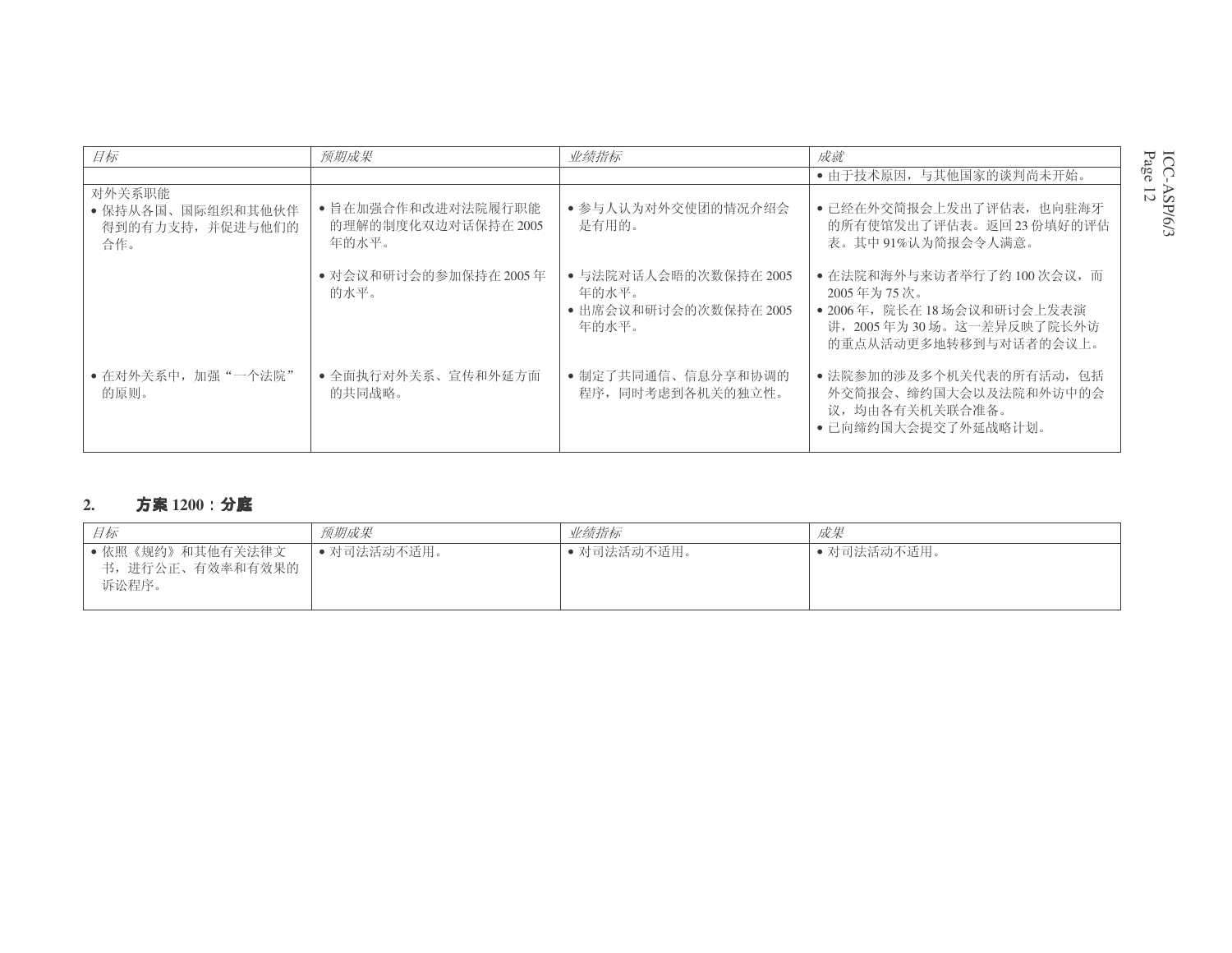| 目标 | 预期成果 | 业绩指标 | 成就 |
|---|---|---|---|
| | | | • 由于技术原因，与其他国家的谈判尚未开始。 |
| 对外关系职能<br>• 保持从各国、国际组织和其他伙伴得到的有力支持，并促进与他们的合作。 | • 旨在加强合作和改进对法院履行职能的理解的制度化双边对话保持在 2005 年的水平。 | • 参与人认为对外交使团的情况介绍会是有用的。 | • 已经在外交简报会上发出了评估表，也向驻海牙的所有使馆发出了评估表。返回 23 份填好的评估表。其中 91%认为简报会令人满意。 |
| | • 对会议和研讨会的参加保持在 2005 年的水平。 | • 与法院对话人会晤的次数保持在 2005 年的水平。<br>• 出席会议和研讨会的次数保持在 2005 年的水平。 | • 在法院和海外与来访者举行了约 100 次会议，而 2005 年为 75 次。<br>• 2006 年，院长在 18 场会议和研讨会上发表演讲，2005 年为 30 场。这一差异反映了院长外访的重点从活动更多地转移到与对话者的会议上。 |
| • 在对外关系中，加强“一个法院”的原则。 | • 全面执行对外关系、宣传和外延方面的共同战略。 | • 制定了共同通信、信息分享和协调的程序，同时考虑到各机关的独立性。 | • 法院参加的涉及多个机关代表的所有活动，包括外交简报会、缔约国大会以及法院和外访中的会议，均由各有关机关联合准备。<br>• 已向缔约国大会提交了外延战略计划。 |

## 2. 方案 1200：分庭

| 目标 | 预期成果 | 业绩指标 | 成果 |
|---|---|---|---|
| • 依照《规约》和其他有关法律文书，进行公正、有效率和有效果的诉讼程序。 | • 对司法活动不适用。 | • 对司法活动不适用。 | • 对司法活动不适用。 |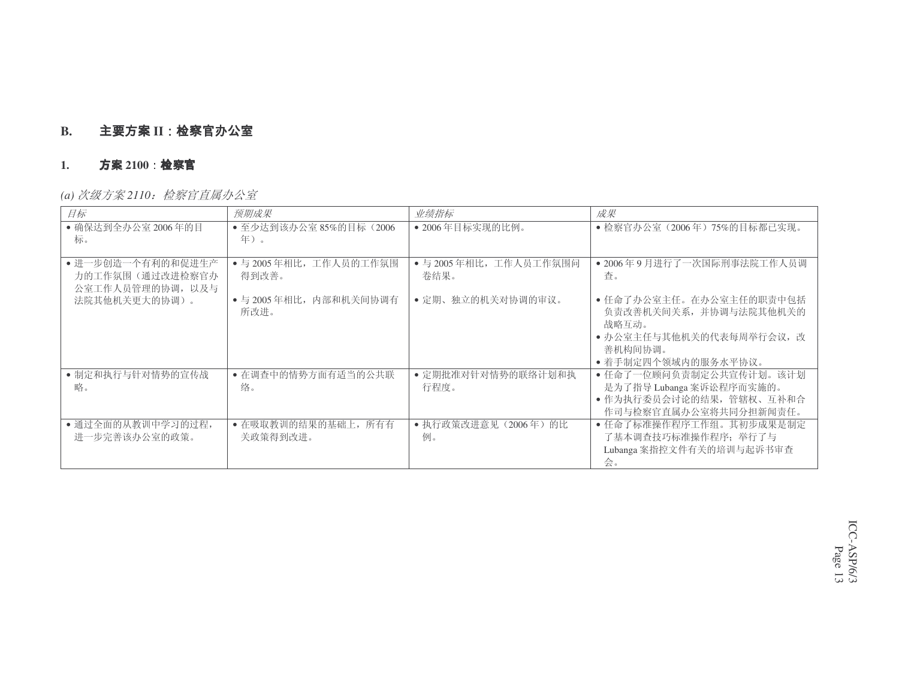## B. 主要方案 II：检察官办公室

### 1. 方案 2100：检察官

*(a) 次级方案 2110：检察官直属办公室*

| *目标* | *预期成果* | *业绩指标* | *成果* |
|---|---|---|---|
| • 确保达到全办公室 2006 年的目标。 | • 至少达到该办公室 85%的目标（2006 年）。 | • 2006 年目标实现的比例。 | • 检察官办公室（2006 年）75%的目标都已实现。 |
| • 进一步创造一个有利的和促进生产力的工作氛围（通过改进检察官办公室工作人员管理的协调，以及与法院其他机关更大的协调）。 | • 与 2005 年相比，工作人员的工作氛围得到改善。<br><br>• 与 2005 年相比，内部和机关间协调有所改进。 | • 与 2005 年相比，工作人员工作氛围问卷结果。<br><br>• 定期、独立的机关对协调的审议。 | • 2006 年 9 月进行了一次国际刑事法院工作人员调查。<br><br>• 任命了办公室主任。在办公室主任的职责中包括负责改善机关间关系，并协调与法院其他机关的战略互动。<br>• 办公室主任与其他机关的代表每周举行会议，改善机构间协调。<br>• 着手制定四个领域内的服务水平协议。 |
| • 制定和执行与针对情势的宣传战略。 | • 在调查中的情势方面有适当的公共联络。 | • 定期批准对针对情势的联络计划和执行程度。 | • 任命了一位顾问负责制定公共宣传计划。该计划是为了指导 Lubanga 案诉讼程序而实施的。<br>• 作为执行委员会讨论的结果，管辖权、互补和合作司与检察官直属办公室将共同分担新闻责任。 |
| • 通过全面的从教训中学习的过程，进一步完善该办公室的政策。 | • 在吸取教训的结果的基础上，所有有关政策得到改进。 | • 执行政策改进意见（2006 年）的比例。 | • 任命了标准操作程序工作组。其初步成果是制定了基本调查技巧标准操作程序；举行了与 Lubanga 案指控文件有关的培训与起诉书审查会。 |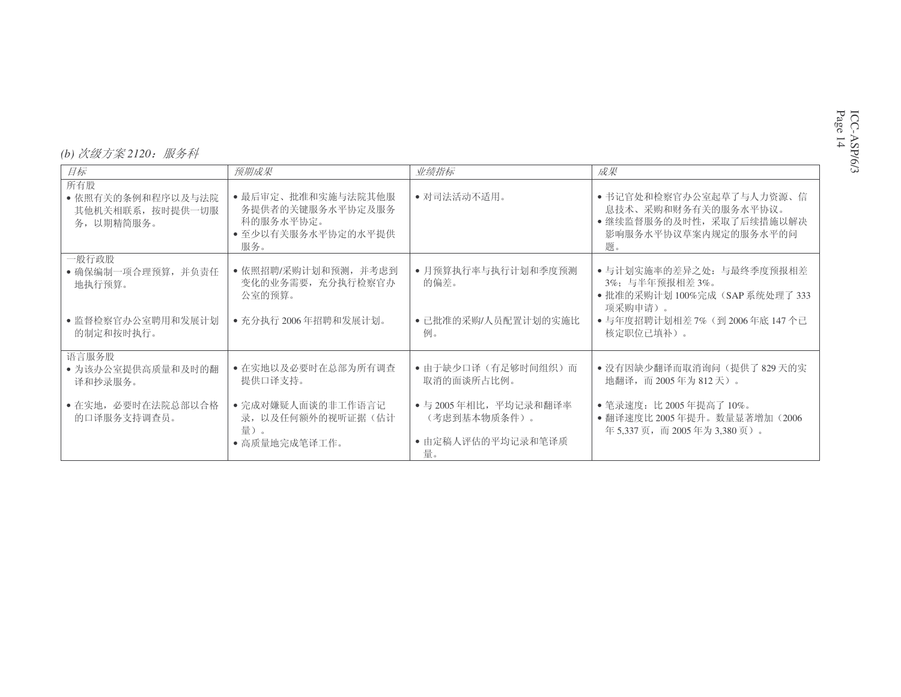*(b) 次级方案 2120：服务科*

| *目标* | *预期成果* | *业绩指标* | *成果* |
| --- | --- | --- | --- |
| 所有股<br>• 依照有关的条例和程序以及与法院其他机关相联系，按时提供一切服务，以期精简服务。 | • 最后审定、批准和实施与法院其他服务提供者的关键服务水平协定及服务科的服务水平协定。<br>• 至少以有关服务水平协定的水平提供服务。 | • 对司法活动不适用。 | • 书记官处和检察官办公室起草了与人力资源、信息技术、采购和财务有关的服务水平协议。<br>• 继续监督服务的及时性，采取了后续措施以解决影响服务水平协议草案内规定的服务水平的问题。 |
| 一般行政股<br>• 确保编制一项合理预算，并负责任地执行预算。<br><br>• 监督检察官办公室聘用和发展计划的制定和按时执行。 | • 依照招聘/采购计划和预测，并考虑到变化的业务需要，充分执行检察官办公室的预算。<br><br>• 充分执行 2006 年招聘和发展计划。 | • 月预算执行率与执行计划和季度预测的偏差。<br><br>• 已批准的采购/人员配置计划的实施比例。 | • 与计划实施率的差异之处：与最终季度预报相差 3%；与半年预报相差 3%。<br>• 批准的采购计划 100%完成（SAP 系统处理了 333 项采购申请）。<br>• 与年度招聘计划相差 7%（到 2006 年底 147 个已核定职位已填补）。 |
| 语言服务股<br>• 为该办公室提供高质量和及时的翻译和抄录服务。<br><br>• 在实地，必要时在法院总部以合格的口译服务支持调查员。 | • 在实地以及必要时在总部为所有调查提供口译支持。<br><br>• 完成对嫌疑人面谈的非工作语言记录，以及任何额外的视听证据（估计量）。<br>• 高质量地完成笔译工作。 | • 由于缺少口译（有足够时间组织）而取消的面谈所占比例。<br><br>• 与 2005 年相比，平均记录和翻译率（考虑到基本物质条件）。<br><br>• 由定稿人评估的平均记录和笔译质量。 | • 没有因缺少翻译而取消询问（提供了 829 天的实地翻译，而 2005 年为 812 天）。<br><br>• 笔录速度：比 2005 年提高了 10%。<br>• 翻译速度比 2005 年提升。数量显著增加（2006 年 5,337 页，而 2005 年为 3,380 页）。 |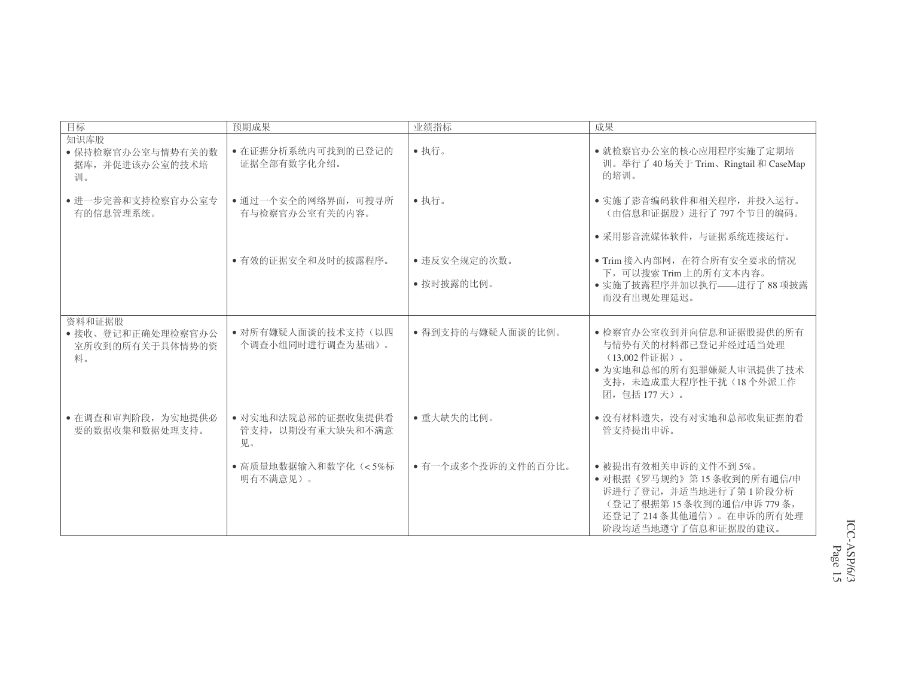| 目标 | 预期成果 | 业绩指标 | 成果 |
|---|---|---|---|
| 知识库股<br>• 保持检察官办公室与情势有关的数据库，并促进该办公室的技术培训。 | • 在证据分析系统内可找到的已登记的证据全部有数字化介绍。 | • 执行。 | • 就检察官办公室的核心应用程序实施了定期培训。举行了 40 场关于 Trim、Ringtail 和 CaseMap 的培训。 |
| • 进一步完善和支持检察官办公室专有的信息管理系统。 | • 通过一个安全的网络界面，可搜寻所有与检察官办公室有关的内容。 | • 执行。 | • 实施了影音编码软件和相关程序，并投入运行。（由信息和证据股）进行了 797 个节目的编码。<br>• 采用影音流媒体软件，与证据系统连接运行。 |
| | • 有效的证据安全和及时的披露程序。 | • 违反安全规定的次数。<br>• 按时披露的比例。 | • Trim 接入内部网，在符合所有安全要求的情况下，可以搜索 Trim 上的所有文本内容。<br>• 实施了披露程序并加以执行——进行了 88 项披露而没有出现处理延迟。 |
| 资料和证据股<br>• 接收、登记和正确处理检察官办公室所收到的所有关于具体情势的资料。 | • 对所有嫌疑人面谈的技术支持（以四个调查小组同时进行调查为基础）。 | • 得到支持的与嫌疑人面谈的比例。 | • 检察官办公室收到并向信息和证据股提供的所有与情势有关的材料都已登记并经过适当处理（13,002 件证据）。<br>• 为实地和总部的所有犯罪嫌疑人审讯提供了技术支持，未造成重大程序性干扰（18 个外派工作团，包括 177 天）。 |
| • 在调查和审判阶段，为实地提供必要的数据收集和数据处理支持。 | • 对实地和法院总部的证据收集提供看管支持，以期没有重大缺失和不满意见。 | • 重大缺失的比例。 | • 没有材料遗失，没有对实地和总部收集证据的看管支持提出申诉。 |
| | • 高质量地数据输入和数字化（< 5%标明有不满意见）。 | • 有一个或多个投诉的文件的百分比。 | • 被提出有效相关申诉的文件不到 5%。<br>• 对根据《罗马规约》第 15 条收到的所有通信/申诉进行了登记，并适当地进行了第 1 阶段分析（登记了根据第 15 条收到的通信/申诉 779 条，还登记了 214 条其他通信）。在申诉的所有处理阶段均适当地遵守了信息和证据股的建议。 |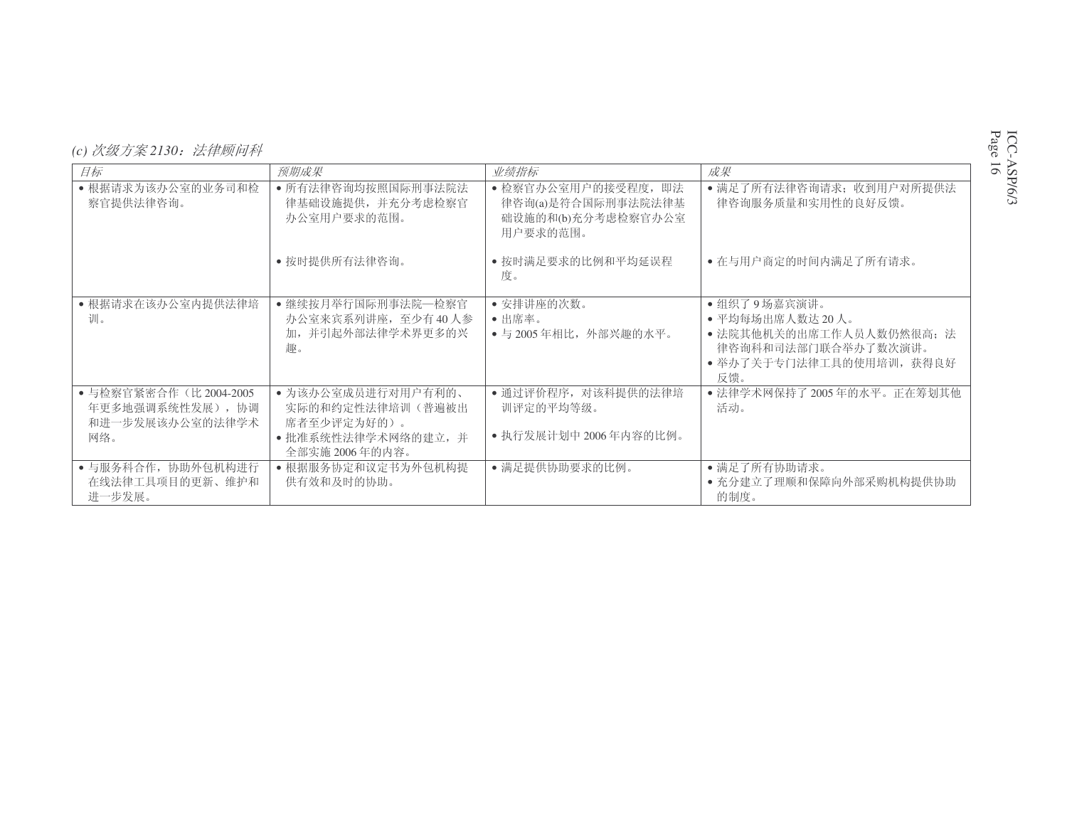*(c) 次级方案 2130：法律顾问科*

| *目标* | *预期成果* | *业绩指标* | *成果* |
|---|---|---|---|
| • 根据请求为该办公室的业务司和检察官提供法律咨询。 | • 所有法律咨询均按照国际刑事法院法律基础设施提供，并充分考虑检察官办公室用户要求的范围。<br><br>• 按时提供所有法律咨询。 | • 检察官办公室用户的接受程度，即法律咨询(a)是符合国际刑事法院法律基础设施的和(b)充分考虑检察官办公室用户要求的范围。<br><br>• 按时满足要求的比例和平均延误程度。 | • 满足了所有法律咨询请求；收到用户对所提供法律咨询服务质量和实用性的良好反馈。<br><br>• 在与用户商定的时间内满足了所有请求。 |
| • 根据请求在该办公室内提供法律培训。 | • 继续按月举行国际刑事法院—检察官办公室来宾系列讲座，至少有 40 人参加，并引起外部法律学术界更多的兴趣。 | • 安排讲座的次数。<br>• 出席率。<br>• 与 2005 年相比，外部兴趣的水平。 | • 组织了 9 场嘉宾演讲。<br>• 平均每场出席人数达 20 人。<br>• 法院其他机关的出席工作人员人数仍然很高；法律咨询科和司法部门联合举办了数次演讲。<br>• 举办了关于专门法律工具的使用培训，获得良好反馈。 |
| • 与检察官紧密合作（比 2004-2005 年更多地强调系统性发展），协调和进一步发展该办公室的法律学术网络。 | • 为该办公室成员进行对用户有利的、实际的和约定性法律培训（普遍被出席者至少评定为好的）。<br>• 批准系统性法律学术网络的建立，并全部实施 2006 年的内容。 | • 通过评价程序，对该科提供的法律培训评定的平均等级。<br><br>• 执行发展计划中 2006 年内容的比例。 | • 法律学术网保持了 2005 年的水平。正在筹划其他活动。 |
| • 与服务科合作，协助外包机构进行在线法律工具项目的更新、维护和进一步发展。 | • 根据服务协定和议定书为外包机构提供有效和及时的协助。 | • 满足提供协助要求的比例。 | • 满足了所有协助请求。<br>• 充分建立了理顺和保障向外部采购机构提供协助的制度。 |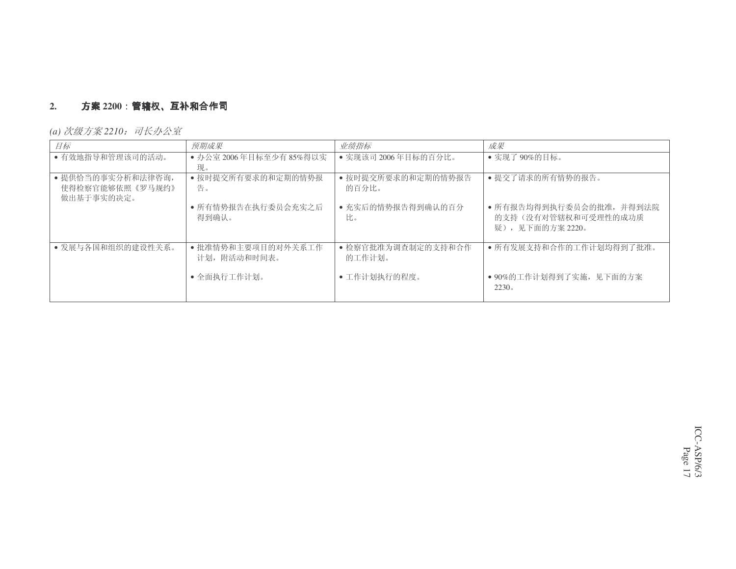## 2. 方案 2200：管辖权、互补和合作司

*(a) 次级方案 2210：司长办公室*

| *目标* | *预期成果* | *业绩指标* | *成果* |
|---|---|---|---|
| • 有效地指导和管理该司的活动。 | • 办公室 2006 年目标至少有 85%得以实现。 | • 实现该司 2006 年目标的百分比。 | • 实现了 90%的目标。 |
| • 提供恰当的事实分析和法律咨询，使得检察官能够依照《罗马规约》做出基于事实的决定。 | • 按时提交所有要求的和定期的情势报告。<br><br>• 所有情势报告在执行委员会充实之后得到确认。 | • 按时提交所要求的和定期的情势报告的百分比。<br><br>• 充实后的情势报告得到确认的百分比。 | • 提交了请求的所有情势的报告。<br><br>• 所有报告均得到执行委员会的批准，并得到法院的支持（没有对管辖权和可受理性的成功质疑），见下面的方案 2220。 |
| • 发展与各国和组织的建设性关系。 | • 批准情势和主要项目的对外关系工作计划，附活动和时间表。<br><br>• 全面执行工作计划。 | • 检察官批准为调查制定的支持和合作的工作计划。<br><br>• 工作计划执行的程度。 | • 所有发展支持和合作的工作计划均得到了批准。<br><br>• 90%的工作计划得到了实施，见下面的方案 2230。 |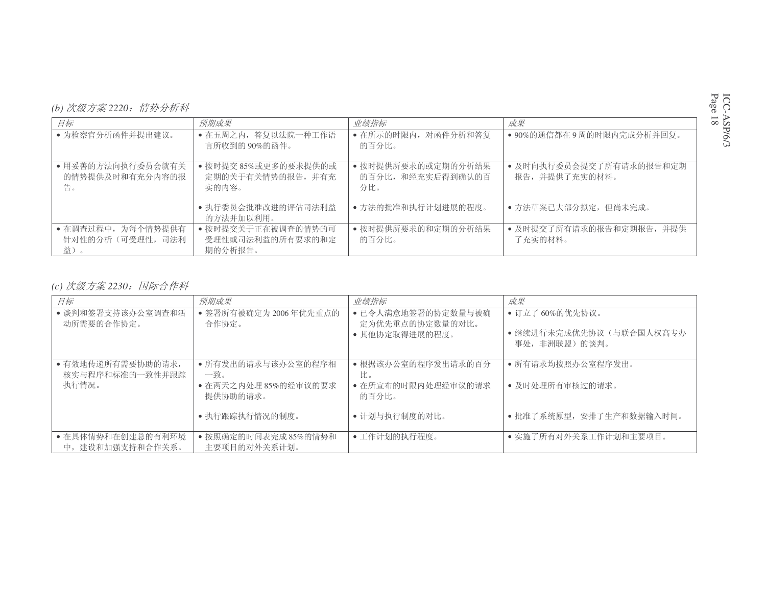*(b) 次级方案 2220：情势分析科*

| *目标* | *预期成果* | *业绩指标* | *成果* |
| --- | --- | --- | --- |
| • 为检察官分析函件并提出建议。 | • 在五周之内，答复以法院一种工作语言所收到的 90%的函件。 | • 在所示的时限内，对函件分析和答复的百分比。 | • 90%的通信都在 9 周的时限内完成分析并回复。 |
| • 用妥善的方法向执行委员会就有关的情势提供及时和有充分内容的报告。 | • 按时提交 85%或更多的要求提供的或定期的关于有关情势的报告，并有充实的内容。<br>• 执行委员会批准改进的评估司法利益的方法并加以利用。 | • 按时提供所要求的或定期的分析结果的百分比，和经充实后得到确认的百分比。<br>• 方法的批准和执行计划进展的程度。 | • 及时向执行委员会提交了所有请求的报告和定期报告，并提供了充实的材料。<br>• 方法草案已大部分拟定，但尚未完成。 |
| • 在调查过程中，为每个情势提供有针对性的分析（可受理性，司法利益）。 | • 按时提交关于正在被调查的情势的可受理性或司法利益的所有要求的和定期的分析报告。 | • 按时提供所要求的和定期的分析结果的百分比。 | • 及时提交了所有请求的报告和定期报告，并提供了充实的材料。 |

*(c) 次级方案 2230：国际合作科*

| *目标* | *预期成果* | *业绩指标* | *成果* |
| --- | --- | --- | --- |
| • 谈判和签署支持该办公室调查和活动所需要的合作协定。 | • 签署所有被确定为 2006 年优先重点的合作协定。 | • 已令人满意地签署的协定数量与被确定为优先重点的协定数量的对比。<br>• 其他协定取得进展的程度。 | • 订立了 60%的优先协议。<br>• 继续进行未完成优先协议（与联合国人权高专办事处，非洲联盟）的谈判。 |
| • 有效地传递所有需要协助的请求，核实与程序和标准的一致性并跟踪执行情况。 | • 所有发出的请求与该办公室的程序相一致。<br>• 在两天之内处理 85%的经审议的要求提供协助的请求。<br>• 执行跟踪执行情况的制度。 | • 根据该办公室的程序发出请求的百分比。<br>• 在所宣布的时限内处理经审议的请求的百分比。<br>• 计划与执行制度的对比。 | • 所有请求均按照办公室程序发出。<br>• 及时处理所有审核过的请求。<br>• 批准了系统原型，安排了生产和数据输入时间。 |
| • 在具体情势和在创建总的有利环境中，建设和加强支持和合作关系。 | • 按照确定的时间表完成 85%的情势和主要项目的对外关系计划。 | • 工作计划的执行程度。 | • 实施了所有对外关系工作计划和主要项目。 |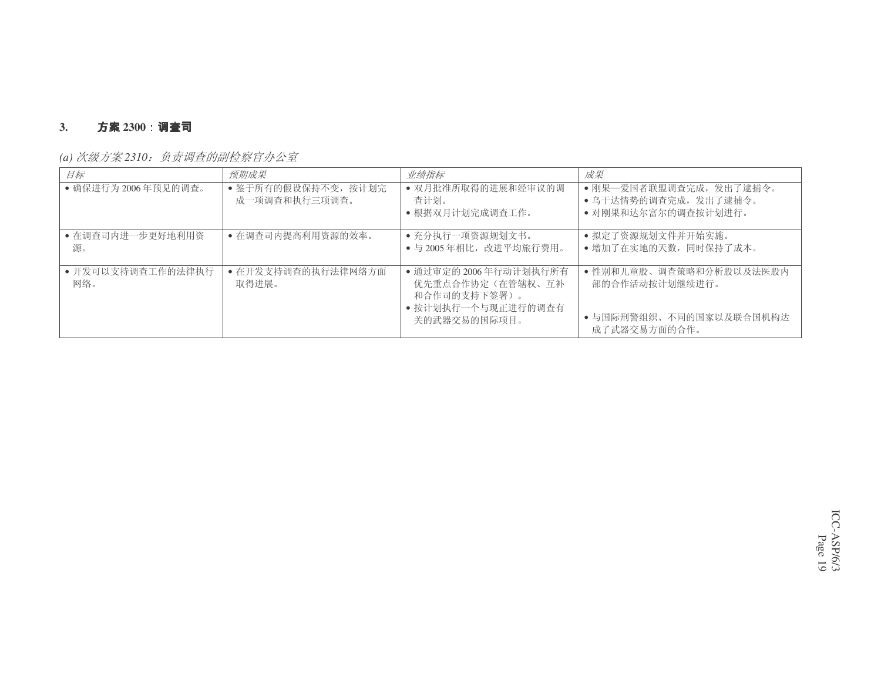### 3. 方案 2300：调查司

*(a) 次级方案 2310：负责调查的副检察官办公室*

| *目标* | *预期成果* | *业绩指标* | *成果* |
|---|---|---|---|
| • 确保进行为 2006 年预见的调查。 | • 鉴于所有的假设保持不变，按计划完成一项调查和执行三项调查。 | • 双月批准所取得的进展和经审议的调查计划。<br>• 根据双月计划完成调查工作。 | • 刚果—爱国者联盟调查完成，发出了逮捕令。<br>• 乌干达情势的调查完成，发出了逮捕令。<br>• 对刚果和达尔富尔的调查按计划进行。 |
| • 在调查司内进一步更好地利用资源。 | • 在调查司内提高利用资源的效率。 | • 充分执行一项资源规划文书。<br>• 与 2005 年相比，改进平均旅行费用。 | • 拟定了资源规划文件并开始实施。<br>• 增加了在实地的天数，同时保持了成本。 |
| • 开发可以支持调查工作的法律执行网络。 | • 在开发支持调查的执行法律网络方面取得进展。 | • 通过审定的 2006 年行动计划执行所有优先重点合作协定（在管辖权、互补和合作司的支持下签署）。<br>• 按计划执行一个与现正进行的调查有关的武器交易的国际项目。 | • 性别和儿童股、调查策略和分析股以及法医股内部的合作活动按计划继续进行。<br>• 与国际刑警组织、不同的国家以及联合国机构达成了武器交易方面的合作。 |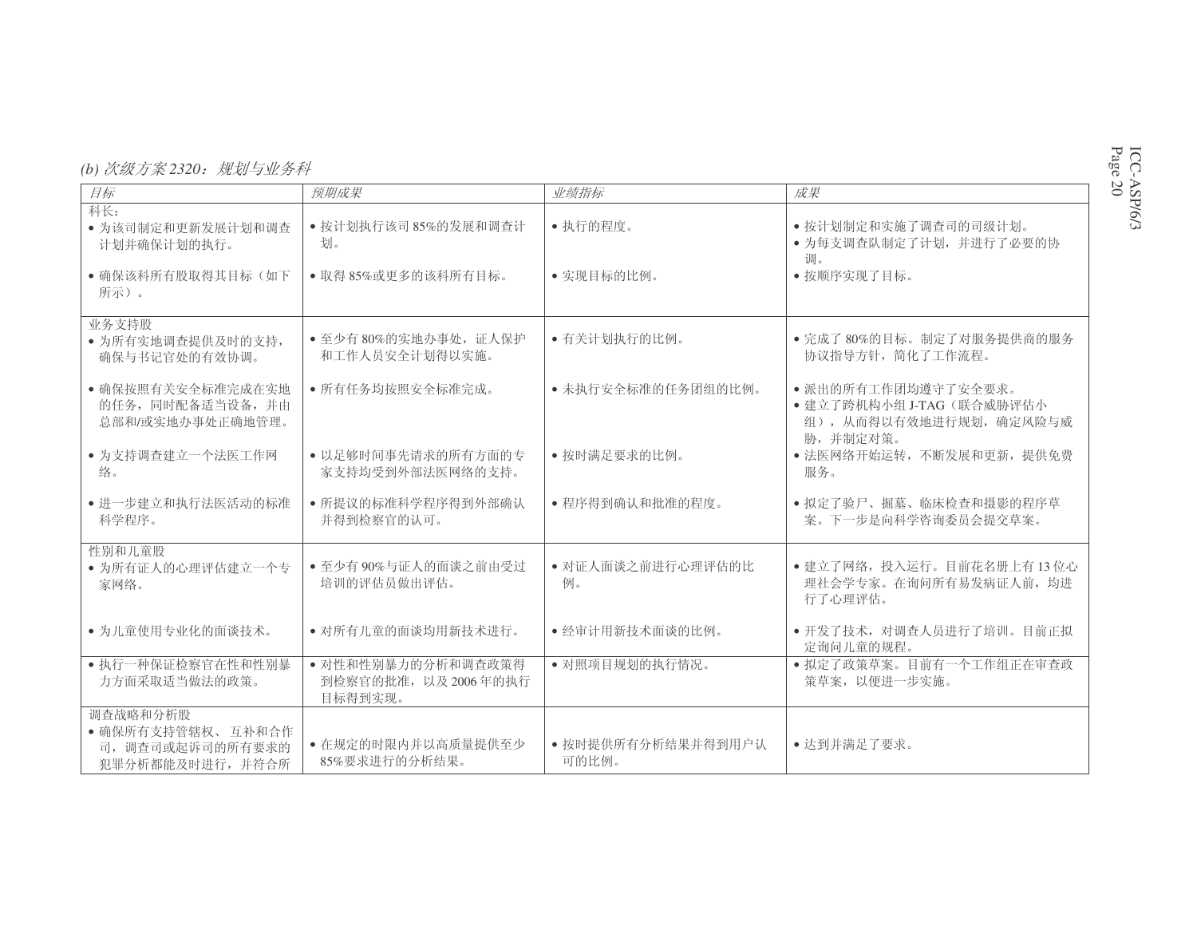*(b) 次级方案 2320：规划与业务科*

| 目标 | 预期成果 | 业绩指标 | 成果 |
|---|---|---|---|
| 科长：<br>• 为该司制定和更新发展计划和调查计划并确保计划的执行。 | • 按计划执行该司 85%的发展和调查计划。 | • 执行的程度。 | • 按计划制定和实施了调查司的司级计划。<br>• 为每支调查队制定了计划，并进行了必要的协调。 |
| • 确保该科所有股取得其目标（如下所示）。 | • 取得 85%或更多的该科所有目标。 | • 实现目标的比例。 | • 按顺序实现了目标。 |
| 业务支持股<br>• 为所有实地调查提供及时的支持，确保与书记官处的有效协调。 | • 至少有 80%的实地办事处，证人保护和工作人员安全计划得以实施。 | • 有关计划执行的比例。 | • 完成了 80%的目标。制定了对服务提供商的服务协议指导方针，简化了工作流程。 |
| • 确保按照有关安全标准完成在实地的任务，同时配备适当设备，并由总部和/或实地办事处正确地管理。 | • 所有任务均按照安全标准完成。 | • 未执行安全标准的任务团组的比例。 | • 派出的所有工作团均遵守了安全要求。<br>• 建立了跨机构小组 J-TAG（联合威胁评估小组），从而得以有效地进行规划，确定风险与威胁，并制定对策。 |
| • 为支持调查建立一个法医工作网络。 | • 以足够时间事先请求的所有方面的专家支持均受到外部法医网络的支持。 | • 按时满足要求的比例。 | • 法医网络开始运转，不断发展和更新，提供免费服务。 |
| • 进一步建立和执行法医活动的标准科学程序。 | • 所提议的标准科学程序得到外部确认并得到检察官的认可。 | • 程序得到确认和批准的程度。 | • 拟定了验尸、掘墓、临床检查和摄影的程序草案。下一步是向科学咨询委员会提交草案。 |
| 性别和儿童股<br>• 为所有证人的心理评估建立一个专家网络。 | • 至少有 90%与证人的面谈之前由受过培训的评估员做出评估。 | • 对证人面谈之前进行心理评估的比例。 | • 建立了网络，投入运行。目前花名册上有 13 位心理社会学专家。在询问所有易发病证人前，均进行了心理评估。 |
| • 为儿童使用专业化的面谈技术。 | • 对所有儿童的面谈均用新技术进行。 | • 经审计用新技术面谈的比例。 | • 开发了技术，对调查人员进行了培训。目前正拟定询问儿童的规程。 |
| • 执行一种保证检察官在性和性别暴力方面采取适当做法的政策。 | • 对性和性别暴力的分析和调查政策得到检察官的批准，以及 2006 年的执行目标得到实现。 | • 对照项目规划的执行情况。 | • 拟定了政策草案。目前有一个工作组正在审查政策草案，以便进一步实施。 |
| 调查战略和分析股<br>• 确保所有支持管辖权、互补和合作司，调查司或起诉司的所有要求的犯罪分析都能及时进行，并符合所 | • 在规定的时限内并以高质量提供至少 85%要求进行的分析结果。 | • 按时提供所有分析结果并得到用户认可的比例。 | • 达到并满足了要求。 |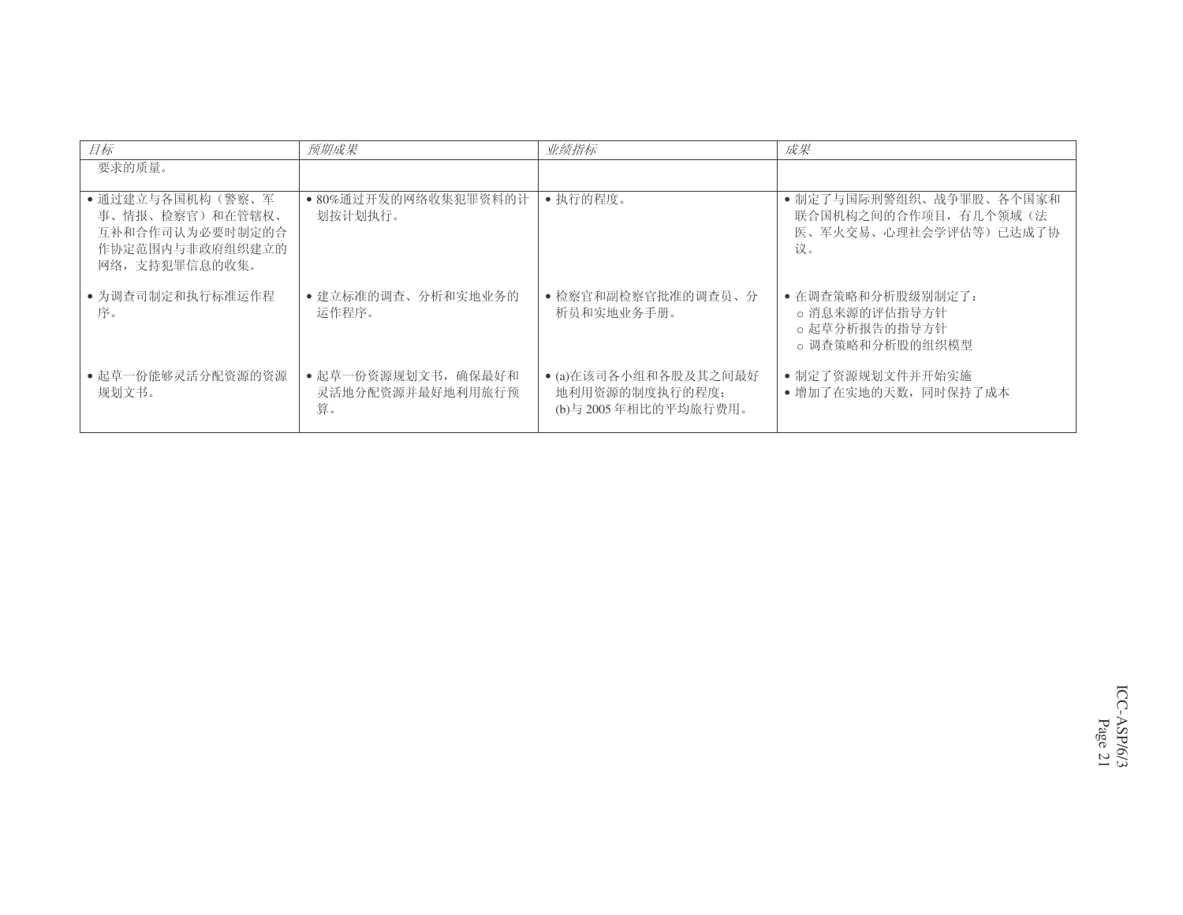| *目标* | *预期成果* | *业绩指标* | *成果* |
| --- | --- | --- | --- |
| 要求的质量。 | | | |
| • 通过建立与各国机构（警察、军事、情报、检察官）和在管辖权、互补和合作司认为必要时制定的合作协定范围内与非政府组织建立的网络，支持犯罪信息的收集。 | • 80%通过开发的网络收集犯罪资料的计划按计划执行。 | • 执行的程度。 | • 制定了与国际刑警组织、战争罪股、各个国家和联合国机构之间的合作项目，有几个领域（法医、军火交易、心理社会学评估等）已达成了协议。 |
| • 为调查司制定和执行标准运作程序。 | • 建立标准的调查、分析和实地业务的运作程序。 | • 检察官和副检察官批准的调查员、分析员和实地业务手册。 | • 在调查策略和分析股级别制定了：<br>○ 消息来源的评估指导方针<br>○ 起草分析报告的指导方针<br>○ 调查策略和分析股的组织模型 |
| • 起草一份能够灵活分配资源的资源规划文书。 | • 起草一份资源规划文书，确保最好和灵活地分配资源并最好地利用旅行预算。 | • (a)在该司各小组和各股及其之间最好地利用资源的制度执行的程度；<br>(b)与 2005 年相比的平均旅行费用。 | • 制定了资源规划文件并开始实施<br>• 增加了在实地的天数，同时保持了成本 |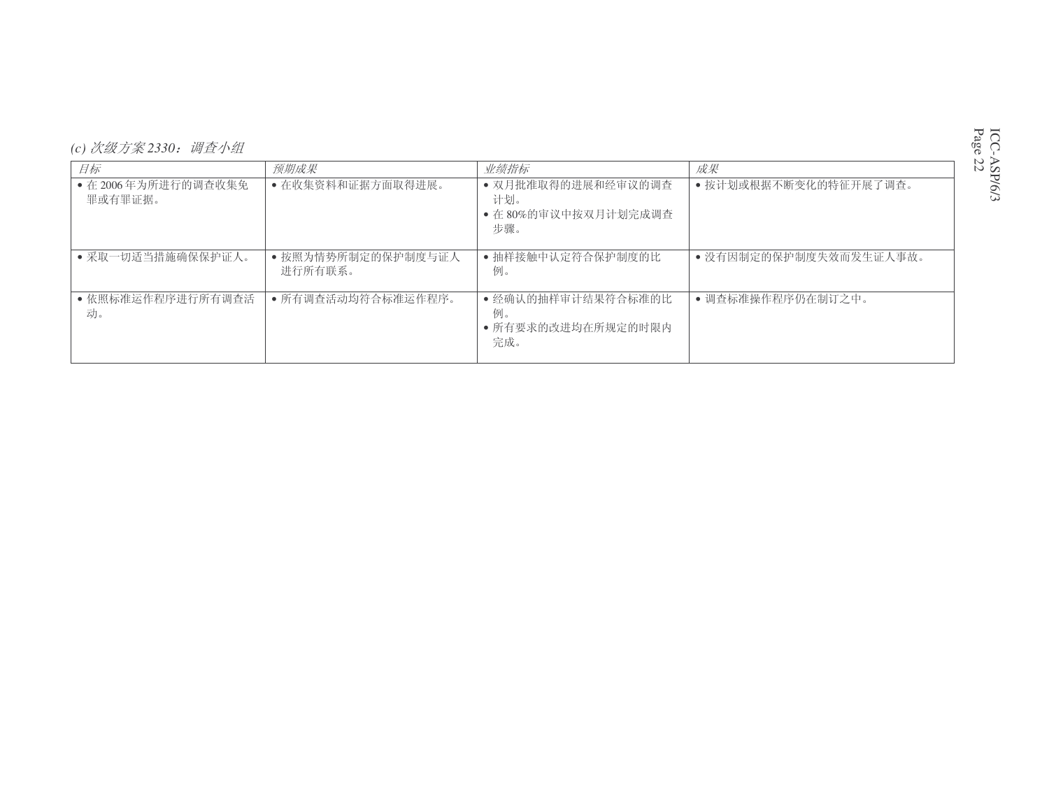*(c) 次级方案 2330：调查小组*

| *目标* | *预期成果* | *业绩指标* | *成果* |
|---|---|---|---|
| • 在 2006 年为所进行的调查收集免罪或有罪证据。 | • 在收集资料和证据方面取得进展。 | • 双月批准取得的进展和经审议的调查计划。<br>• 在 80%的审议中按双月计划完成调查步骤。 | • 按计划或根据不断变化的特征开展了调查。 |
| • 采取一切适当措施确保保护证人。 | • 按照为情势所制定的保护制度与证人进行所有联系。 | • 抽样接触中认定符合保护制度的比例。 | • 没有因制定的保护制度失效而发生证人事故。 |
| • 依照标准运作程序进行所有调查活动。 | • 所有调查活动均符合标准运作程序。 | • 经确认的抽样审计结果符合标准的比例。<br>• 所有要求的改进均在所规定的时限内完成。 | • 调查标准操作程序仍在制订之中。 |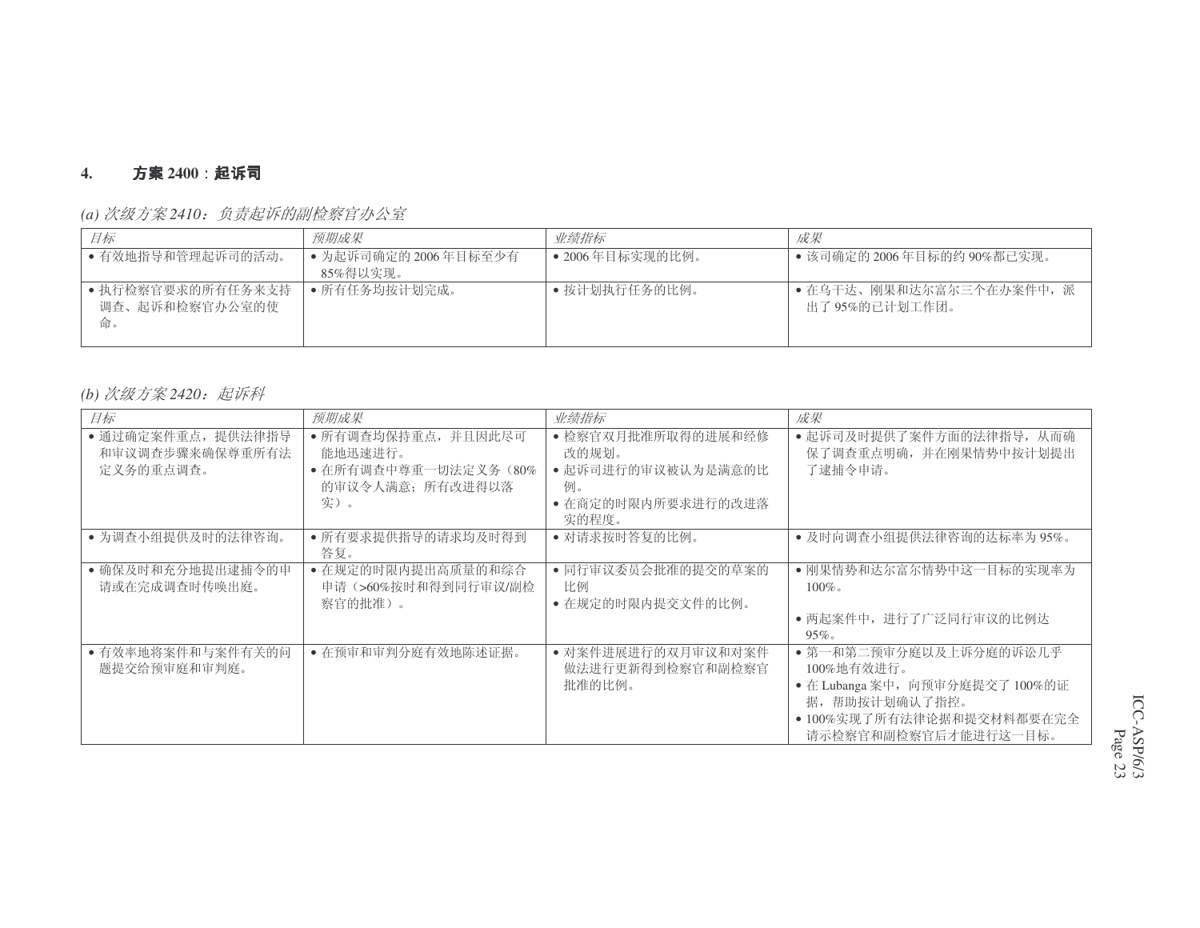## 4. 方案 2400：起诉司

*(a) 次级方案 2410：负责起诉的副检察官办公室*

| 目标 | 预期成果 | 业绩指标 | 成果 |
|---|---|---|---|
| • 有效地指导和管理起诉司的活动。 | • 为起诉司确定的 2006 年目标至少有 85%得以实现。 | • 2006 年目标实现的比例。 | • 该司确定的 2006 年目标的约 90%都已实现。 |
| • 执行检察官要求的所有任务来支持调查、起诉和检察官办公室的使命。 | • 所有任务均按计划完成。 | • 按计划执行任务的比例。 | • 在乌干达、刚果和达尔富尔三个在办案件中，派出了 95%的已计划工作团。 |

*(b) 次级方案 2420：起诉科*

| 目标 | 预期成果 | 业绩指标 | 成果 |
|---|---|---|---|
| • 通过确定案件重点，提供法律指导和审议调查步骤来确保尊重所有法定义务的重点调查。 | • 所有调查均保持重点，并且因此尽可能地迅速进行。<br>• 在所有调查中尊重一切法定义务（80%的审议令人满意；所有改进得以落实）。 | • 检察官双月批准所取得的进展和经修改的规划。<br>• 起诉司进行的审议被认为是满意的比例。<br>• 在商定的时限内所要求进行的改进落实的程度。 | • 起诉司及时提供了案件方面的法律指导，从而确保了调查重点明确，并在刚果情势中按计划提出了逮捕令申请。 |
| • 为调查小组提供及时的法律咨询。 | • 所有要求提供指导的请求均及时得到答复。 | • 对请求按时答复的比例。 | • 及时向调查小组提供法律咨询的达标率为 95%。 |
| • 确保及时和充分地提出逮捕令的申请或在完成调查时传唤出庭。 | • 在规定的时限内提出高质量的和综合申请（>60%按时和得到同行审议/副检察官的批准）。 | • 同行审议委员会批准的提交的草案的比例<br>• 在规定的时限内提交文件的比例。 | • 刚果情势和达尔富尔情势中这一目标的实现率为 100%。<br>• 两起案件中，进行了广泛同行审议的比例达 95%。 |
| • 有效率地将案件和与案件有关的问题提交给预审庭和审判庭。 | • 在预审和审判分庭有效地陈述证据。 | • 对案件进展进行的双月审议和对案件做法进行更新得到检察官和副检察官批准的比例。 | • 第一和第二预审分庭以及上诉分庭的诉讼几乎 100%地有效进行。<br>• 在 Lubanga 案中，向预审分庭提交了 100%的证据，帮助按计划确认了指控。<br>• 100%实现了所有法律论据和提交材料都要在完全请示检察官和副检察官后才能进行这一目标。 |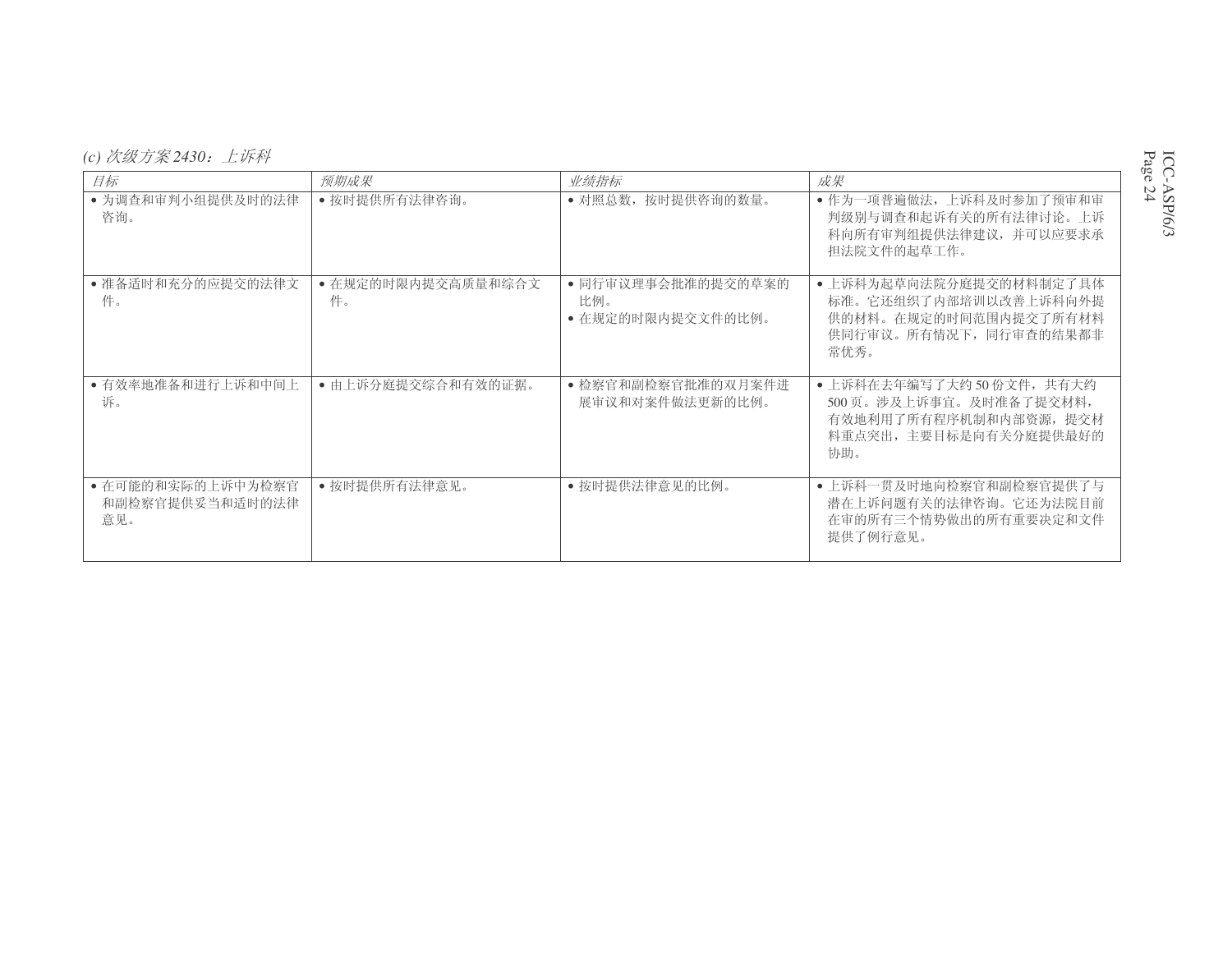*(c) 次级方案 2430：上诉科*

| *目标* | *预期成果* | *业绩指标* | *成果* |
| --- | --- | --- | --- |
| • 为调查和审判小组提供及时的法律咨询。 | • 按时提供所有法律咨询。 | • 对照总数，按时提供咨询的数量。 | • 作为一项普遍做法，上诉科及时参加了预审和审判级别与调查和起诉有关的所有法律讨论。上诉科向所有审判组提供法律建议，并可以应要求承担法院文件的起草工作。 |
| • 准备适时和充分的应提交的法律文件。 | • 在规定的时限内提交高质量和综合文件。 | • 同行审议理事会批准的提交的草案的比例。<br>• 在规定的时限内提交文件的比例。 | • 上诉科为起草向法院分庭提交的材料制定了具体标准。它还组织了内部培训以改善上诉科向外提供的材料。在规定的时间范围内提交了所有材料供同行审议。所有情况下，同行审查的结果都非常优秀。 |
| • 有效率地准备和进行上诉和中间上诉。 | • 由上诉分庭提交综合和有效的证据。 | • 检察官和副检察官批准的双月案件进展审议和对案件做法更新的比例。 | • 上诉科在去年编写了大约 50 份文件，共有大约 500 页。涉及上诉事宜。及时准备了提交材料，有效地利用了所有程序机制和内部资源，提交材料重点突出，主要目标是向有关分庭提供最好的协助。 |
| • 在可能的和实际的上诉中为检察官和副检察官提供妥当和适时的法律意见。 | • 按时提供所有法律意见。 | • 按时提供法律意见的比例。 | • 上诉科一贯及时地向检察官和副检察官提供了与潜在上诉问题有关的法律咨询。它还为法院目前在审的所有三个情势做出的所有重要决定和文件提供了例行意见。 |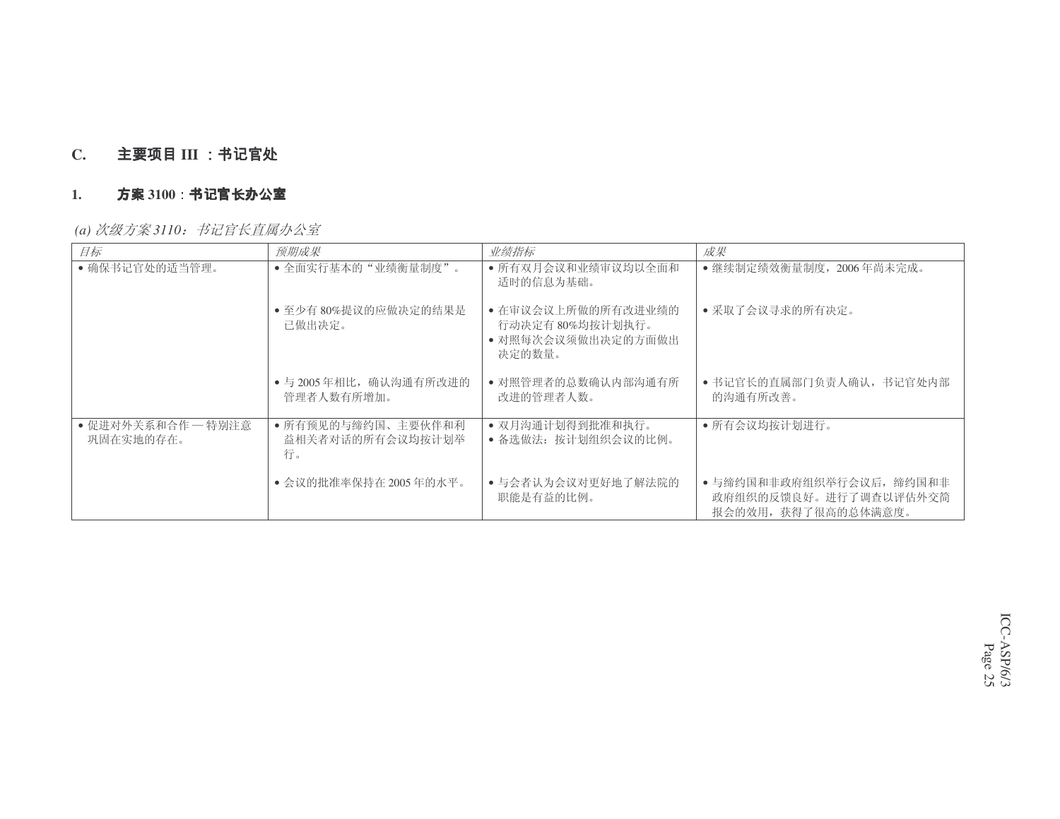## C. 主要项目 III ：书记官处

### 1. 方案 3100：书记官长办公室

*(a) 次级方案 3110：书记官长直属办公室*

| *目标* | *预期成果* | *业绩指标* | *成果* |
|---|---|---|---|
| • 确保书记官处的适当管理。 | • 全面实行基本的"业绩衡量制度"。 | • 所有双月会议和业绩审议均以全面和适时的信息为基础。 | • 继续制定绩效衡量制度，2006 年尚未完成。 |
| | • 至少有 80%提议的应做决定的结果是已做出决定。 | • 在审议会议上所做的所有改进业绩的行动决定有 80%均按计划执行。<br>• 对照每次会议须做出决定的方面做出决定的数量。 | • 采取了会议寻求的所有决定。 |
| | • 与 2005 年相比，确认沟通有所改进的管理者人数有所增加。 | • 对照管理者的总数确认内部沟通有所改进的管理者人数。 | • 书记官长的直属部门负责人确认，书记官处内部的沟通有所改善。 |
| • 促进对外关系和合作 — 特别注意巩固在实地的存在。 | • 所有预见的与缔约国、主要伙伴和利益相关者对话的所有会议均按计划举行。 | • 双月沟通计划得到批准和执行。<br>• 备选做法：按计划组织会议的比例。 | • 所有会议均按计划进行。 |
| | • 会议的批准率保持在 2005 年的水平。 | • 与会者认为会议对更好地了解法院的职能是有益的比例。 | • 与缔约国和非政府组织举行会议后，缔约国和非政府组织的反馈良好。进行了调查以评估外交简报会的效用，获得了很高的总体满意度。 |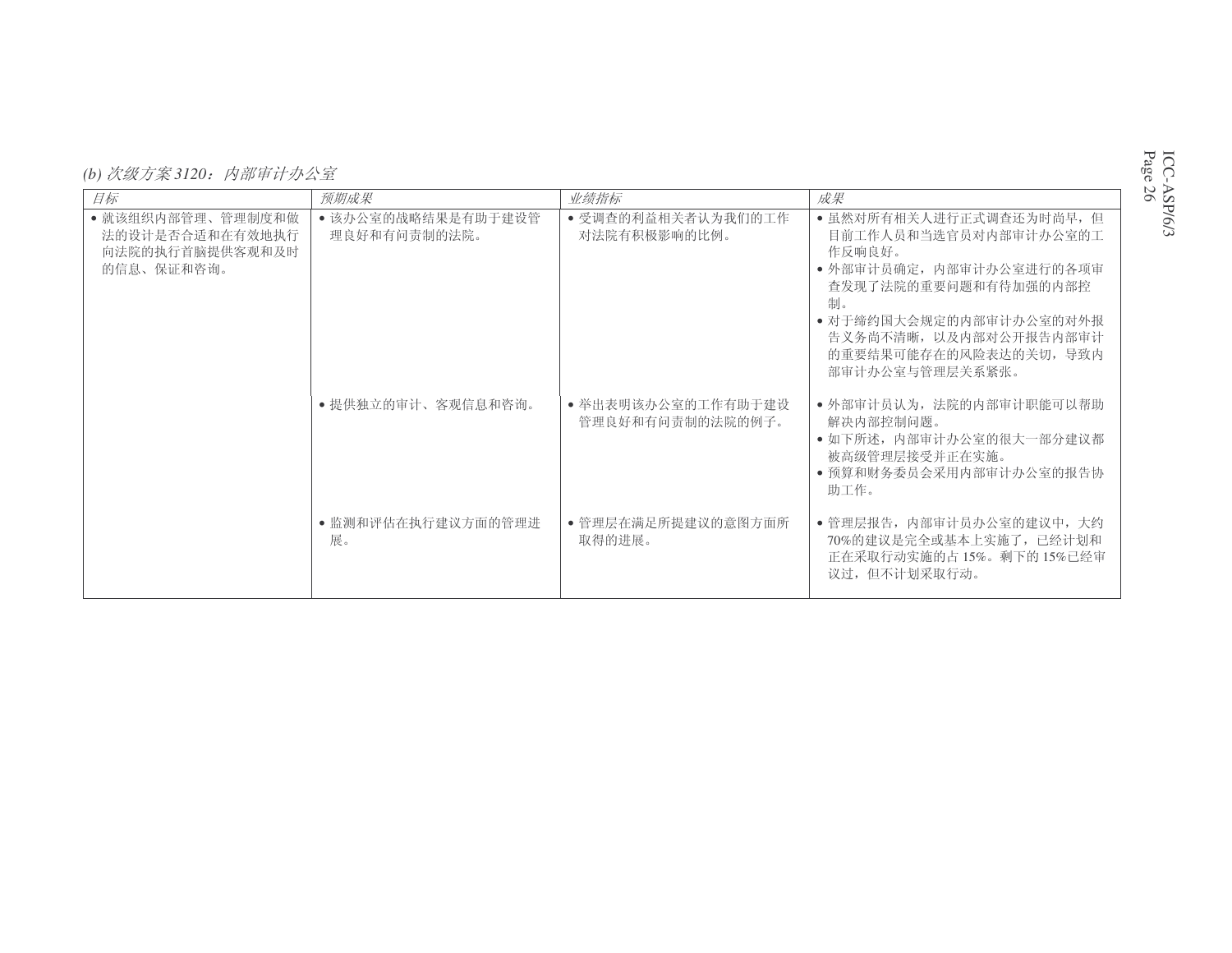*(b) 次级方案 3120：内部审计办公室*

| *目标* | *预期成果* | *业绩指标* | *成果* |
|---|---|---|---|
| • 就该组织内部管理、管理制度和做法的设计是否合适和在有效地执行向法院的执行首脑提供客观和及时的信息、保证和咨询。 | • 该办公室的战略结果是有助于建设管理良好和有问责制的法院。 | • 受调查的利益相关者认为我们的工作对法院有积极影响的比例。 | • 虽然对所有相关人进行正式调查还为时尚早，但目前工作人员和当选官员对内部审计办公室的工作反响良好。<br>• 外部审计员确定，内部审计办公室进行的各项审查发现了法院的重要问题和有待加强的内部控制。<br>• 对于缔约国大会规定的内部审计办公室的对外报告义务尚不清晰，以及内部对公开报告内部审计的重要结果可能存在的风险表达的关切，导致内部审计办公室与管理层关系紧张。 |
| | • 提供独立的审计、客观信息和咨询。 | • 举出表明该办公室的工作有助于建设管理良好和有问责制的法院的例子。 | • 外部审计员认为，法院的内部审计职能可以帮助解决内部控制问题。<br>• 如下所述，内部审计办公室的很大一部分建议都被高级管理层接受并正在实施。<br>• 预算和财务委员会采用内部审计办公室的报告协助工作。 |
| | • 监测和评估在执行建议方面的管理进展。 | • 管理层在满足所提建议的意图方面所取得的进展。 | • 管理层报告，内部审计员办公室的建议中，大约 70%的建议是完全或基本上实施了，已经计划和正在采取行动实施的占 15%。剩下的 15%已经审议过，但不计划采取行动。 |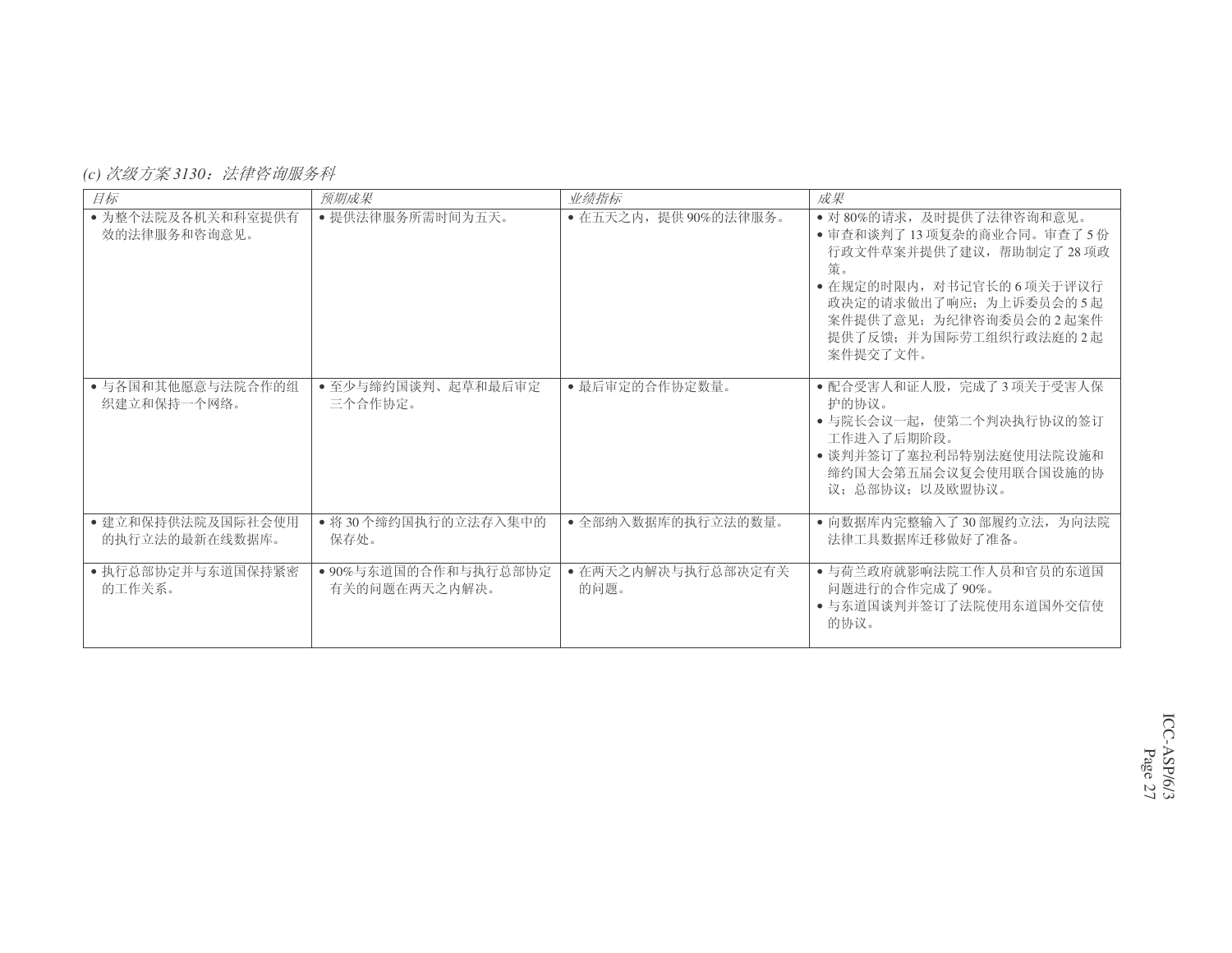*(c) 次级方案 3130：法律咨询服务科*

| *目标* | *预期成果* | *业绩指标* | *成果* |
| --- | --- | --- | --- |
| • 为整个法院及各机关和科室提供有效的法律服务和咨询意见。 | • 提供法律服务所需时间为五天。 | • 在五天之内，提供 90%的法律服务。 | • 对 80%的请求，及时提供了法律咨询和意见。<br>• 审查和谈判了 13 项复杂的商业合同。审查了 5 份行政文件草案并提供了建议，帮助制定了 28 项政策。<br>• 在规定的时限内，对书记官长的 6 项关于评议行政决定的请求做出了响应；为上诉委员会的 5 起案件提供了意见；为纪律咨询委员会的 2 起案件提供了反馈；并为国际劳工组织行政法庭的 2 起案件提交了文件。 |
| • 与各国和其他愿意与法院合作的组织建立和保持一个网络。 | • 至少与缔约国谈判、起草和最后审定三个合作协定。 | • 最后审定的合作协定数量。 | • 配合受害人和证人股，完成了 3 项关于受害人保护的协议。<br>• 与院长会议一起，使第二个判决执行协议的签订工作进入了后期阶段。<br>• 谈判并签订了塞拉利昂特别法庭使用法院设施和缔约国大会第五届会议复会使用联合国设施的协议；总部协议；以及欧盟协议。 |
| • 建立和保持供法院及国际社会使用的执行立法的最新在线数据库。 | • 将 30 个缔约国执行的立法存入集中的保存处。 | • 全部纳入数据库的执行立法的数量。 | • 向数据库内完整输入了 30 部履约立法，为向法院法律工具数据库迁移做好了准备。 |
| • 执行总部协定并与东道国保持紧密的工作关系。 | • 90%与东道国的合作和与执行总部协定有关的问题在两天之内解决。 | • 在两天之内解决与执行总部决定有关的问题。 | • 与荷兰政府就影响法院工作人员和官员的东道国问题进行的合作完成了 90%。<br>• 与东道国谈判并签订了法院使用东道国外交信使的协议。 |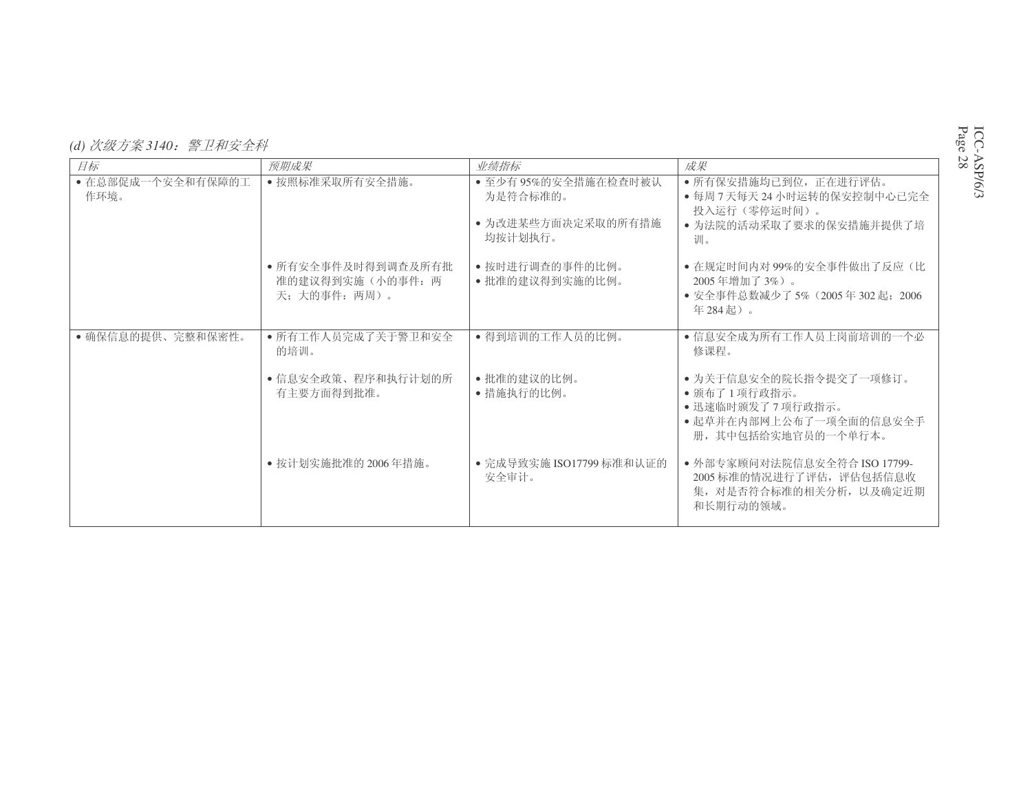*(d) 次级方案 3140：警卫和安全科*

| *目标* | *预期成果* | *业绩指标* | *成果* |
| --- | --- | --- | --- |
| • 在总部促成一个安全和有保障的工作环境。 | • 按照标准采取所有安全措施。 | • 至少有 95%的安全措施在检查时被认为是符合标准的。<br>• 为改进某些方面决定采取的所有措施均按计划执行。 | • 所有保安措施均已到位，正在进行评估。<br>• 每周 7 天每天 24 小时运转的保安控制中心已完全投入运行（零停运时间）。<br>• 为法院的活动采取了要求的保安措施并提供了培训。 |
| | • 所有安全事件及时得到调查及所有批准的建议得到实施（小的事件：两天；大的事件：两周）。 | • 按时进行调查的事件的比例。<br>• 批准的建议得到实施的比例。 | • 在规定时间内对 99%的安全事件做出了反应（比 2005 年增加了 3%）。<br>• 安全事件总数减少了 5%（2005 年 302 起；2006 年 284 起）。 |
| • 确保信息的提供、完整和保密性。 | • 所有工作人员完成了关于警卫和安全的培训。 | • 得到培训的工作人员的比例。 | • 信息安全成为所有工作人员上岗前培训的一个必修课程。 |
| | • 信息安全政策、程序和执行计划的所有主要方面得到批准。 | • 批准的建议的比例。<br>• 措施执行的比例。 | • 为关于信息安全的院长指令提交了一项修订。<br>• 颁布了 1 项行政指示。<br>• 迅速临时颁发了 7 项行政指示。<br>• 起草并在内部网上公布了一项全面的信息安全手册，其中包括给实地官员的一个单行本。 |
| | • 按计划实施批准的 2006 年措施。 | • 完成导致实施 ISO17799 标准和认证的安全审计。 | • 外部专家顾问对法院信息安全符合 ISO 17799-2005 标准的情况进行了评估，评估包括信息收集，对是否符合标准的相关分析，以及确定近期和长期行动的领域。 |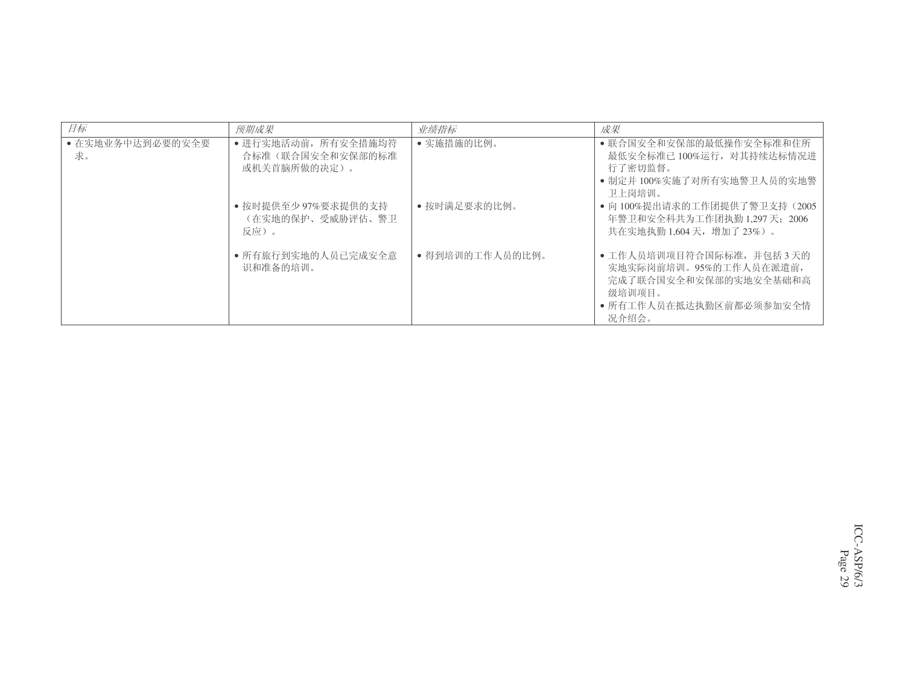| *目标* | *预期成果* | *业绩指标* | *成果* |
|---|---|---|---|
| • 在实地业务中达到必要的安全要求。 | • 进行实地活动前，所有安全措施均符合标准（联合国安全和安保部的标准或机关首脑所做的决定）。 | • 实施措施的比例。 | • 联合国安全和安保部的最低操作安全标准和住所最低安全标准已 100%运行，对其持续达标情况进行了密切监督。<br>• 制定并 100%实施了对所有实地警卫人员的实地警卫上岗培训。 |
| | • 按时提供至少 97%要求提供的支持（在实地的保护、受威胁评估、警卫反应）。 | • 按时满足要求的比例。 | • 向 100%提出请求的工作团提供了警卫支持（2005 年警卫和安全科共为工作团执勤 1,297 天；2006 共在实地执勤 1,604 天，增加了 23%）。 |
| | • 所有旅行到实地的人员已完成安全意识和准备的培训。 | • 得到培训的工作人员的比例。 | • 工作人员培训项目符合国际标准，并包括 3 天的实地实际岗前培训。95%的工作人员在派遣前，完成了联合国安全和安保部的实地安全基础和高级培训项目。<br>• 所有工作人员在抵达执勤区前都必须参加安全情况介绍会。 |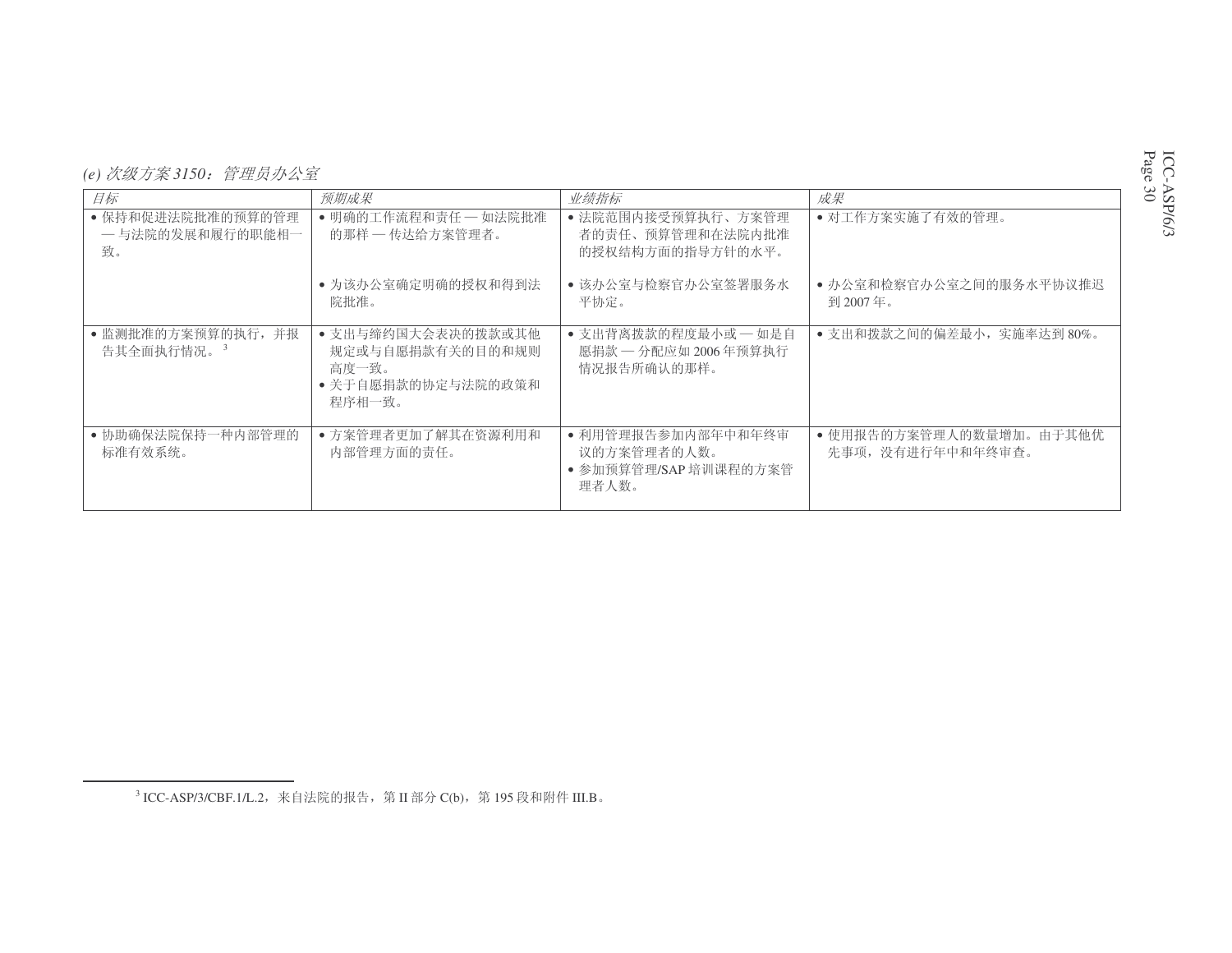*(e) 次级方案 3150：管理员办公室*

| *目标* | *预期成果* | *业绩指标* | *成果* |
|---|---|---|---|
| • 保持和促进法院批准的预算的管理 — 与法院的发展和履行的职能相一致。 | • 明确的工作流程和责任 — 如法院批准的那样 — 传达给方案管理者。 | • 法院范围内接受预算执行、方案管理者的责任、预算管理和在法院内批准的授权结构方面的指导方针的水平。 | • 对工作方案实施了有效的管理。 |
| | • 为该办公室确定明确的授权和得到法院批准。 | • 该办公室与检察官办公室签署服务水平协定。 | • 办公室和检察官办公室之间的服务水平协议推迟到 2007 年。 |
| • 监测批准的方案预算的执行，并报告其全面执行情况。[3] | • 支出与缔约国大会表决的拨款或其他规定或与自愿捐款有关的目的和规则高度一致。<br>• 关于自愿捐款的协定与法院的政策和程序相一致。 | • 支出背离拨款的程度最小或 — 如是自愿捐款 — 分配应如 2006 年预算执行情况报告所确认的那样。 | • 支出和拨款之间的偏差最小，实施率达到 80%。 |
| • 协助确保法院保持一种内部管理的标准有效系统。 | • 方案管理者更加了解其在资源利用和内部管理方面的责任。 | • 利用管理报告参加内部年中和年终审议的方案管理者的人数。<br>• 参加预算管理/SAP 培训课程的方案管理者人数。 | • 使用报告的方案管理人的数量增加。由于其他优先事项，没有进行年中和年终审查。 |

[3] ICC-ASP/3/CBF.1/L.2，来自法院的报告，第 II 部分 C(b)，第 195 段和附件 III.B。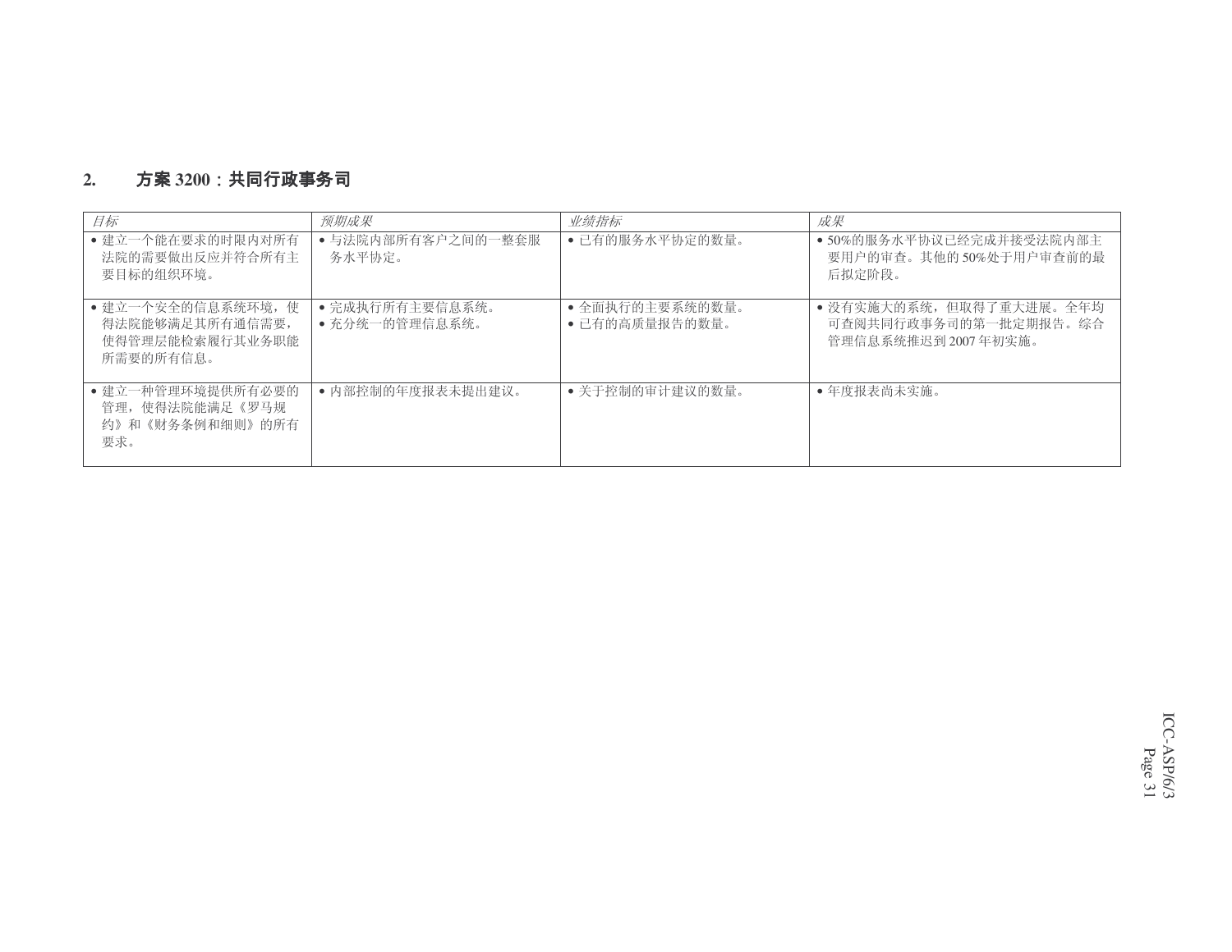## 2. 方案 3200：共同行政事务司

| *目标* | *预期成果* | *业绩指标* | *成果* |
|---|---|---|---|
| • 建立一个能在要求的时限内对所有法院的需要做出反应并符合所有主要目标的组织环境。 | • 与法院内部所有客户之间的一整套服务水平协定。 | • 已有的服务水平协定的数量。 | • 50%的服务水平协议已经完成并接受法院内部主要用户的审查。其他的 50%处于用户审查前的最后拟定阶段。 |
| • 建立一个安全的信息系统环境，使得法院能够满足其所有通信需要，使得管理层能检索履行其业务职能所需要的所有信息。 | • 完成执行所有主要信息系统。<br>• 充分统一的管理信息系统。 | • 全面执行的主要系统的数量。<br>• 已有的高质量报告的数量。 | • 没有实施大的系统，但取得了重大进展。全年均可查阅共同行政事务司的第一批定期报告。综合管理信息系统推迟到 2007 年初实施。 |
| • 建立一种管理环境提供所有必要的管理，使得法院能满足《罗马规约》和《财务条例和细则》的所有要求。 | • 内部控制的年度报表未提出建议。 | • 关于控制的审计建议的数量。 | • 年度报表尚未实施。 |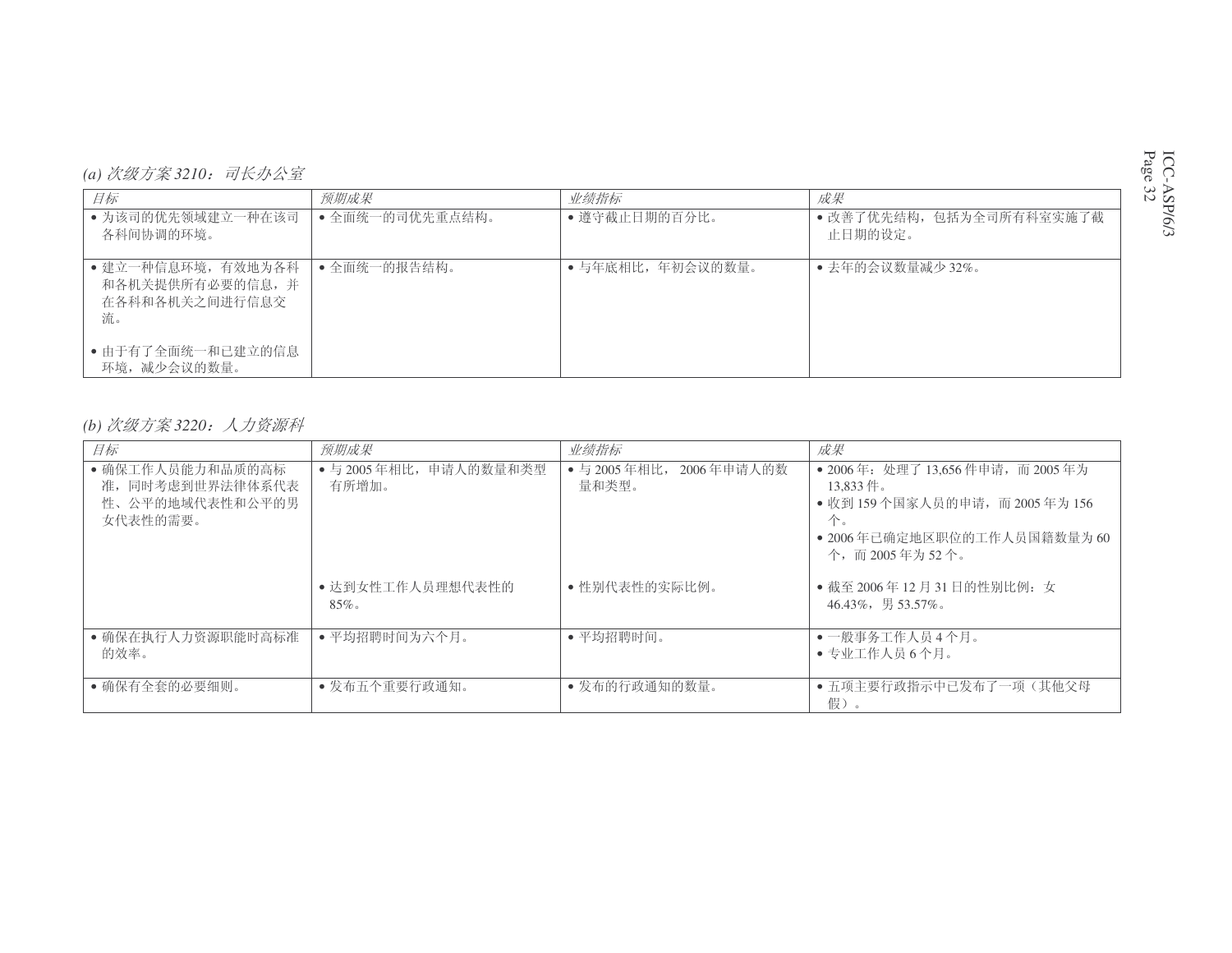*(a) 次级方案 3210：司长办公室*

| *目标* | *预期成果* | *业绩指标* | *成果* |
| --- | --- | --- | --- |
| • 为该司的优先领域建立一种在该司各科间协调的环境。 | • 全面统一的司优先重点结构。 | • 遵守截止日期的百分比。 | • 改善了优先结构，包括为全司所有科室实施了截止日期的设定。 |
| • 建立一种信息环境，有效地为各科和各机关提供所有必要的信息，并在各科和各机关之间进行信息交流。<br><br>• 由于有了全面统一和已建立的信息环境，减少会议的数量。 | • 全面统一的报告结构。 | • 与年底相比，年初会议的数量。 | • 去年的会议数量减少 32%。 |

*(b) 次级方案 3220：人力资源科*

| *目标* | *预期成果* | *业绩指标* | *成果* |
| --- | --- | --- | --- |
| • 确保工作人员能力和品质的高标准，同时考虑到世界法律体系代表性、公平的地域代表性和公平的男女代表性的需要。 | • 与 2005 年相比，申请人的数量和类型有所增加。 | • 与 2005 年相比， 2006 年申请人的数量和类型。 | • 2006 年：处理了 13,656 件申请，而 2005 年为 13,833 件。<br>• 收到 159 个国家人员的申请，而 2005 年为 156 个。<br>• 2006 年已确定地区职位的工作人员国籍数量为 60 个，而 2005 年为 52 个。 |
| | • 达到女性工作人员理想代表性的 85%。 | • 性别代表性的实际比例。 | • 截至 2006 年 12 月 31 日的性别比例：女 46.43%，男 53.57%。 |
| • 确保在执行人力资源职能时高标准的效率。 | • 平均招聘时间为六个月。 | • 平均招聘时间。 | • 一般事务工作人员 4 个月。<br>• 专业工作人员 6 个月。 |
| • 确保有全套的必要细则。 | • 发布五个重要行政通知。 | • 发布的行政通知的数量。 | • 五项主要行政指示中已发布了一项（其他父母假）。 |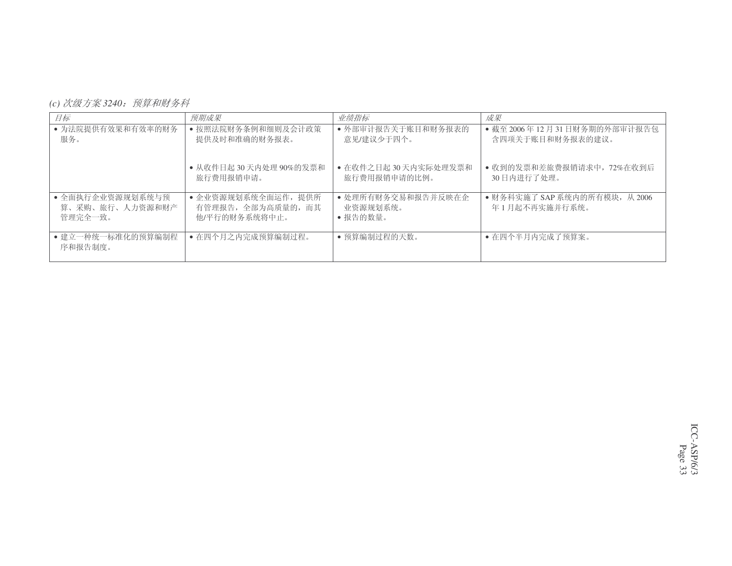*(c) 次级方案 3240：预算和财务科*

| *目标* | *预期成果* | *业绩指标* | *成果* |
|---|---|---|---|
| • 为法院提供有效果和有效率的财务服务。 | • 按照法院财务条例和细则及会计政策提供及时和准确的财务报表。<br><br>• 从收件日起 30 天内处理 90%的发票和旅行费用报销申请。 | • 外部审计报告关于账目和财务报表的意见/建议少于四个。<br><br>• 在收件之日起 30 天内实际处理发票和旅行费用报销申请的比例。 | • 截至 2006 年 12 月 31 日财务期的外部审计报告包含四项关于账目和财务报表的建议。<br><br>• 收到的发票和差旅费报销请求中，72%在收到后 30 日内进行了处理。 |
| • 全面执行企业资源规划系统与预算、采购、旅行、人力资源和财产管理完全一致。 | • 企业资源规划系统全面运作，提供所有管理报告，全部为高质量的，而其他/平行的财务系统将中止。 | • 处理所有财务交易和报告并反映在企业资源规划系统。<br>• 报告的数量。 | • 财务科实施了 SAP 系统内的所有模块，从 2006 年 1 月起不再实施并行系统。 |
| • 建立一种统一标准化的预算编制程序和报告制度。 | • 在四个月之内完成预算编制过程。 | • 预算编制过程的天数。 | • 在四个半月内完成了预算案。 |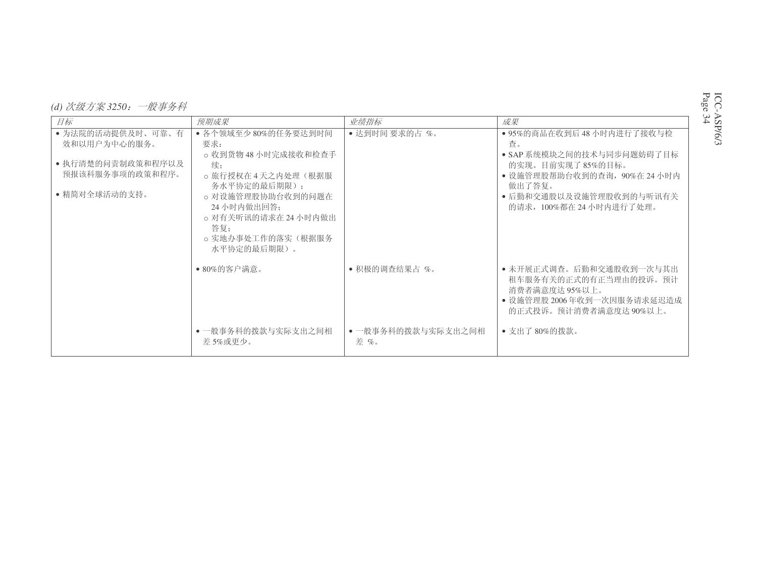*(d) 次级方案 3250：一般事务科*

| *目标* | *预期成果* | *业绩指标* | *成果* |
|---|---|---|---|
| • 为法院的活动提供及时、可靠、有效和以用户为中心的服务。<br><br>• 执行清楚的问责制政策和程序以及预报该科服务事项的政策和程序。<br><br>• 精简对全球活动的支持。 | • 各个领域至少 80%的任务要达到时间要求：<br>○ 收到货物 48 小时完成接收和检查手续；<br>○ 旅行授权在 4 天之内处理（根据服务水平协定的最后期限）；<br>○ 对设施管理股协助台收到的问题在 24 小时内做出回答；<br>○ 对有关听讯的请求在 24 小时内做出答复；<br>○ 实地办事处工作的落实（根据服务水平协定的最后期限）。 | • 达到时间 要求的占 %。 | • 95%的商品在收到后 48 小时内进行了接收与检查。<br>• SAP 系统模块之间的技术与同步问题妨碍了目标的实现。目前实现了 85%的目标。<br>• 设施管理股帮助台收到的查询，90%在 24 小时内做出了答复。<br>• 后勤和交通股以及设施管理股收到的与听讯有关的请求，100%都在 24 小时内进行了处理。 |
| | • 80%的客户满意。 | • 积极的调查结果占 %。 | • 未开展正式调查。后勤和交通股收到一次与其出租车服务有关的正式的有正当理由的投诉。预计消费者满意度达 95%以上。<br>• 设施管理股 2006 年收到一次因服务请求延迟造成的正式投诉。预计消费者满意度达 90%以上。 |
| | • 一般事务科的拨款与实际支出之间相差 5%或更少。 | • 一般事务科的拨款与实际支出之间相差 %。 | • 支出了 80%的拨款。 |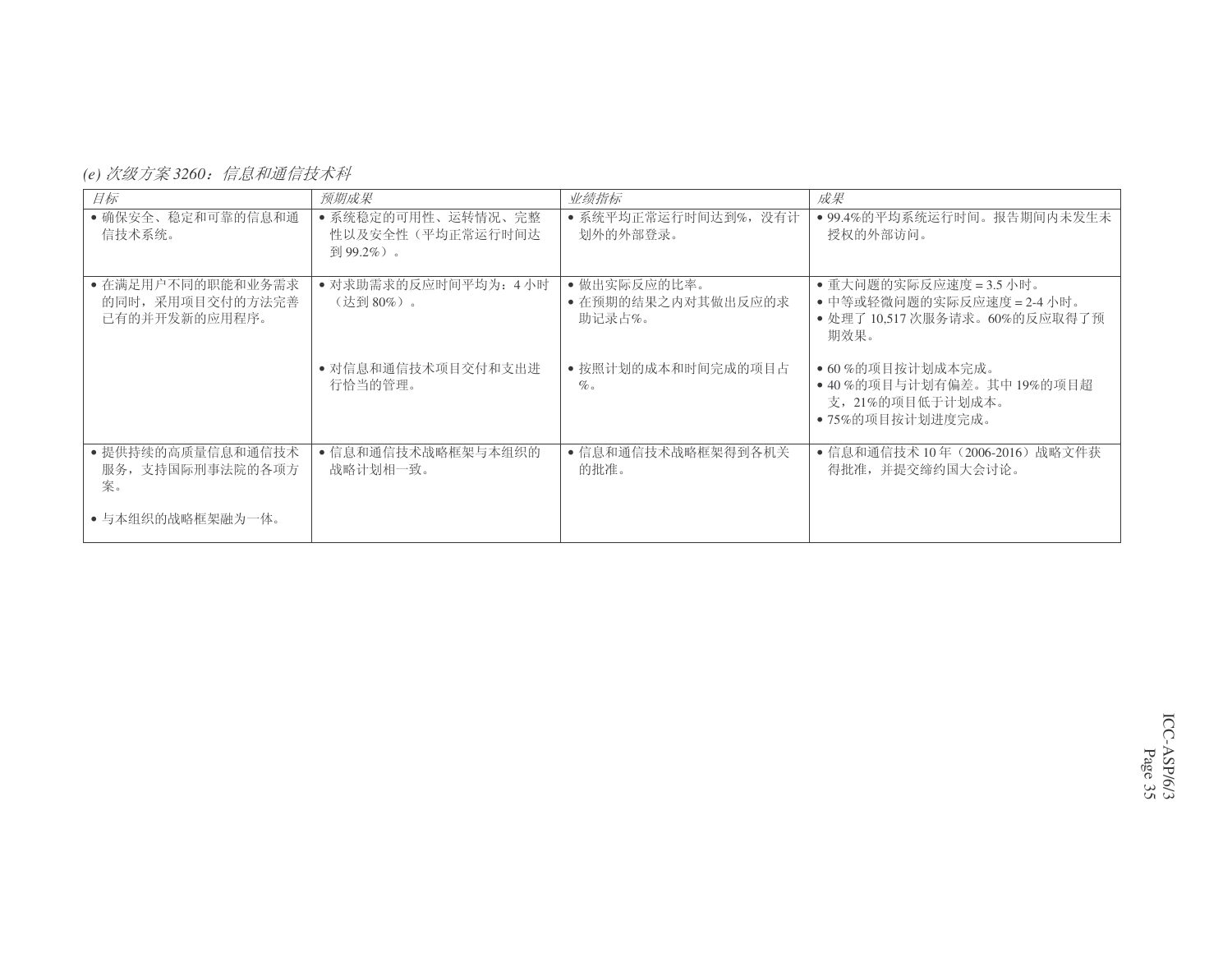*(e) 次级方案 3260：信息和通信技术科*

| *目标* | *预期成果* | *业绩指标* | *成果* |
| --- | --- | --- | --- |
| • 确保安全、稳定和可靠的信息和通信技术系统。 | • 系统稳定的可用性、运转情况、完整性以及安全性（平均正常运行时间达到 99.2%）。 | • 系统平均正常运行时间达到%，没有计划外的外部登录。 | • 99.4%的平均系统运行时间。报告期间内未发生未授权的外部访问。 |
| • 在满足用户不同的职能和业务需求的同时，采用项目交付的方法完善已有的并开发新的应用程序。 | • 对求助需求的反应时间平均为：4 小时（达到 80%）。 | • 做出实际反应的比率。<br>• 在预期的结果之内对其做出反应的求助记录占%。 | • 重大问题的实际反应速度 = 3.5 小时。<br>• 中等或轻微问题的实际反应速度 = 2-4 小时。<br>• 处理了 10,517 次服务请求。60%的反应取得了预期效果。 |
| | • 对信息和通信技术项目交付和支出进行恰当的管理。 | • 按照计划的成本和时间完成的项目占%。 | • 60 %的项目按计划成本完成。<br>• 40 %的项目与计划有偏差。其中 19%的项目超支，21%的项目低于计划成本。<br>• 75%的项目按计划进度完成。 |
| • 提供持续的高质量信息和通信技术服务，支持国际刑事法院的各项方案。<br><br>• 与本组织的战略框架融为一体。 | • 信息和通信技术战略框架与本组织的战略计划相一致。 | • 信息和通信技术战略框架得到各机关的批准。 | • 信息和通信技术 10 年（2006-2016）战略文件获得批准，并提交缔约国大会讨论。 |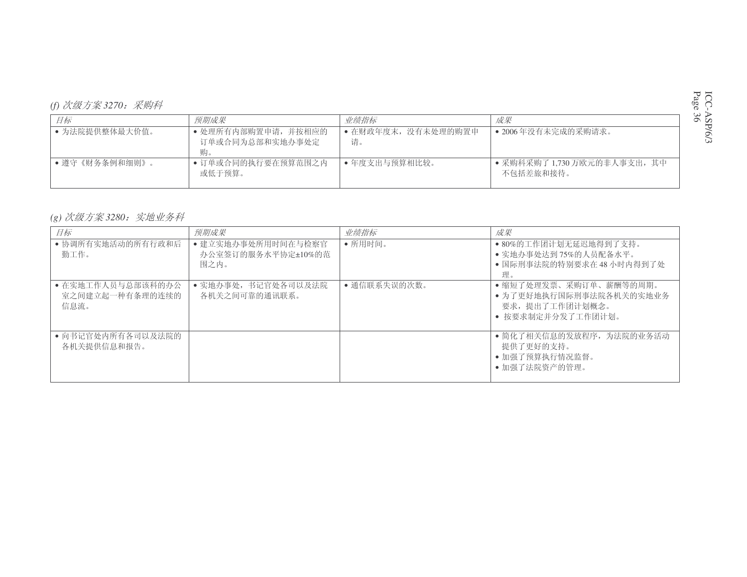*(f) 次级方案 3270：采购科*

| *目标* | *预期成果* | *业绩指标* | *成果* |
|---|---|---|---|
| • 为法院提供整体最大价值。 | • 处理所有内部购置申请，并按相应的订单或合同为总部和实地办事处定购。 | • 在财政年度末，没有未处理的购置申请。 | • 2006 年没有未完成的采购请求。 |
| • 遵守《财务条例和细则》。 | • 订单或合同的执行要在预算范围之内或低于预算。 | • 年度支出与预算相比较。 | • 采购科采购了 1,730 万欧元的非人事支出，其中不包括差旅和接待。 |

*(g) 次级方案 3280：实地业务科*

| *目标* | *预期成果* | *业绩指标* | *成果* |
|---|---|---|---|
| • 协调所有实地活动的所有行政和后勤工作。 | • 建立实地办事处所用时间在与检察官办公室签订的服务水平协定±10%的范围之内。 | • 所用时间。 | • 80%的工作团计划无延迟地得到了支持。<br>• 实地办事处达到 75%的人员配备水平。<br>• 国际刑事法院的特别要求在 48 小时内得到了处理。 |
| • 在实地工作人员与总部该科的办公室之间建立起一种有条理的连续的信息流。 | • 实地办事处，书记官处各司以及法院各机关之间可靠的通讯联系。 | • 通信联系失误的次数。 | • 缩短了处理发票、采购订单、薪酬等的周期。<br>• 为了更好地执行国际刑事法院各机关的实地业务要求，提出了工作团计划概念。<br>• 按要求制定并分发了工作团计划。 |
| • 向书记官处内所有各司以及法院的各机关提供信息和报告。 | | | • 简化了相关信息的发放程序，为法院的业务活动提供了更好的支持。<br>• 加强了预算执行情况监督。<br>• 加强了法院资产的管理。 |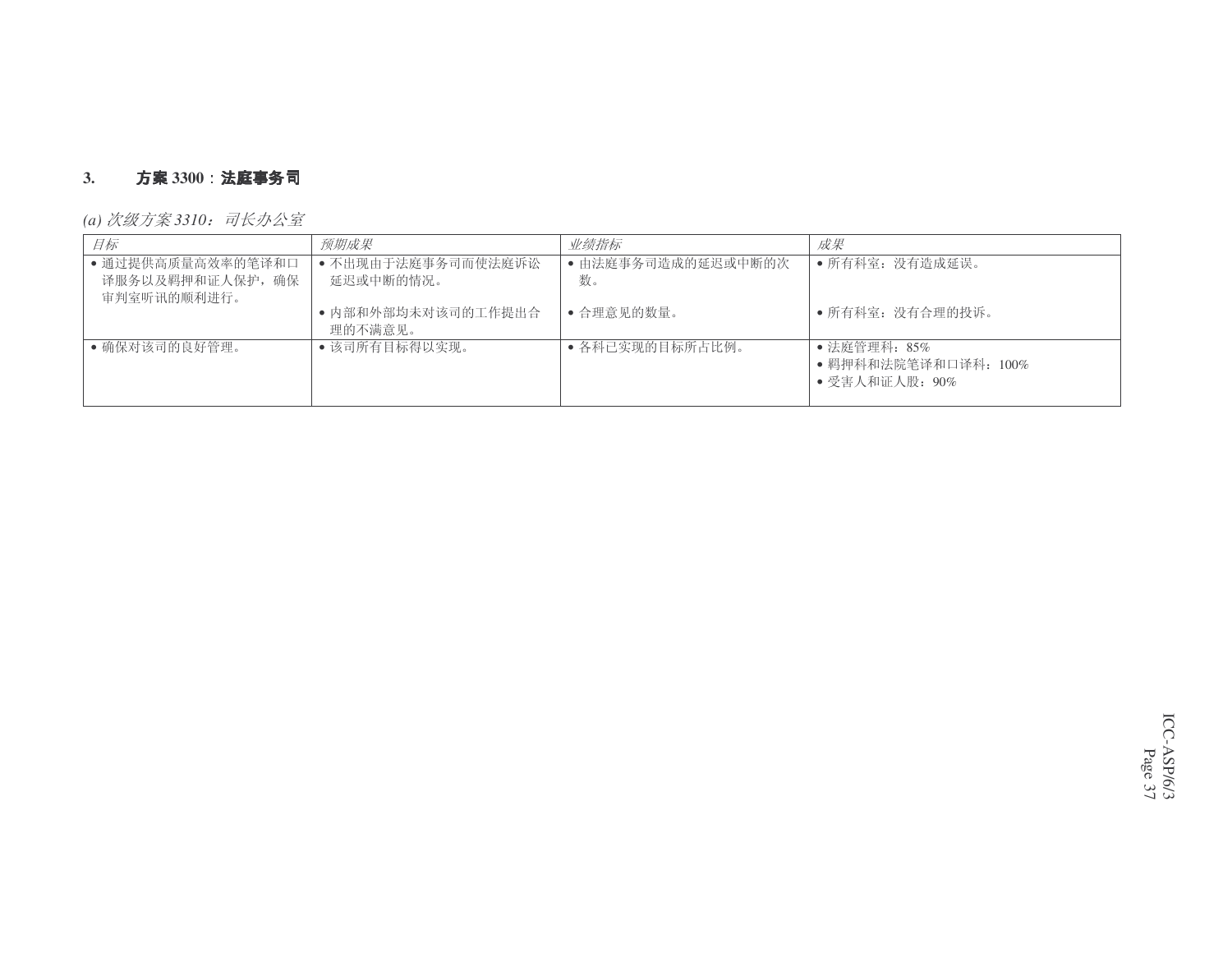### 3. **方案 3300：法庭事务司**

*(a) 次级方案 3310：司长办公室*

| *目标* | *预期成果* | *业绩指标* | *成果* |
|---|---|---|---|
| • 通过提供高质量高效率的笔译和口译服务以及羁押和证人保护，确保审判室听讯的顺利进行。 | • 不出现由于法庭事务司而使法庭诉讼延迟或中断的情况。 | • 由法庭事务司造成的延迟或中断的次数。 | • 所有科室：没有造成延误。 |
| | • 内部和外部均未对该司的工作提出合理的不满意见。 | • 合理意见的数量。 | • 所有科室：没有合理的投诉。 |
| • 确保对该司的良好管理。 | • 该司所有目标得以实现。 | • 各科已实现的目标所占比例。 | • 法庭管理科：85%<br>• 羁押科和法院笔译和口译科：100%<br>• 受害人和证人股：90% |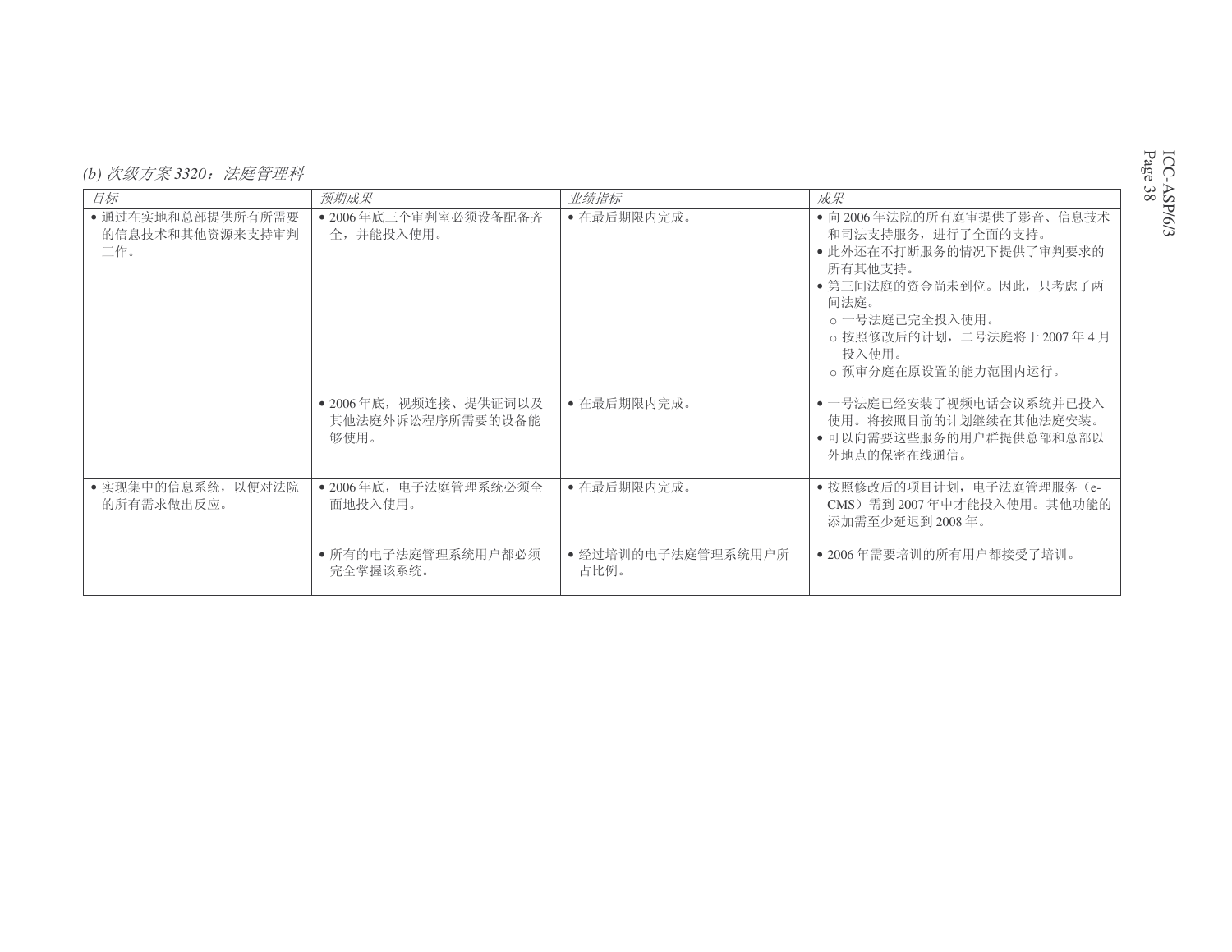*(b) 次级方案 3320：法庭管理科*

| *目标* | *预期成果* | *业绩指标* | *成果* |
|---|---|---|---|
| • 通过在实地和总部提供所有所需要的信息技术和其他资源来支持审判工作。 | • 2006 年底三个审判室必须设备配备齐全，并能投入使用。 | • 在最后期限内完成。 | • 向 2006 年法院的所有庭审提供了影音、信息技术和司法支持服务，进行了全面的支持。<br>• 此外还在不打断服务的情况下提供了审判要求的所有其他支持。<br>• 第三间法庭的资金尚未到位。因此，只考虑了两间法庭。<br>○ 一号法庭已完全投入使用。<br>○ 按照修改后的计划，二号法庭将于 2007 年 4 月投入使用。<br>○ 预审分庭在原设置的能力范围内运行。 |
| | • 2006 年底，视频连接、提供证词以及其他法庭外诉讼程序所需要的设备能够使用。 | • 在最后期限内完成。 | • 一号法庭已经安装了视频电话会议系统并已投入使用。将按照目前的计划继续在其他法庭安装。<br>• 可以向需要这些服务的用户群提供总部和总部以外地点的保密在线通信。 |
| • 实现集中的信息系统，以便对法院的所有需求做出反应。 | • 2006 年底，电子法庭管理系统必须全面地投入使用。 | • 在最后期限内完成。 | • 按照修改后的项目计划，电子法庭管理服务（e-CMS）需到 2007 年中才能投入使用。其他功能的添加需至少延迟到 2008 年。 |
| | • 所有的电子法庭管理系统用户都必须完全掌握该系统。 | • 经过培训的电子法庭管理系统用户所占比例。 | • 2006 年需要培训的所有用户都接受了培训。 |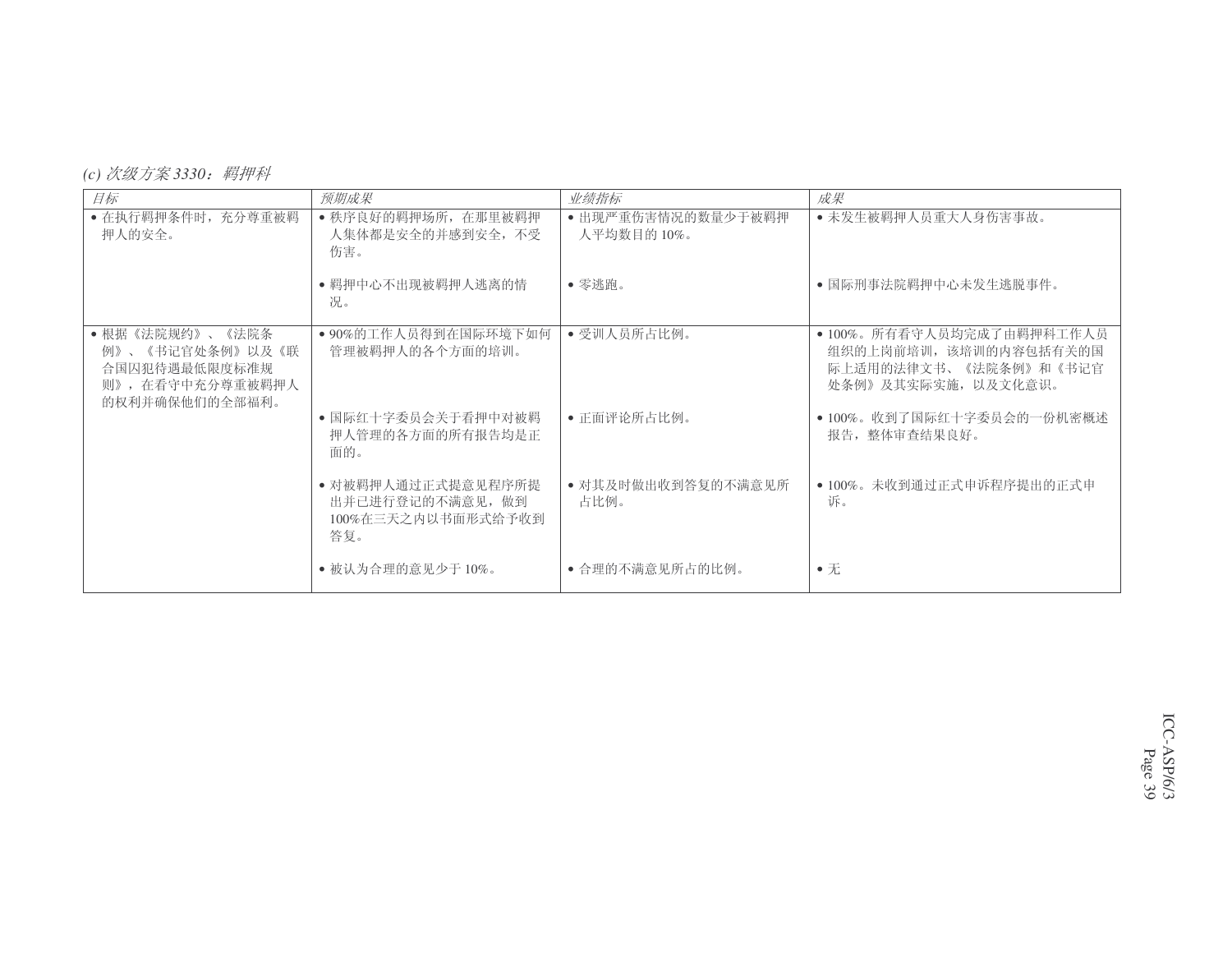*(c) 次级方案 3330：羁押科*

| *目标* | *预期成果* | *业绩指标* | *成果* |
| --- | --- | --- | --- |
| • 在执行羁押条件时，充分尊重被羁押人的安全。 | • 秩序良好的羁押场所，在那里被羁押人集体都是安全的并感到安全，不受伤害。 | • 出现严重伤害情况的数量少于被羁押人平均数目的 10%。 | • 未发生被羁押人员重大人身伤害事故。 |
| | • 羁押中心不出现被羁押人逃离的情况。 | • 零逃跑。 | • 国际刑事法院羁押中心未发生逃脱事件。 |
| • 根据《法院规约》、《法院条例》、《书记官处条例》以及《联合国囚犯待遇最低限度标准规则》，在看守中充分尊重被羁押人的权利并确保他们的全部福利。 | • 90%的工作人员得到在国际环境下如何管理被羁押人的各个方面的培训。 | • 受训人员所占比例。 | • 100%。所有看守人员均完成了由羁押科工作人员组织的上岗前培训，该培训的内容包括有关的国际上适用的法律文书、《法院条例》和《书记官处条例》及其实际实施，以及文化意识。 |
| | • 国际红十字委员会关于看押中对被羁押人管理的各方面的所有报告均是正面的。 | • 正面评论所占比例。 | • 100%。收到了国际红十字委员会的一份机密概述报告，整体审查结果良好。 |
| | • 对被羁押人通过正式提意见程序所提出并已进行登记的不满意见，做到100%在三天之内以书面形式给予收到答复。 | • 对其及时做出收到答复的不满意见所占比例。 | • 100%。未收到通过正式申诉程序提出的正式申诉。 |
| | • 被认为合理的意见少于 10%。 | • 合理的不满意见所占的比例。 | • 无 |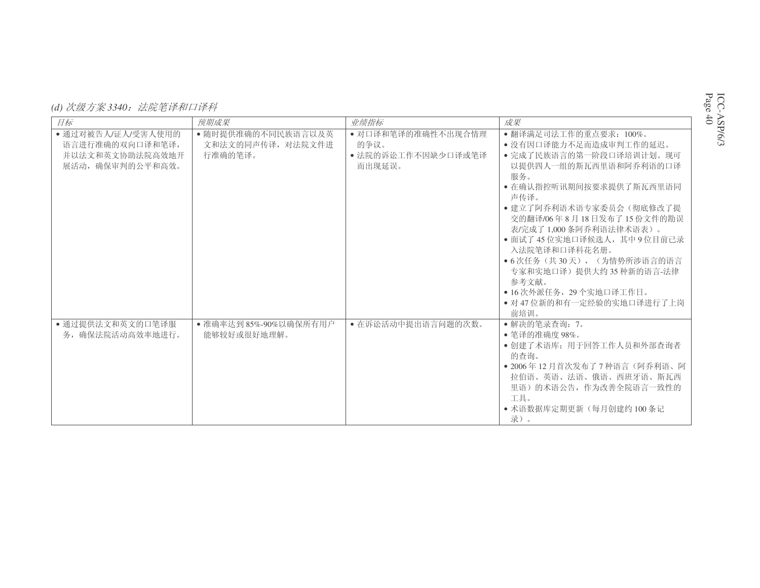*(d) 次级方案 3340：法院笔译和口译科*

| *目标* | *预期成果* | *业绩指标* | *成果* |
|---|---|---|---|
| • 通过对被告人/证人/受害人使用的语言进行准确的双向口译和笔译，并以法文和英文协助法院高效地开展活动，确保审判的公平和高效。 | • 随时提供准确的不同民族语言以及英文和法文的同声传译，对法院文件进行准确的笔译。 | • 对口译和笔译的准确性不出现合情理的争议。<br>• 法院的诉讼工作不因缺少口译或笔译而出现延误。 | • 翻译满足司法工作的重点要求：100%。<br>• 没有因口译能力不足而造成审判工作的延迟。<br>• 完成了民族语言的第一阶段口译培训计划。现可以提供四人一组的斯瓦西里语和阿乔利语的口译服务。<br>• 在确认指控听讯期间按要求提供了斯瓦西里语同声传译。<br>• 建立了阿乔利语术语专家委员会（彻底修改了提交的翻译/06 年 8 月 18 日发布了 15 份文件的勘误表/完成了 1,000 条阿乔利语法律术语表）。<br>• 面试了 45 位实地口译候选人，其中 9 位目前已录入法院笔译和口译科花名册。<br>• 6 次任务（共 30 天），（为情势所涉语言的语言专家和实地口译）提供大约 35 种新的语言-法律参考文献。<br>• 16 次外派任务，29 个实地口译工作日。<br>• 对 47 位新的和有一定经验的实地口译进行了上岗前培训。 |
| • 通过提供法文和英文的口笔译服务，确保法院活动高效率地进行。 | • 准确率达到 85%-90%以确保所有用户能够较好或很好地理解。 | • 在诉讼活动中提出语言问题的次数。 | • 解决的笔录查询：7。<br>• 笔译的准确度 98%。<br>• 创建了术语库；用于回答工作人员和外部查询者的查询。<br>• 2006 年 12 月首次发布了 7 种语言（阿乔利语、阿拉伯语、英语、法语、俄语、西班牙语、斯瓦西里语）的术语公告，作为改善全院语言一致性的工具。<br>• 术语数据库定期更新（每月创建约 100 条记录）。 |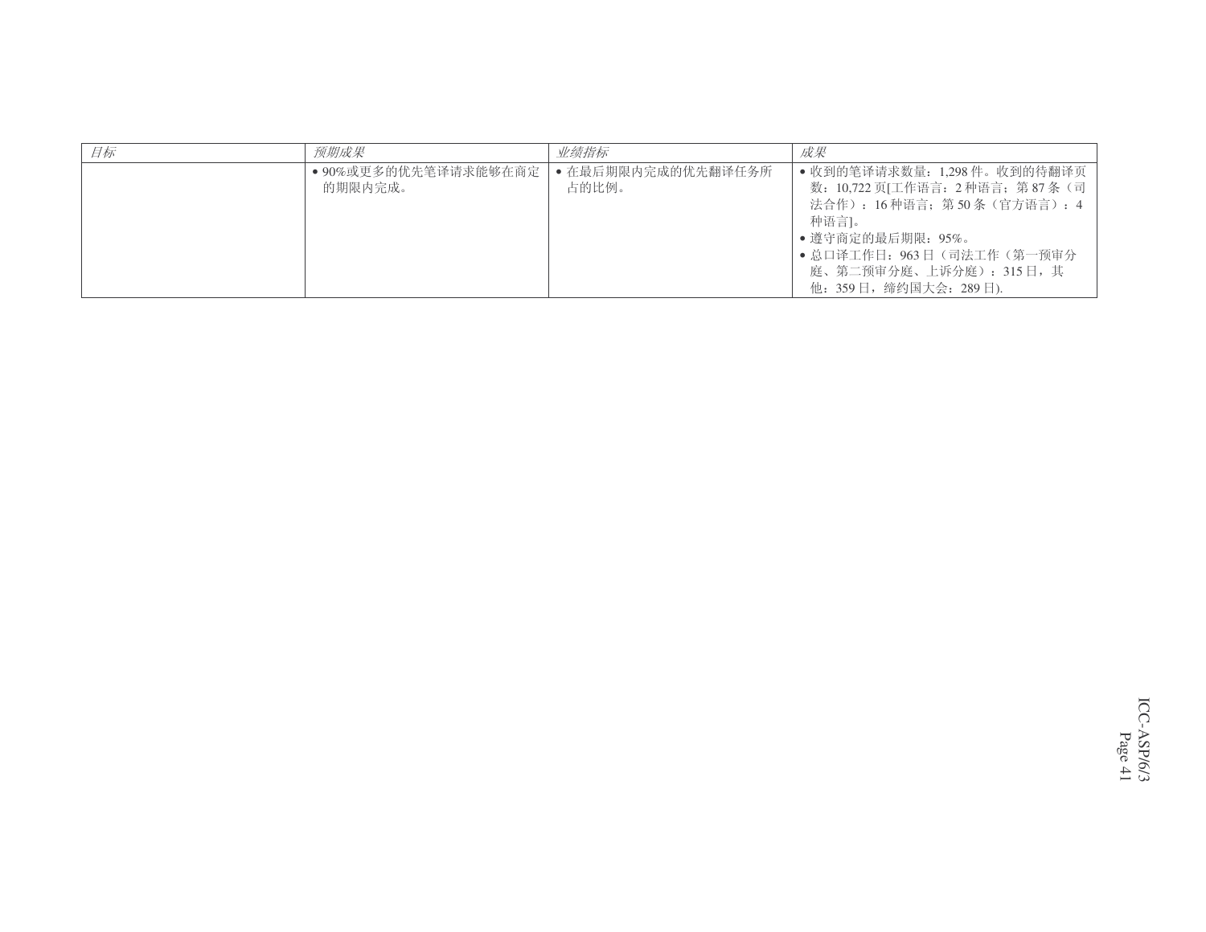| *目标* | *预期成果* | *业绩指标* | *成果* |
| --- | --- | --- | --- |
| | • 90%或更多的优先笔译请求能够在商定的期限内完成。 | • 在最后期限内完成的优先翻译任务所占的比例。 | • 收到的笔译请求数量：1,298 件。收到的待翻译页数：10,722 页[工作语言：2 种语言；第 87 条（司法合作）：16 种语言；第 50 条（官方语言）：4 种语言]。<br>• 遵守商定的最后期限：95%。<br>• 总口译工作日：963 日（司法工作（第一预审分庭、第二预审分庭、上诉分庭）：315 日，其他：359 日，缔约国大会：289 日). |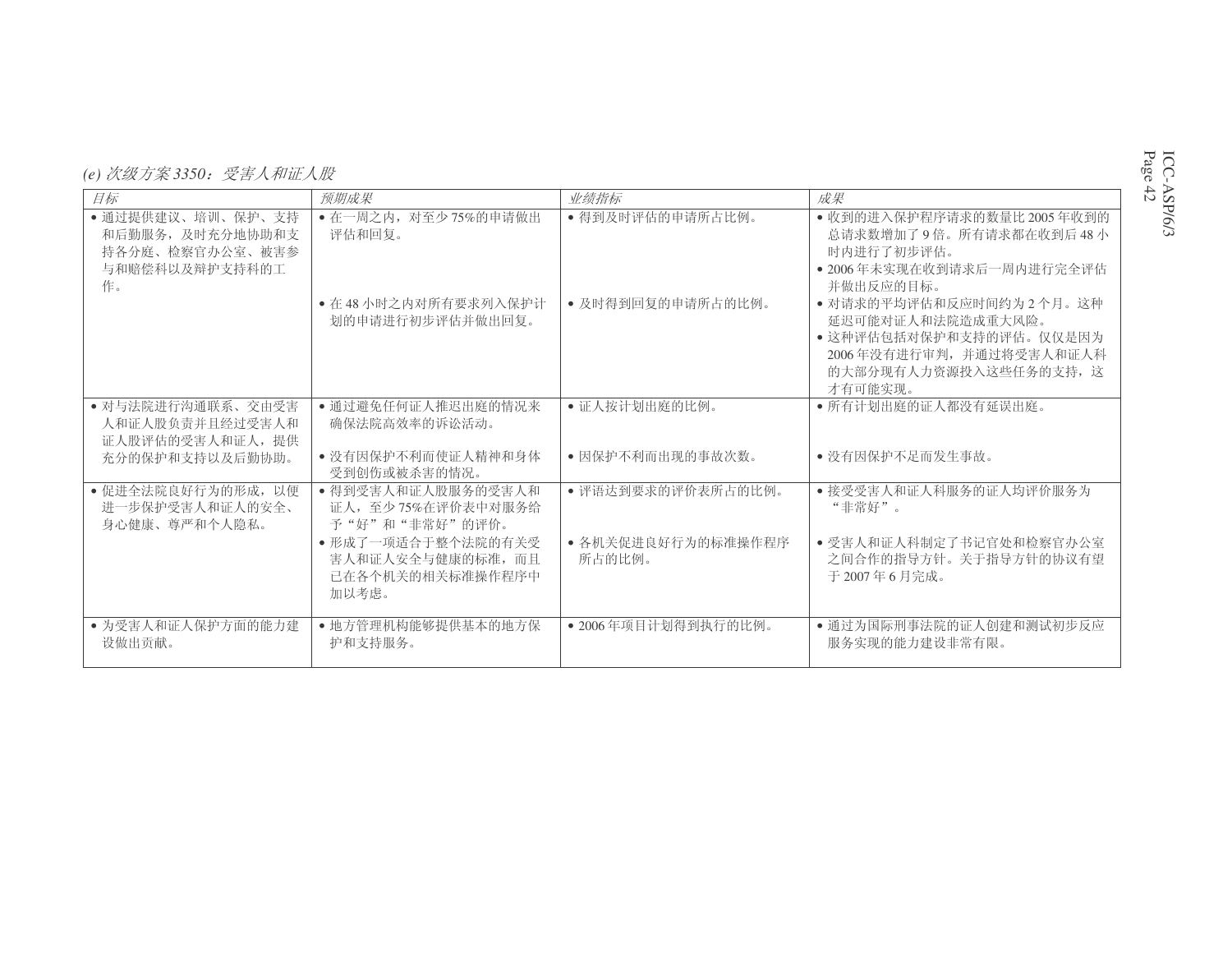*(e) 次级方案 3350：受害人和证人股*

| *目标* | *预期成果* | *业绩指标* | *成果* |
|---|---|---|---|
| • 通过提供建议、培训、保护、支持和后勤服务，及时充分地协助和支持各分庭、检察官办公室、被害参与和赔偿科以及辩护支持科的工作。 | • 在一周之内，对至少 75%的申请做出评估和回复。<br><br>• 在 48 小时之内对所有要求列入保护计划的申请进行初步评估并做出回复。 | • 得到及时评估的申请所占比例。<br><br>• 及时得到回复的申请所占的比例。 | • 收到的进入保护程序请求的数量比 2005 年收到的总请求数增加了 9 倍。所有请求都在收到后 48 小时内进行了初步评估。<br>• 2006 年未实现在收到请求后一周内进行完全评估并做出反应的目标。<br>• 对请求的平均评估和反应时间约为 2 个月。这种延迟可能对证人和法院造成重大风险。<br>• 这种评估包括对保护和支持的评估。仅仅是因为 2006 年没有进行审判，并通过将受害人和证人科的大部分现有人力资源投入这些任务的支持，这才有可能实现。 |
| • 对与法院进行沟通联系、交由受害人和证人股负责并且经过受害人和证人股评估的受害人和证人，提供充分的保护和支持以及后勤协助。 | • 通过避免任何证人推迟出庭的情况来确保法院高效率的诉讼活动。<br><br>• 没有因保护不利而使证人精神和身体受到创伤或被杀害的情况。 | • 证人按计划出庭的比例。<br><br>• 因保护不利而出现的事故次数。 | • 所有计划出庭的证人都没有延误出庭。<br><br>• 没有因保护不足而发生事故。 |
| • 促进全法院良好行为的形成，以便进一步保护受害人和证人的安全、身心健康、尊严和个人隐私。 | • 得到受害人和证人股服务的受害人和证人，至少 75%在评价表中对服务给予“好”和“非常好”的评价。<br>• 形成了一项适合于整个法院的有关受害人和证人安全与健康的标准，而且已在各个机关的相关标准操作程序中加以考虑。 | • 评语达到要求的评价表所占的比例。<br><br>• 各机关促进良好行为的标准操作程序所占的比例。 | • 接受受害人和证人科服务的证人均评价服务为“非常好”。<br><br>• 受害人和证人科制定了书记官处和检察官办公室之间合作的指导方针。关于指导方针的协议有望于 2007 年 6 月完成。 |
| • 为受害人和证人保护方面的能力建设做出贡献。 | • 地方管理机构能够提供基本的地方保护和支持服务。 | • 2006 年项目计划得到执行的比例。 | • 通过为国际刑事法院的证人创建和测试初步反应服务实现的能力建设非常有限。 |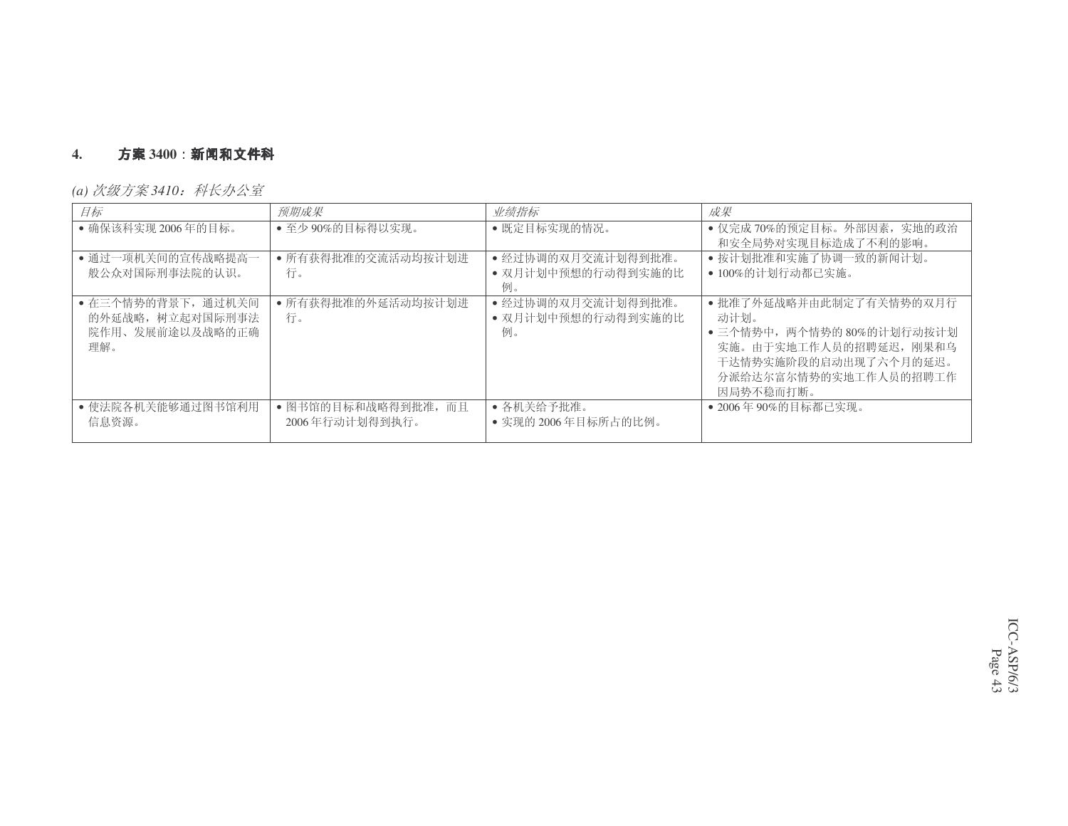### 4. **方案 3400**：**新闻和文件科**

*(a) 次级方案 3410：科长办公室*

| *目标* | *预期成果* | *业绩指标* | *成果* |
| --- | --- | --- | --- |
| • 确保该科实现 2006 年的目标。 | • 至少 90%的目标得以实现。 | • 既定目标实现的情况。 | • 仅完成 70%的预定目标。外部因素，实地的政治和安全局势对实现目标造成了不利的影响。 |
| • 通过一项机关间的宣传战略提高一般公众对国际刑事法院的认识。 | • 所有获得批准的交流活动均按计划进行。 | • 经过协调的双月交流计划得到批准。<br>• 双月计划中预想的行动得到实施的比例。 | • 按计划批准和实施了协调一致的新闻计划。<br>• 100%的计划行动都已实施。 |
| • 在三个情势的背景下，通过机关间的外延战略，树立起对国际刑事法院作用、发展前途以及战略的正确理解。 | • 所有获得批准的外延活动均按计划进行。 | • 经过协调的双月交流计划得到批准。<br>• 双月计划中预想的行动得到实施的比例。 | • 批准了外延战略并由此制定了有关情势的双月行动计划。<br>• 三个情势中，两个情势的 80%的计划行动按计划实施。由于实地工作人员的招聘延迟，刚果和乌干达情势实施阶段的启动出现了六个月的延迟。分派给达尔富尔情势的实地工作人员的招聘工作因局势不稳而打断。 |
| • 使法院各机关能够通过图书馆利用信息资源。 | • 图书馆的目标和战略得到批准，而且 2006 年行动计划得到执行。 | • 各机关给予批准。<br>• 实现的 2006 年目标所占的比例。 | • 2006 年 90%的目标都已实现。 |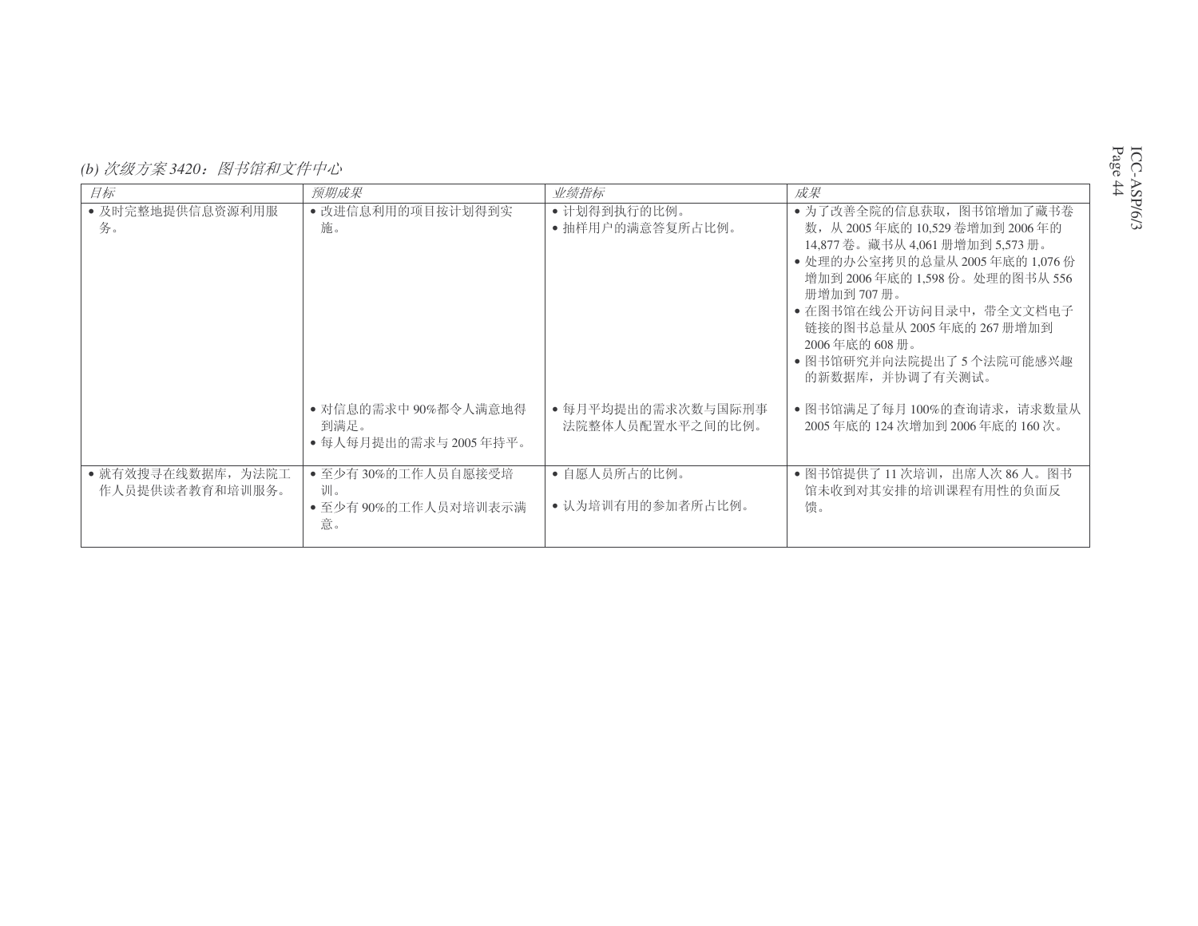*(b) 次级方案 3420：图书馆和文件中心*

| *目标* | *预期成果* | *业绩指标* | *成果* |
|---|---|---|---|
| • 及时完整地提供信息资源利用服务。 | • 改进信息利用的项目按计划得到实施。 | • 计划得到执行的比例。<br>• 抽样用户的满意答复所占比例。 | • 为了改善全院的信息获取，图书馆增加了藏书卷数，从 2005 年底的 10,529 卷增加到 2006 年的 14,877 卷。藏书从 4,061 册增加到 5,573 册。<br>• 处理的办公室拷贝的总量从 2005 年底的 1,076 份增加到 2006 年底的 1,598 份。处理的图书从 556 册增加到 707 册。<br>• 在图书馆在线公开访问目录中，带全文文档电子链接的图书总量从 2005 年底的 267 册增加到 2006 年底的 608 册。<br>• 图书馆研究并向法院提出了 5 个法院可能感兴趣的新数据库，并协调了有关测试。 |
| | • 对信息的需求中 90%都令人满意地得到满足。<br>• 每人每月提出的需求与 2005 年持平。 | • 每月平均提出的需求次数与国际刑事法院整体人员配置水平之间的比例。 | • 图书馆满足了每月 100%的查询请求，请求数量从 2005 年底的 124 次增加到 2006 年底的 160 次。 |
| • 就有效搜寻在线数据库，为法院工作人员提供读者教育和培训服务。 | • 至少有 30%的工作人员自愿接受培训。<br>• 至少有 90%的工作人员对培训表示满意。 | • 自愿人员所占的比例。<br>• 认为培训有用的参加者所占比例。 | • 图书馆提供了 11 次培训，出席人次 86 人。图书馆未收到对其安排的培训课程有用性的负面反馈。 |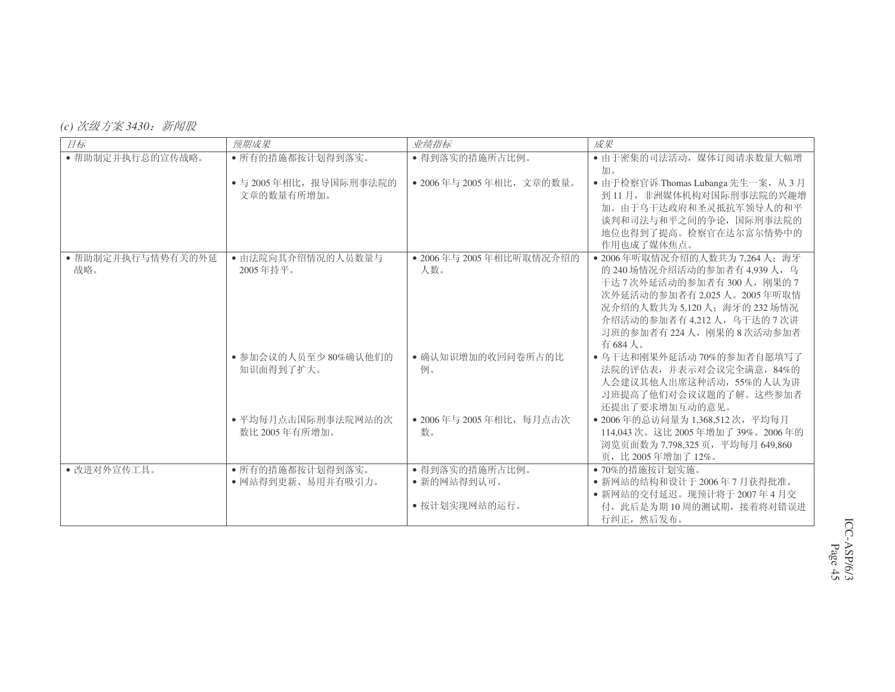*(c) 次级方案 3430：新闻股*

| *目标* | *预期成果* | *业绩指标* | *成果* |
|---|---|---|---|
| • 帮助制定并执行总的宣传战略。 | • 所有的措施都按计划得到落实。<br><br>• 与 2005 年相比，报导国际刑事法院的文章的数量有所增加。 | • 得到落实的措施所占比例。<br><br>• 2006 年与 2005 年相比，文章的数量。 | • 由于密集的司法活动，媒体订阅请求数量大幅增加。<br>• 由于检察官诉 Thomas Lubanga 先生一案，从 3 月到 11 月，非洲媒体机构对国际刑事法院的兴趣增加。由于乌干达政府和圣灵抵抗军领导人的和平谈判和司法与和平之间的争论，国际刑事法院的地位也得到了提高。检察官在达尔富尔情势中的作用也成了媒体焦点。 |
| • 帮助制定并执行与情势有关的外延战略。 | • 由法院向其介绍情况的人员数量与 2005 年持平。 | • 2006 年与 2005 年相比听取情况介绍的人数。 | • 2006 年听取情况介绍的人数共为 7,264 人；海牙的 240 场情况介绍活动的参加者有 4,939 人，乌干达 7 次外延活动的参加者有 300 人，刚果的 7 次外延活动的参加者有 2,025 人。2005 年听取情况介绍的人数共为 5,120 人；海牙的 232 场情况介绍活动的参加者有 4,212 人，乌干达的 7 次讲习班的参加者有 224 人，刚果的 8 次活动参加者有 684 人。 |
| | • 参加会议的人员至少 80%确认他们的知识面得到了扩大。 | • 确认知识增加的收回问卷所占的比例。 | • 乌干达和刚果外延活动 70%的参加者自愿填写了法院的评估表，并表示对会议完全满意，84%的人会建议其他人出席这种活动，55%的人认为讲习班提高了他们对会议议题的了解。这些参加者还提出了要求增加互动的意见。 |
| | • 平均每月点击国际刑事法院网站的次数比 2005 年有所增加。 | • 2006 年与 2005 年相比，每月点击次数。 | • 2006 年的总访问量为 1,368,512 次，平均每月 114,043 次。这比 2005 年增加了 39%。2006 年的浏览页面数为 7,798,325 页，平均每月 649,860 页，比 2005 年增加了 12%。 |
| • 改进对外宣传工具。 | • 所有的措施都按计划得到落实。<br>• 网站得到更新、易用并有吸引力。 | • 得到落实的措施所占比例。<br>• 新的网站得到认可。<br><br>• 按计划实现网站的运行。 | • 70%的措施按计划实施。<br>• 新网站的结构和设计于 2006 年 7 月获得批准。<br>• 新网站的交付延迟。现预计将于 2007 年 4 月交付，此后是为期 10 周的测试期，接着将对错误进行纠正，然后发布。 |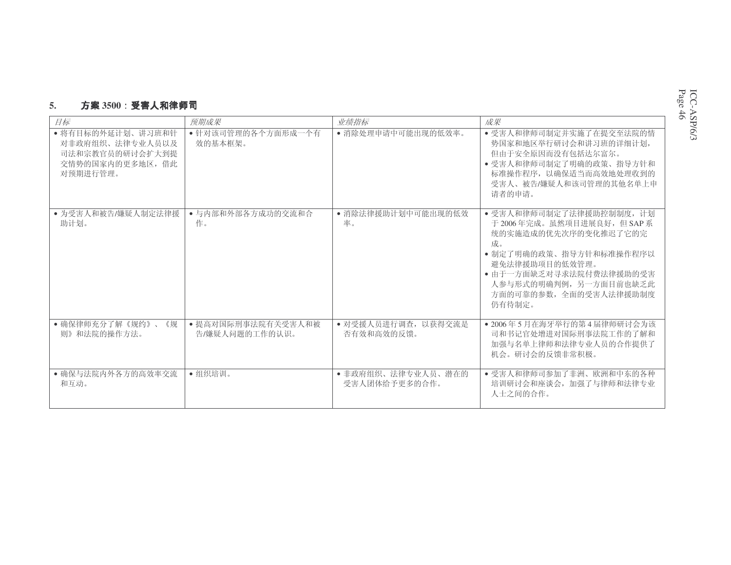## 5. 方案 3500：受害人和律师司

| *目标* | *预期成果* | *业绩指标* | *成果* |
|---|---|---|---|
| • 将有目标的外延计划、讲习班和针对非政府组织、法律专业人员以及司法和宗教官员的研讨会扩大到提交情势的国家内的更多地区，借此对预期进行管理。 | • 针对该司管理的各个方面形成一个有效的基本框架。 | • 消除处理申请中可能出现的低效率。 | • 受害人和律师司制定并实施了在提交至法院的情势国家和地区举行研讨会和讲习班的详细计划，但由于安全原因而没有包括达尔富尔。<br>• 受害人和律师司制定了明确的政策、指导方针和标准操作程序，以确保适当而高效地处理收到的受害人、被告/嫌疑人和该司管理的其他名单上申请者的申请。 |
| • 为受害人和被告/嫌疑人制定法律援助计划。 | • 与内部和外部各方成功的交流和合作。 | • 消除法律援助计划中可能出现的低效率。 | • 受害人和律师司制定了法律援助控制制度，计划于 2006 年完成。虽然项目进展良好，但 SAP 系统的实施造成的优先次序的变化推迟了它的完成。<br>• 制定了明确的政策、指导方针和标准操作程序以避免法律援助项目的低效管理。<br>• 由于一方面缺乏对寻求法院付费法律援助的受害人参与形式的明确判例，另一方面目前也缺乏此方面的可靠的参数，全面的受害人法律援助制度仍有待制定。 |
| • 确保律师充分了解《规约》、《规则》和法院的操作方法。 | • 提高对国际刑事法院有关受害人和被告/嫌疑人问题的工作的认识。 | • 对受援人员进行调查，以获得交流是否有效和高效的反馈。 | • 2006 年 5 月在海牙举行的第 4 届律师研讨会为该司和书记官处增进对国际刑事法院工作的了解和加强与名单上律师和法律专业人员的合作提供了机会。研讨会的反馈非常积极。 |
| • 确保与法院内外各方的高效率交流和互动。 | • 组织培训。 | • 非政府组织、法律专业人员、潜在的受害人团体给予更多的合作。 | • 受害人和律师司参加了非洲、欧洲和中东的各种培训研讨会和座谈会，加强了与律师和法律专业人士之间的合作。 |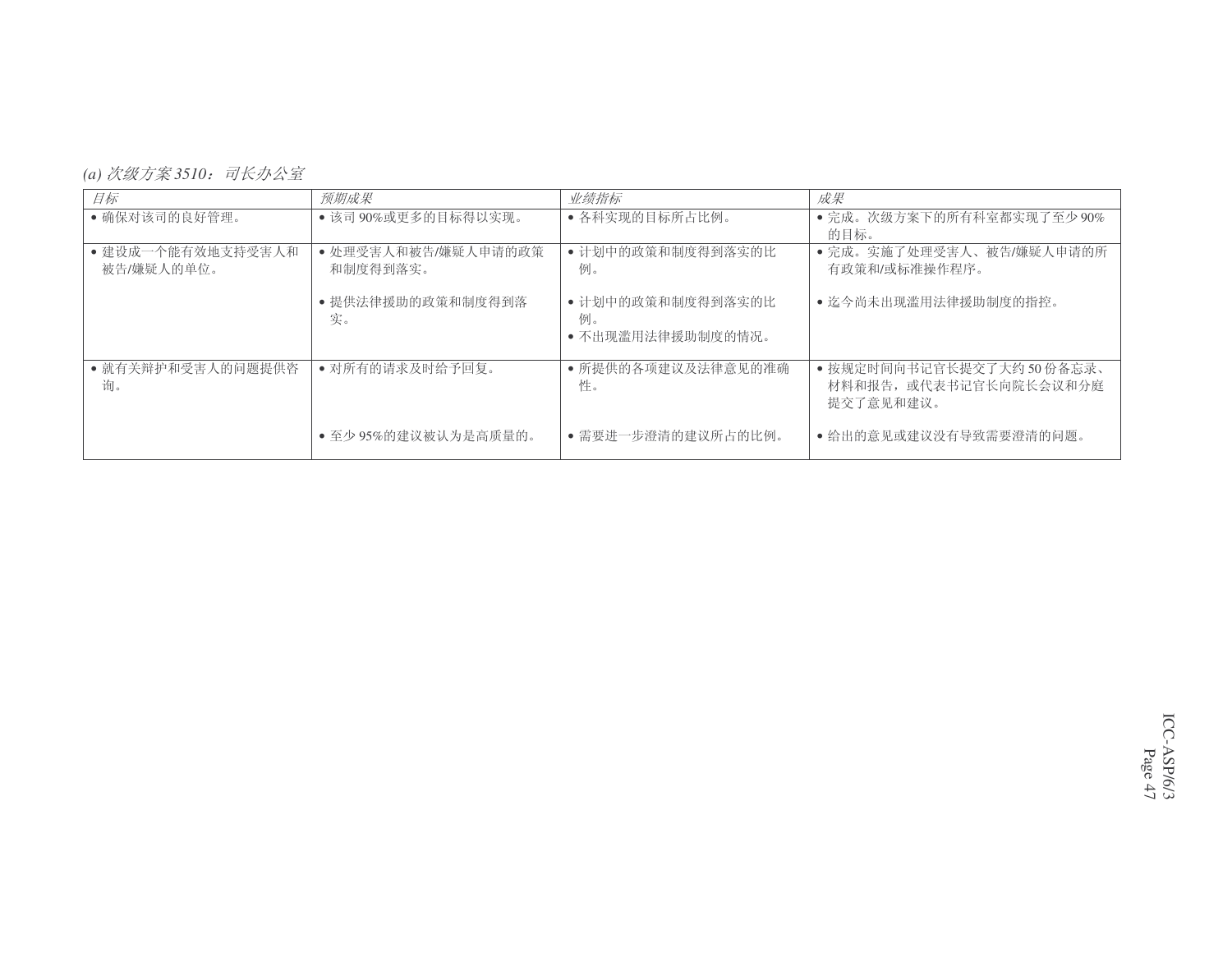*(a) 次级方案 3510：司长办公室*

| *目标* | *预期成果* | *业绩指标* | *成果* |
|---|---|---|---|
| • 确保对该司的良好管理。 | • 该司 90%或更多的目标得以实现。 | • 各科实现的目标所占比例。 | • 完成。次级方案下的所有科室都实现了至少 90%的目标。 |
| • 建设成一个能有效地支持受害人和被告/嫌疑人的单位。 | • 处理受害人和被告/嫌疑人申请的政策和制度得到落实。<br><br>• 提供法律援助的政策和制度得到落实。 | • 计划中的政策和制度得到落实的比例。<br><br>• 计划中的政策和制度得到落实的比例。<br>• 不出现滥用法律援助制度的情况。 | • 完成。实施了处理受害人、被告/嫌疑人申请的所有政策和/或标准操作程序。<br><br>• 迄今尚未出现滥用法律援助制度的指控。 |
| • 就有关辩护和受害人的问题提供咨询。 | • 对所有的请求及时给予回复。<br><br>• 至少 95%的建议被认为是高质量的。 | • 所提供的各项建议及法律意见的准确性。<br><br>• 需要进一步澄清的建议所占的比例。 | • 按规定时间向书记官长提交了大约 50 份备忘录、材料和报告，或代表书记官长向院长会议和分庭提交了意见和建议。<br><br>• 给出的意见或建议没有导致需要澄清的问题。 |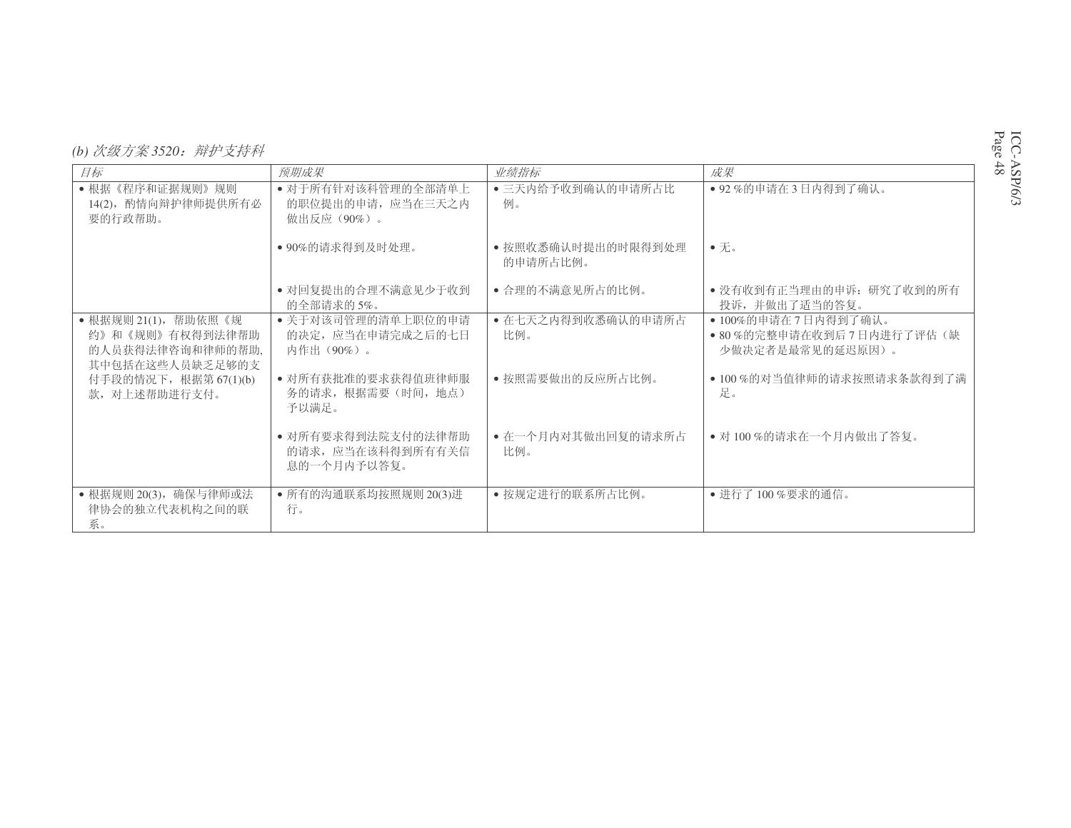*(b) 次级方案 3520：辩护支持科*

| *目标* | *预期成果* | *业绩指标* | *成果* |
|---|---|---|---|
| • 根据《程序和证据规则》规则 14(2)，酌情向辩护律师提供所有必要的行政帮助。 | • 对于所有针对该科管理的全部清单上的职位提出的申请，应当在三天之内做出反应（90%）。 | • 三天内给予收到确认的申请所占比例。 | • 92 %的申请在 3 日内得到了确认。 |
| | • 90%的请求得到及时处理。 | • 按照收悉确认时提出的时限得到处理的申请所占比例。 | • 无。 |
| | • 对回复提出的合理不满意见少于收到的全部请求的 5%。 | • 合理的不满意见所占的比例。 | • 没有收到有正当理由的申诉：研究了收到的所有投诉，并做出了适当的答复。 |
| • 根据规则 21(1)，帮助依照《规约》和《规则》有权得到法律帮助的人员获得法律咨询和律师的帮助，其中包括在这些人员缺乏足够的支付手段的情况下，根据第 67(1)(b)款，对上述帮助进行支付。 | • 关于对该司管理的清单上职位的申请的决定，应当在申请完成之后的七日内作出（90%）。 | • 在七天之内得到收悉确认的申请所占比例。 | • 100%的申请在 7 日内得到了确认。<br>• 80 %的完整申请在收到后 7 日内进行了评估（缺少做决定者是最常见的延迟原因）。 |
| | • 对所有获批准的要求获得值班律师服务的请求，根据需要（时间，地点）予以满足。 | • 按照需要做出的反应所占比例。 | • 100 %的对当值律师的请求按照请求条款得到了满足。 |
| | • 对所有要求得到法院支付的法律帮助的请求，应当在该科得到所有有关信息的一个月内予以答复。 | • 在一个月内对其做出回复的请求所占比例。 | • 对 100 %的请求在一个月内做出了答复。 |
| • 根据规则 20(3)，确保与律师或法律协会的独立代表机构之间的联系。 | • 所有的沟通联系均按照规则 20(3)进行。 | • 按规定进行的联系所占比例。 | • 进行了 100 %要求的通信。 |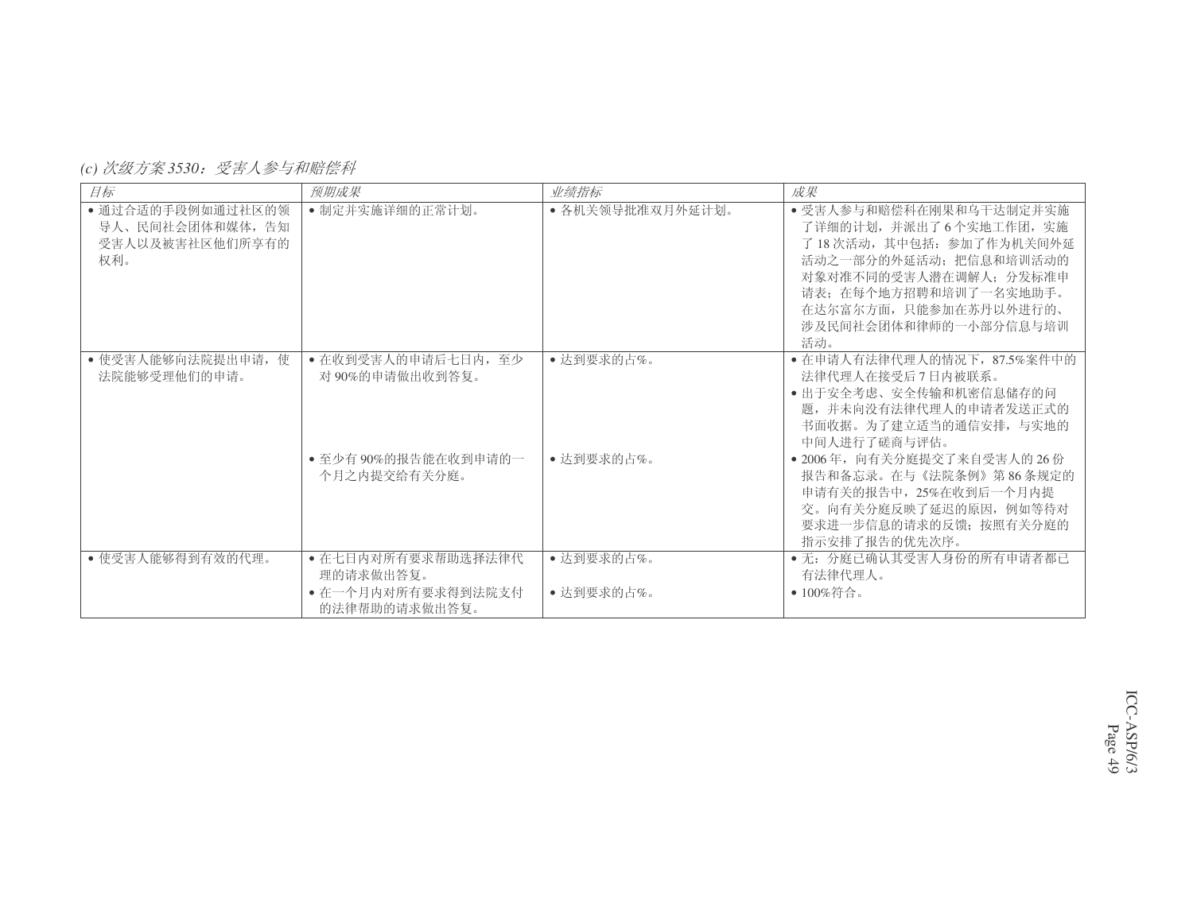*(c) 次级方案 3530：受害人参与和赔偿科*

| *目标* | *预期成果* | *业绩指标* | *成果* |
|---|---|---|---|
| • 通过合适的手段例如通过社区的领导人、民间社会团体和媒体，告知受害人以及被害社区他们所享有的权利。 | • 制定并实施详细的正常计划。 | • 各机关领导批准双月外延计划。 | • 受害人参与和赔偿科在刚果和乌干达制定并实施了详细的计划，并派出了 6 个实地工作团，实施了 18 次活动，其中包括：参加了作为机关间外延活动之一部分的外延活动；把信息和培训活动的对象对准不同的受害人潜在调解人；分发标准申请表；在每个地方招聘和培训了一名实地助手。在达尔富尔方面，只能参加在苏丹以外进行的、涉及民间社会团体和律师的一小部分信息与培训活动。 |
| • 使受害人能够向法院提出申请，使法院能够受理他们的申请。 | • 在收到受害人的申请后七日内，至少对 90%的申请做出收到答复。 | • 达到要求的占%。 | • 在申请人有法律代理人的情况下，87.5%案件中的法律代理人在接受后 7 日内被联系。<br>• 出于安全考虑、安全传输和机密信息储存的问题，并未向没有法律代理人的申请者发送正式的书面收据。为了建立适当的通信安排，与实地的中间人进行了磋商与评估。 |
| | • 至少有 90%的报告能在收到申请的一个月之内提交给有关分庭。 | • 达到要求的占%。 | • 2006 年，向有关分庭提交了来自受害人的 26 份报告和备忘录。在与《法院条例》第 86 条规定的申请有关的报告中，25%在收到后一个月内提交。向有关分庭反映了延迟的原因，例如等待对要求进一步信息的请求的反馈；按照有关分庭的指示安排了报告的优先次序。 |
| • 使受害人能够得到有效的代理。 | • 在七日内对所有要求帮助选择法律代理的请求做出答复。<br>• 在一个月内对所有要求得到法院支付的法律帮助的请求做出答复。 | • 达到要求的占%。<br>• 达到要求的占%。 | • 无：分庭已确认其受害人身份的所有申请者都已有法律代理人。<br>• 100%符合。 |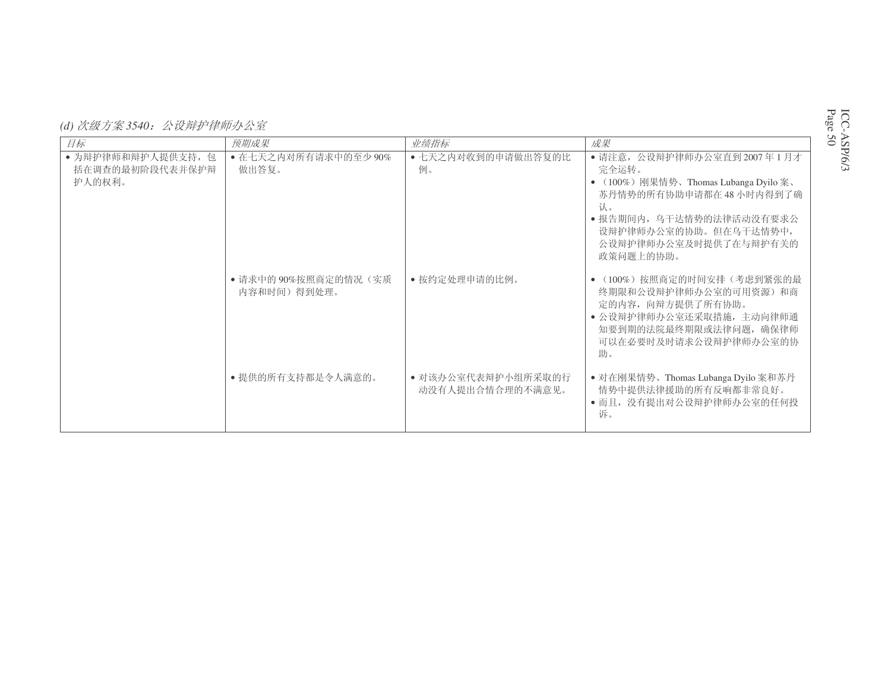*(d) 次级方案 3540：公设辩护律师办公室*

| *目标* | *预期成果* | *业绩指标* | *成果* |
|---|---|---|---|
| • 为辩护律师和辩护人提供支持，包括在调查的最初阶段代表并保护辩护人的权利。 | • 在七天之内对所有请求中的至少 90%做出答复。 | • 七天之内对收到的申请做出答复的比例。 | • 请注意，公设辩护律师办公室直到 2007 年 1 月才完全运转。<br>• （100%）刚果情势、Thomas Lubanga Dyilo 案、苏丹情势的所有协助申请都在 48 小时内得到了确认。<br>• 报告期间内，乌干达情势的法律活动没有要求公设辩护律师办公室的协助。但在乌干达情势中，公设辩护律师办公室及时提供了在与辩护有关的政策问题上的协助。 |
| | • 请求中的 90%按照商定的情况（实质内容和时间）得到处理。 | • 按约定处理申请的比例。 | • （100%）按照商定的时间安排（考虑到紧张的最终期限和公设辩护律师办公室的可用资源）和商定的内容，向辩方提供了所有协助。<br>• 公设辩护律师办公室还采取措施，主动向律师通知要到期的法院最终期限或法律问题，确保律师可以在必要时及时请求公设辩护律师办公室的协助。 |
| | • 提供的所有支持都是令人满意的。 | • 对该办公室代表辩护小组所采取的行动没有人提出合情合理的不满意见。 | • 对在刚果情势、Thomas Lubanga Dyilo 案和苏丹情势中提供法律援助的所有反响都非常良好。<br>• 而且，没有提出对公设辩护律师办公室的任何投诉。 |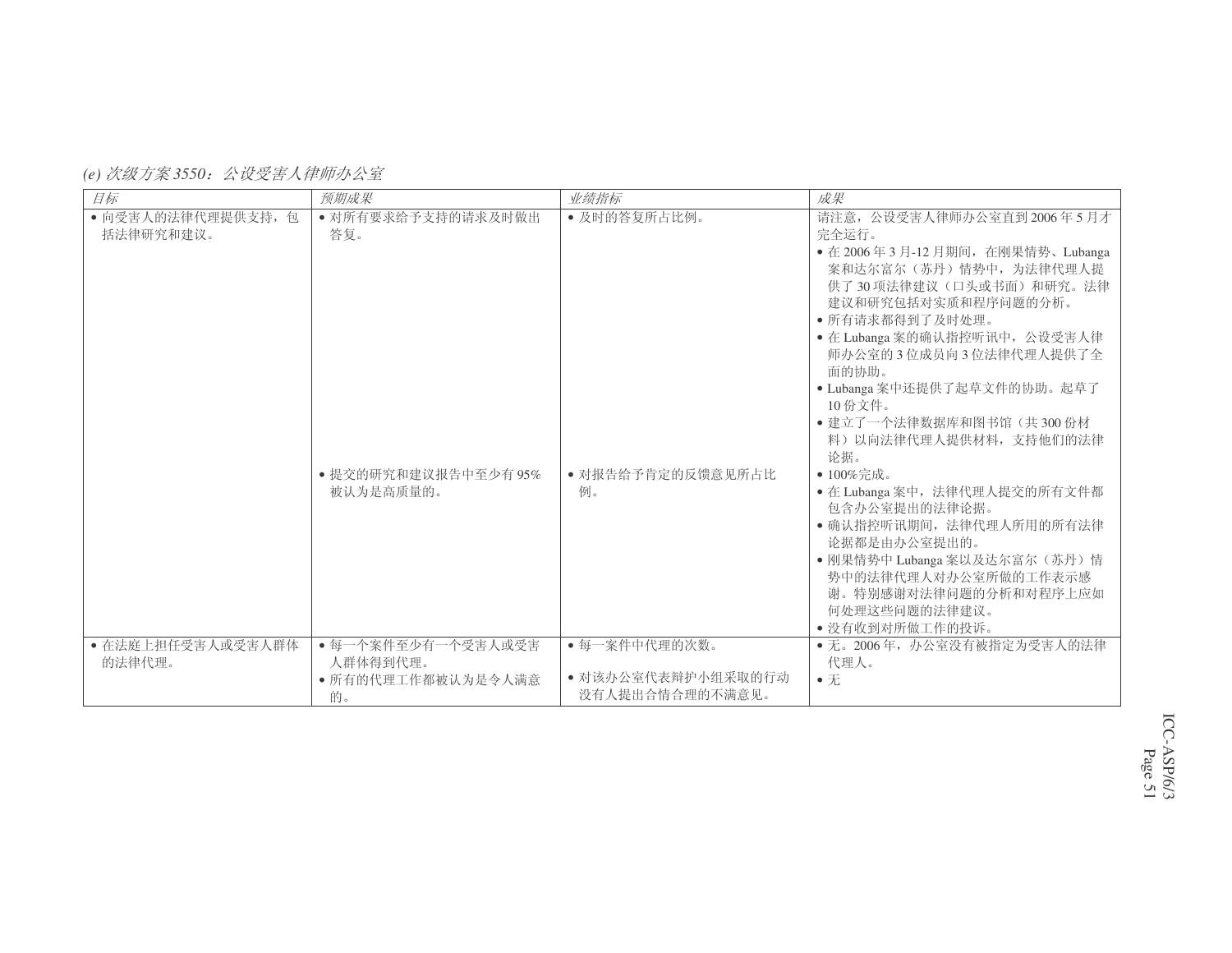*(e) 次级方案 3550：公设受害人律师办公室*

| *目标* | *预期成果* | *业绩指标* | *成果* |
|---|---|---|---|
| • 向受害人的法律代理提供支持，包括法律研究和建议。 | • 对所有要求给予支持的请求及时做出答复。 | • 及时的答复所占比例。 | 请注意，公设受害人律师办公室直到 2006 年 5 月才完全运行。<br>• 在 2006 年 3 月-12 月期间，在刚果情势、Lubanga 案和达尔富尔（苏丹）情势中，为法律代理人提供了 30 项法律建议（口头或书面）和研究。法律建议和研究包括对实质和程序问题的分析。<br>• 所有请求都得到了及时处理。<br>• 在 Lubanga 案的确认指控听讯中，公设受害人律师办公室的 3 位成员向 3 位法律代理人提供了全面的协助。<br>• Lubanga 案中还提供了起草文件的协助。起草了 10 份文件。<br>• 建立了一个法律数据库和图书馆（共 300 份材料）以向法律代理人提供材料，支持他们的法律论据。 |
| | • 提交的研究和建议报告中至少有 95%被认为是高质量的。 | • 对报告给予肯定的反馈意见所占比例。 | • 100%完成。<br>• 在 Lubanga 案中，法律代理人提交的所有文件都包含办公室提出的法律论据。<br>• 确认指控听讯期间，法律代理人所用的所有法律论据都是由办公室提出的。<br>• 刚果情势中 Lubanga 案以及达尔富尔（苏丹）情势中的法律代理人对办公室所做的工作表示感谢。特别感谢对法律问题的分析和对程序上应如何处理这些问题的法律建议。<br>• 没有收到对所做工作的投诉。 |
| • 在法庭上担任受害人或受害人群体的法律代理。 | • 每一个案件至少有一个受害人或受害人群体得到代理。<br>• 所有的代理工作都被认为是令人满意的。 | • 每一案件中代理的次数。<br>• 对该办公室代表辩护小组采取的行动没有人提出合情合理的不满意见。 | • 无。2006 年，办公室没有被指定为受害人的法律代理人。<br>• 无 |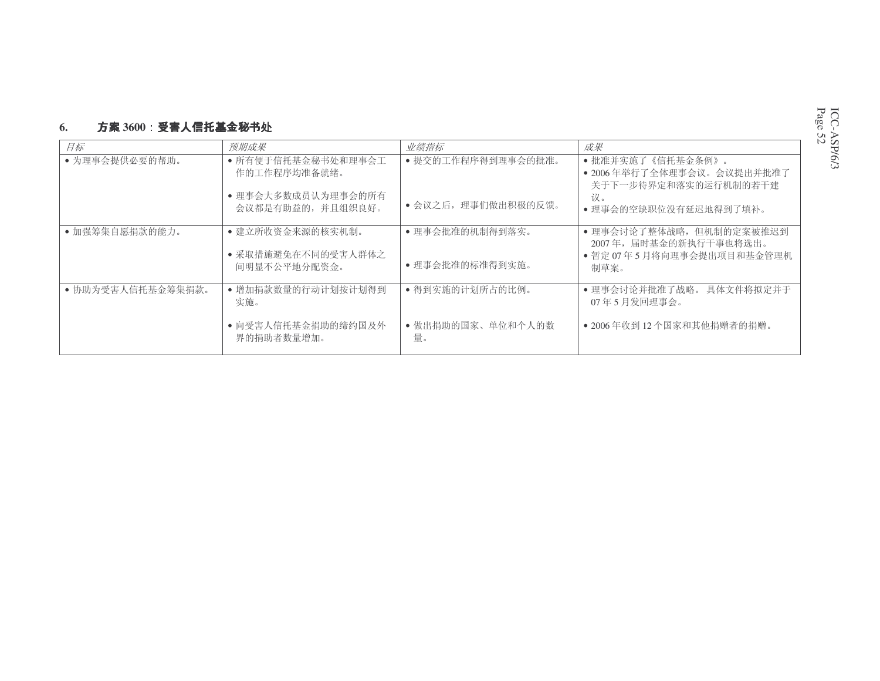## 6. 方案 3600：受害人信托基金秘书处

| *目标* | *预期成果* | *业绩指标* | *成果* |
|---|---|---|---|
| • 为理事会提供必要的帮助。 | • 所有便于信托基金秘书处和理事会工作的工作程序均准备就绪。<br>• 理事会大多数成员认为理事会的所有会议都是有助益的，并且组织良好。 | • 提交的工作程序得到理事会的批准。<br>• 会议之后，理事们做出积极的反馈。 | • 批准并实施了《信托基金条例》。<br>• 2006 年举行了全体理事会议。会议提出并批准了关于下一步待界定和落实的运行机制的若干建议。<br>• 理事会的空缺职位没有延迟地得到了填补。 |
| • 加强筹集自愿捐款的能力。 | • 建立所收资金来源的核实机制。<br>• 采取措施避免在不同的受害人群体之间明显不公平地分配资金。 | • 理事会批准的机制得到落实。<br>• 理事会批准的标准得到实施。 | • 理事会讨论了整体战略，但机制的定案被推迟到 2007 年，届时基金的新执行干事也将选出。<br>• 暂定 07 年 5 月将向理事会提出项目和基金管理机制草案。 |
| • 协助为受害人信托基金筹集捐款。 | • 增加捐款数量的行动计划按计划得到实施。<br>• 向受害人信托基金捐助的缔约国及外界的捐助者数量增加。 | • 得到实施的计划所占的比例。<br>• 做出捐助的国家、单位和个人的数量。 | • 理事会讨论并批准了战略。 具体文件将拟定并于 07 年 5 月发回理事会。<br>• 2006 年收到 12 个国家和其他捐赠者的捐赠。 |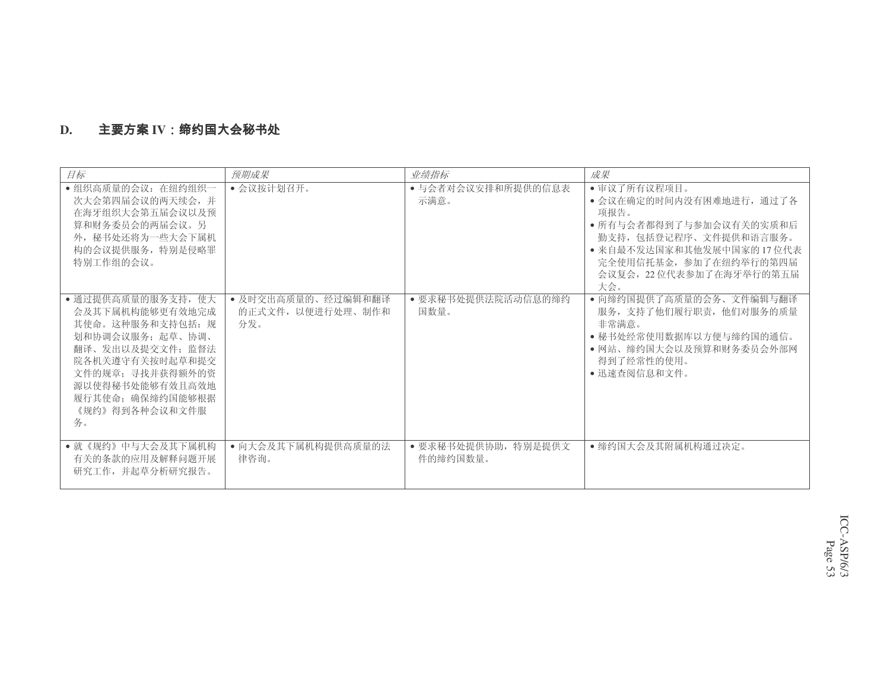## D. 主要方案 IV：缔约国大会秘书处

| *目标* | *预期成果* | *业绩指标* | *成果* |
|---|---|---|---|
| • 组织高质量的会议：在纽约组织一次大会第四届会议的两天续会，并在海牙组织大会第五届会议以及预算和财务委员会的两届会议。另外，秘书处还将为一些大会下属机构的会议提供服务，特别是侵略罪特别工作组的会议。 | • 会议按计划召开。 | • 与会者对会议安排和所提供的信息表示满意。 | • 审议了所有议程项目。<br>• 会议在确定的时间内没有困难地进行，通过了各项报告。<br>• 所有与会者都得到了与参加会议有关的实质和后勤支持，包括登记程序、文件提供和语言服务。<br>• 来自最不发达国家和其他发展中国家的 17 位代表完全使用信托基金，参加了在纽约举行的第四届会议复会，22 位代表参加了在海牙举行的第五届大会。 |
| • 通过提供高质量的服务支持，使大会及其下属机构能够更有效地完成其使命。这种服务和支持包括：规划和协调会议服务；起草、协调、翻译、发出以及提交文件；监督法院各机关遵守有关按时起草和提交文件的规章；寻找并获得额外的资源以使得秘书处能够有效且高效地履行其使命；确保缔约国能够根据《规约》得到各种会议和文件服务。 | • 及时交出高质量的、经过编辑和翻译的正式文件，以便进行处理、制作和分发。 | • 要求秘书处提供法院活动信息的缔约国数量。 | • 向缔约国提供了高质量的会务、文件编辑与翻译服务，支持了他们履行职责，他们对服务的质量非常满意。<br>• 秘书处经常使用数据库以方便与缔约国的通信。<br>• 网站、缔约国大会以及预算和财务委员会外部网得到了经常性的使用。<br>• 迅速查阅信息和文件。 |
| • 就《规约》中与大会及其下属机构有关的条款的应用及解释问题开展研究工作，并起草分析研究报告。 | • 向大会及其下属机构提供高质量的法律咨询。 | • 要求秘书处提供协助，特别是提供文件的缔约国数量。 | • 缔约国大会及其附属机构通过决定。 |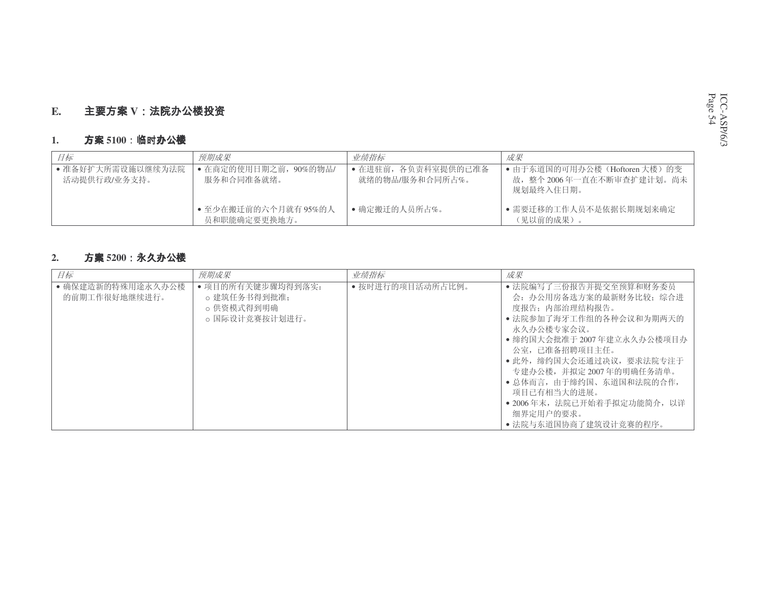## E. 主要方案 V：法院办公楼投资

### 1. 方案 5100：临时办公楼

| 目标 | 预期成果 | 业绩指标 | 成果 |
|---|---|---|---|
| • 准备好扩大所需设施以继续为法院活动提供行政/业务支持。 | • 在商定的使用日期之前，90%的物品/服务和合同准备就绪。 | • 在进驻前，各负责科室提供的已准备就绪的物品/服务和合同所占%。 | • 由于东道国的可用办公楼（Hoftoren 大楼）的变故，整个 2006 年一直在不断审查扩建计划。尚未规划最终入住日期。 |
| | • 至少在搬迁前的六个月就有 95%的人员和职能确定要更换地方。 | • 确定搬迁的人员所占%。 | • 需要迁移的工作人员不是依据长期规划来确定（见以前的成果）。 |

### 2. 方案 5200：永久办公楼

| 目标 | 预期成果 | 业绩指标 | 成果 |
|---|---|---|---|
| • 确保建造新的特殊用途永久办公楼的前期工作很好地继续进行。 | • 项目的所有关键步骤均得到落实：<br>○ 建筑任务书得到批准；<br>○ 供资模式得到明确<br>○ 国际设计竞赛按计划进行。 | • 按时进行的项目活动所占比例。 | • 法院编写了三份报告并提交至预算和财务委员会：办公用房备选方案的最新财务比较；综合进度报告；内部治理结构报告。<br>• 法院参加了海牙工作组的各种会议和为期两天的永久办公楼专家会议。<br>• 缔约国大会批准于 2007 年建立永久办公楼项目办公室，已准备招聘项目主任。<br>• 此外，缔约国大会还通过决议，要求法院专注于专建办公楼，并拟定 2007 年的明确任务清单。<br>• 总体而言，由于缔约国、东道国和法院的合作，项目已有相当大的进展。<br>• 2006 年末，法院已开始着手拟定功能简介，以详细界定用户的要求。<br>• 法院与东道国协商了建筑设计竞赛的程序。 |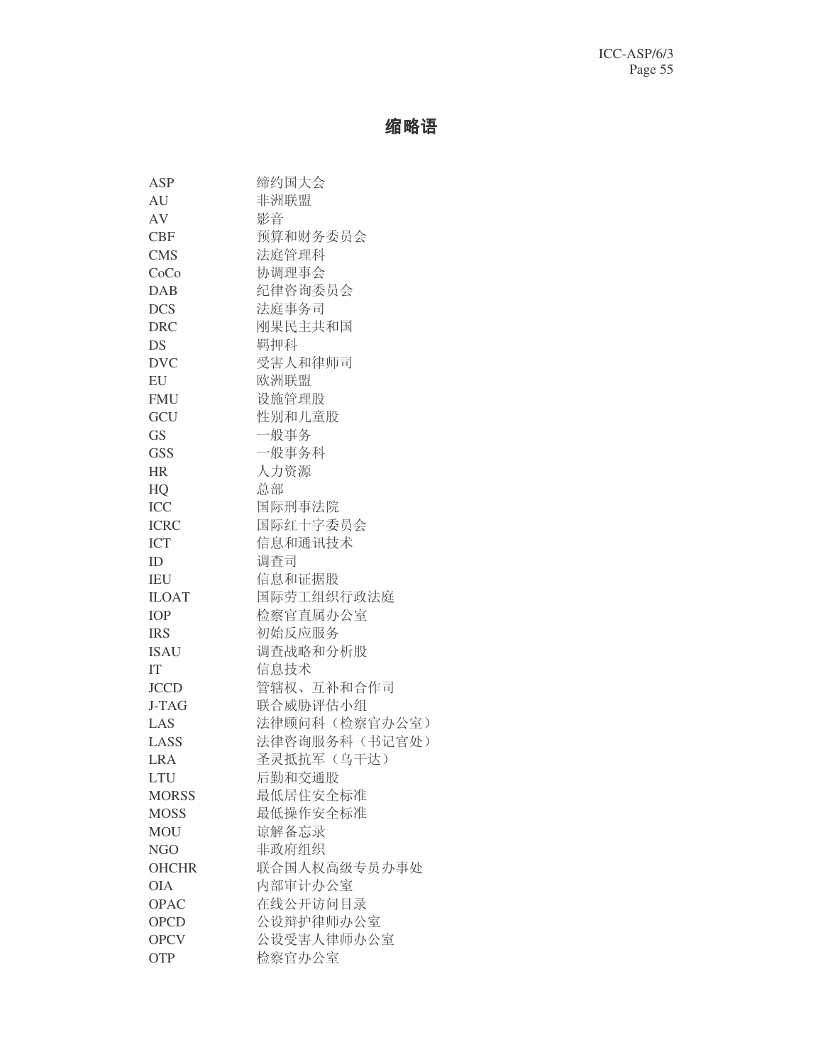# 缩略语

| | |
|---|---|
| ASP | 缔约国大会 |
| AU | 非洲联盟 |
| AV | 影音 |
| CBF | 预算和财务委员会 |
| CMS | 法庭管理科 |
| CoCo | 协调理事会 |
| DAB | 纪律咨询委员会 |
| DCS | 法庭事务司 |
| DRC | 刚果民主共和国 |
| DS | 羁押科 |
| DVC | 受害人和律师司 |
| EU | 欧洲联盟 |
| FMU | 设施管理股 |
| GCU | 性别和儿童股 |
| GS | 一般事务 |
| GSS | 一般事务科 |
| HR | 人力资源 |
| HQ | 总部 |
| ICC | 国际刑事法院 |
| ICRC | 国际红十字委员会 |
| ICT | 信息和通讯技术 |
| ID | 调查司 |
| IEU | 信息和证据股 |
| ILOAT | 国际劳工组织行政法庭 |
| IOP | 检察官直属办公室 |
| IRS | 初始反应服务 |
| ISAU | 调查战略和分析股 |
| IT | 信息技术 |
| JCCD | 管辖权、互补和合作司 |
| J-TAG | 联合威胁评估小组 |
| LAS | 法律顾问科（检察官办公室） |
| LASS | 法律咨询服务科（书记官处） |
| LRA | 圣灵抵抗军（乌干达） |
| LTU | 后勤和交通股 |
| MORSS | 最低居住安全标准 |
| MOSS | 最低操作安全标准 |
| MOU | 谅解备忘录 |
| NGO | 非政府组织 |
| OHCHR | 联合国人权高级专员办事处 |
| OIA | 内部审计办公室 |
| OPAC | 在线公开访问目录 |
| OPCD | 公设辩护律师办公室 |
| OPCV | 公设受害人律师办公室 |
| OTP | 检察官办公室 |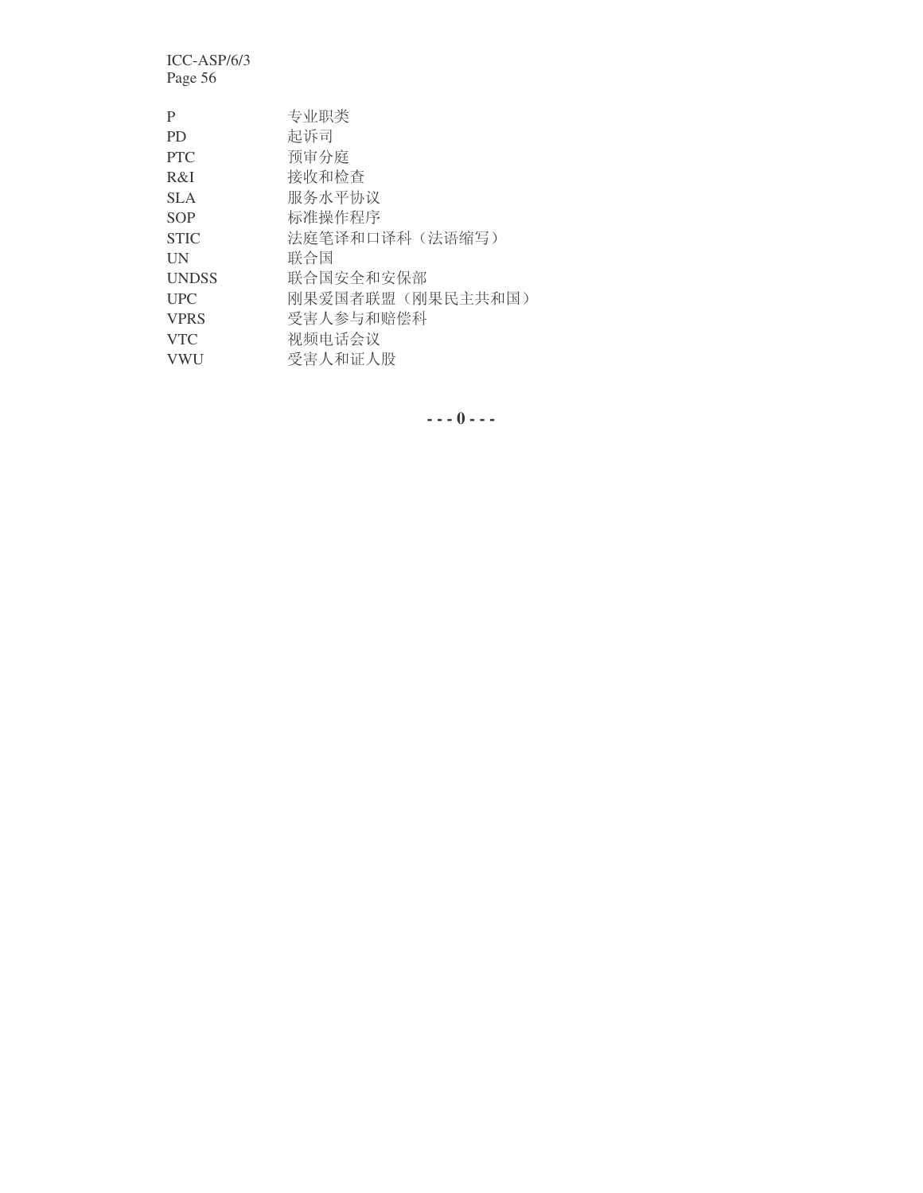| | |
|---|---|
| P | 专业职类 |
| PD | 起诉司 |
| PTC | 预审分庭 |
| R&I | 接收和检查 |
| SLA | 服务水平协议 |
| SOP | 标准操作程序 |
| STIC | 法庭笔译和口译科（法语缩写） |
| UN | 联合国 |
| UNDSS | 联合国安全和安保部 |
| UPC | 刚果爱国者联盟（刚果民主共和国） |
| VPRS | 受害人参与和赔偿科 |
| VTC | 视频电话会议 |
| VWU | 受害人和证人股 |

**- - - 0 - - -**